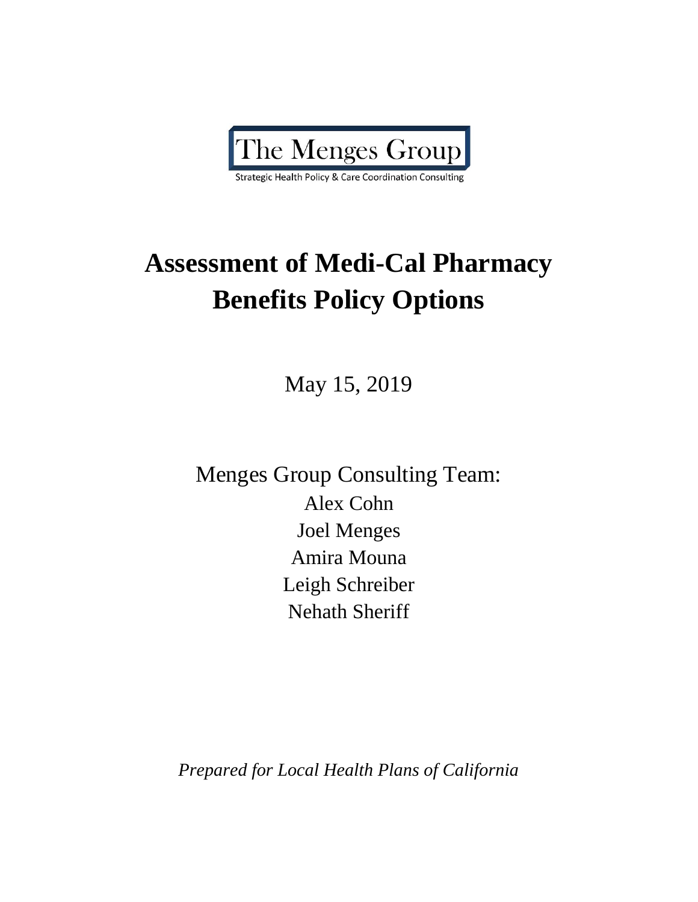The Menges Group

Strategic Health Policy & Care Coordination Consulting

# Assessment of Medi-Cal Pharmacy Benefits Policy Options

May 15, 2019

Menges Group Consulting Team:

Alex Cohn

Joel Menges

Amira Mouna

Leigh Schreiber

Nehath Sheriff

*Prepared for Local Health Plans of California*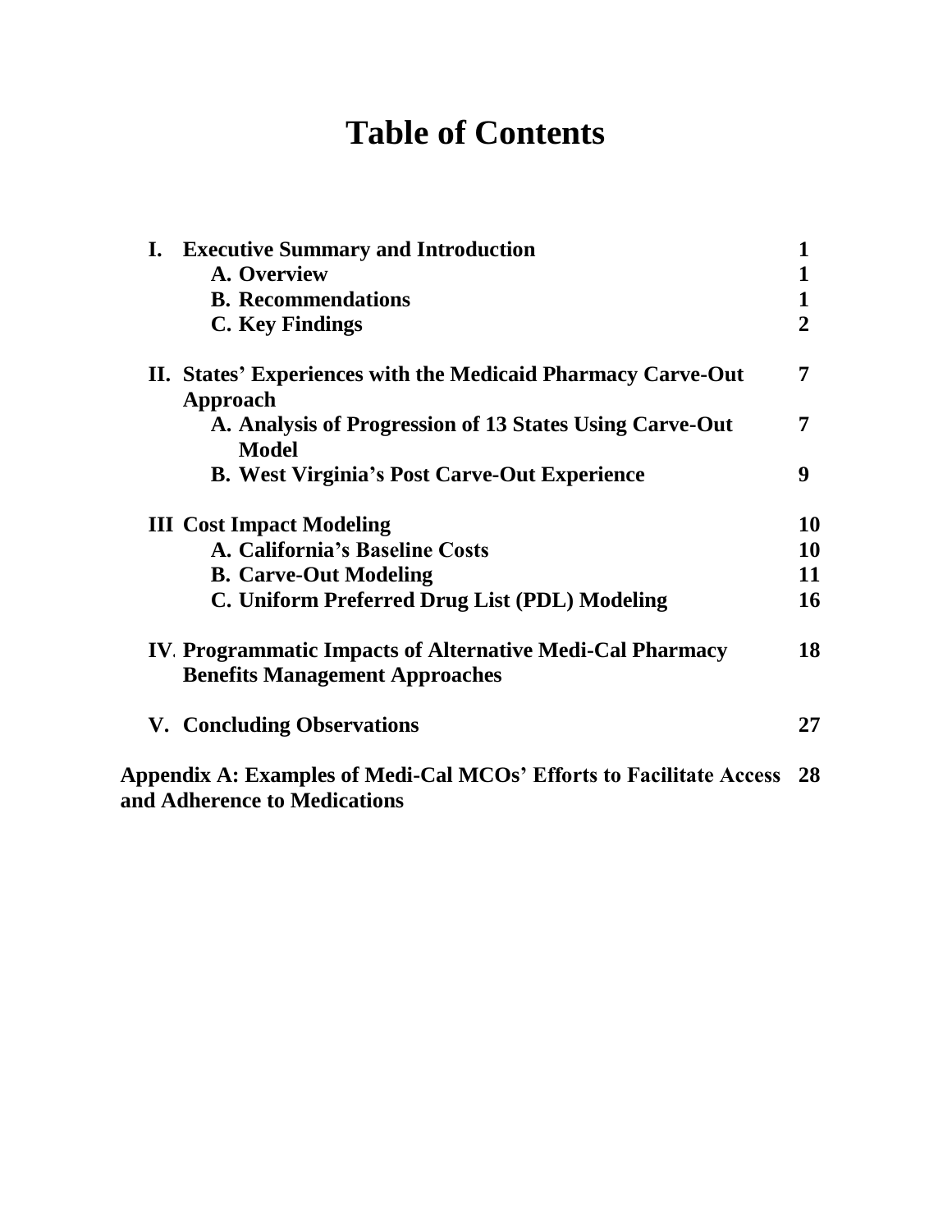# Table of Contents

| | | |
|---|---|---|
| **I.** | **Executive Summary and Introduction** | **1** |
| | **A. Overview** | **1** |
| | **B. Recommendations** | **1** |
| | **C. Key Findings** | **2** |
| **II.** | **States' Experiences with the Medicaid Pharmacy Carve-Out Approach** | **7** |
| | **A. Analysis of Progression of 13 States Using Carve-Out Model** | **7** |
| | **B. West Virginia's Post Carve-Out Experience** | **9** |
| **III** | **Cost Impact Modeling** | **10** |
| | **A. California's Baseline Costs** | **10** |
| | **B. Carve-Out Modeling** | **11** |
| | **C. Uniform Preferred Drug List (PDL) Modeling** | **16** |
| **IV.** | **Programmatic Impacts of Alternative Medi-Cal Pharmacy Benefits Management Approaches** | **18** |
| **V.** | **Concluding Observations** | **27** |
| | **Appendix A: Examples of Medi-Cal MCOs' Efforts to Facilitate Access and Adherence to Medications** | **28** |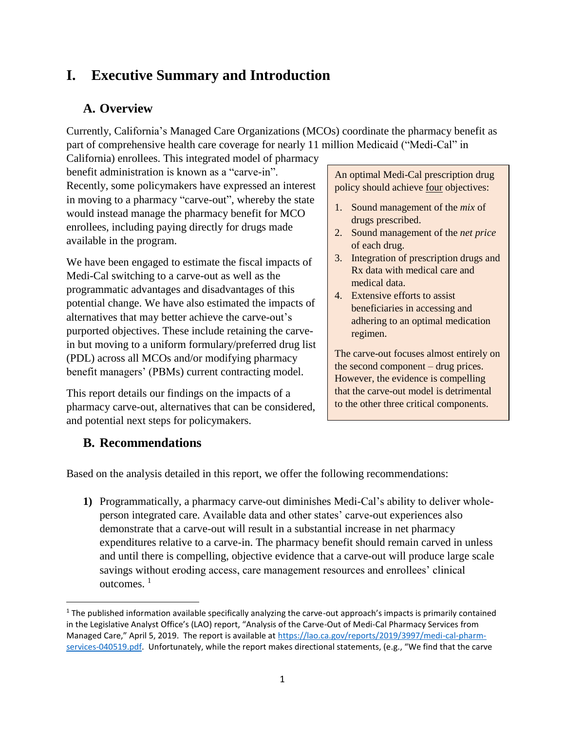# I. Executive Summary and Introduction

## A. Overview

Currently, California's Managed Care Organizations (MCOs) coordinate the pharmacy benefit as part of comprehensive health care coverage for nearly 11 million Medicaid ("Medi-Cal" in California) enrollees. This integrated model of pharmacy benefit administration is known as a "carve-in". Recently, some policymakers have expressed an interest in moving to a pharmacy "carve-out", whereby the state would instead manage the pharmacy benefit for MCO enrollees, including paying directly for drugs made available in the program.

We have been engaged to estimate the fiscal impacts of Medi-Cal switching to a carve-out as well as the programmatic advantages and disadvantages of this potential change. We have also estimated the impacts of alternatives that may better achieve the carve-out's purported objectives. These include retaining the carve-in but moving to a uniform formulary/preferred drug list (PDL) across all MCOs and/or modifying pharmacy benefit managers' (PBMs) current contracting model.

This report details our findings on the impacts of a pharmacy carve-out, alternatives that can be considered, and potential next steps for policymakers.

> An optimal Medi-Cal prescription drug policy should achieve four objectives:
>
> 1. Sound management of the *mix* of drugs prescribed.
> 2. Sound management of the *net price* of each drug.
> 3. Integration of prescription drugs and Rx data with medical care and medical data.
> 4. Extensive efforts to assist beneficiaries in accessing and adhering to an optimal medication regimen.
>
> The carve-out focuses almost entirely on the second component – drug prices. However, the evidence is compelling that the carve-out model is detrimental to the other three critical components.

## B. Recommendations

Based on the analysis detailed in this report, we offer the following recommendations:

**1)** Programmatically, a pharmacy carve-out diminishes Medi-Cal's ability to deliver whole-person integrated care. Available data and other states' carve-out experiences also demonstrate that a carve-out will result in a substantial increase in net pharmacy expenditures relative to a carve-in. The pharmacy benefit should remain carved in unless and until there is compelling, objective evidence that a carve-out will produce large scale savings without eroding access, care management resources and enrollees' clinical outcomes. [1]

[1] The published information available specifically analyzing the carve-out approach's impacts is primarily contained in the Legislative Analyst Office's (LAO) report, "Analysis of the Carve-Out of Medi-Cal Pharmacy Services from Managed Care," April 5, 2019. The report is available at https://lao.ca.gov/reports/2019/3997/medi-cal-pharm-services-040519.pdf. Unfortunately, while the report makes directional statements, (e.g., "We find that the carve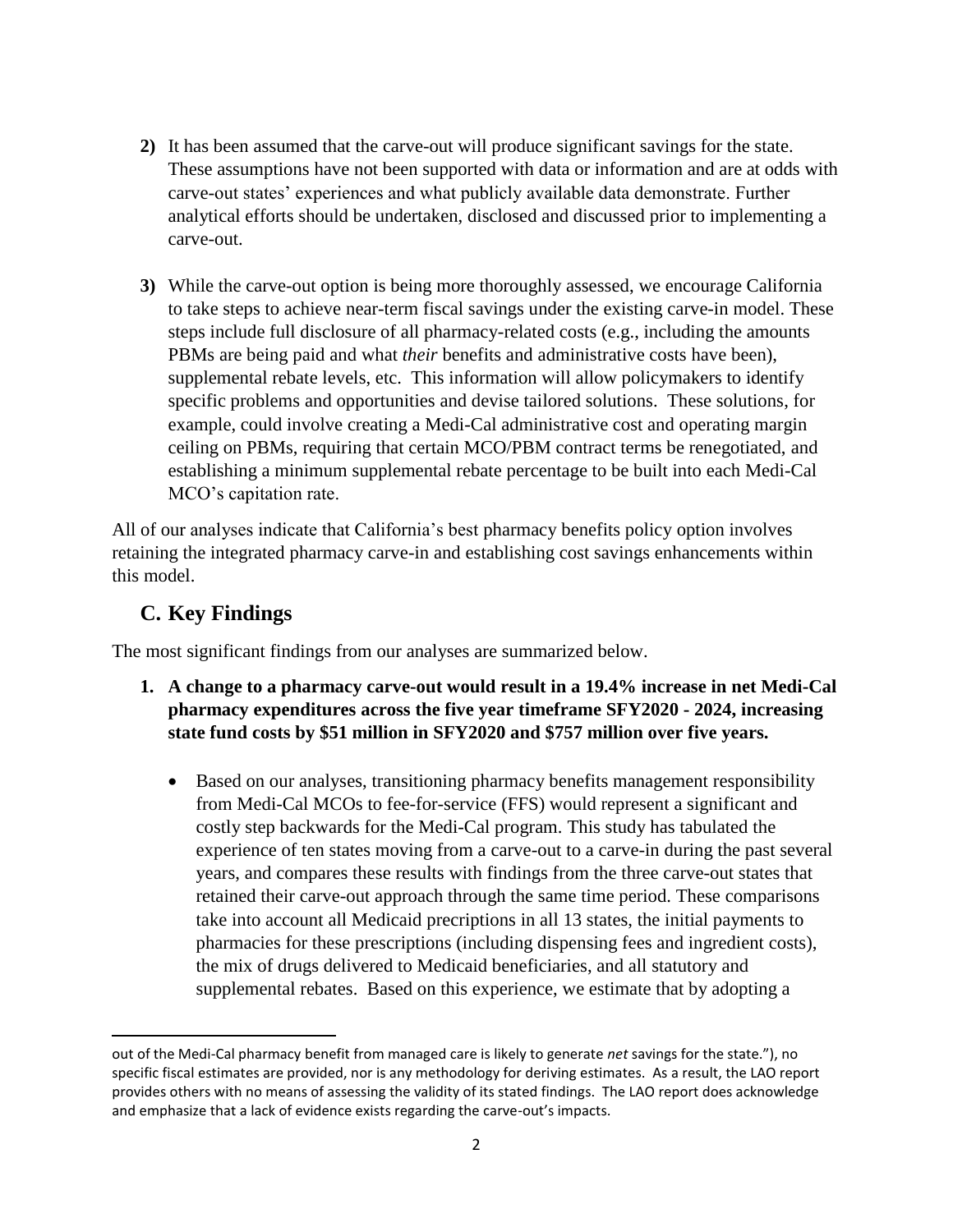2) It has been assumed that the carve-out will produce significant savings for the state. These assumptions have not been supported with data or information and are at odds with carve-out states' experiences and what publicly available data demonstrate. Further analytical efforts should be undertaken, disclosed and discussed prior to implementing a carve-out.

3) While the carve-out option is being more thoroughly assessed, we encourage California to take steps to achieve near-term fiscal savings under the existing carve-in model. These steps include full disclosure of all pharmacy-related costs (e.g., including the amounts PBMs are being paid and what *their* benefits and administrative costs have been), supplemental rebate levels, etc. This information will allow policymakers to identify specific problems and opportunities and devise tailored solutions. These solutions, for example, could involve creating a Medi-Cal administrative cost and operating margin ceiling on PBMs, requiring that certain MCO/PBM contract terms be renegotiated, and establishing a minimum supplemental rebate percentage to be built into each Medi-Cal MCO's capitation rate.

All of our analyses indicate that California's best pharmacy benefits policy option involves retaining the integrated pharmacy carve-in and establishing cost savings enhancements within this model.

## C. Key Findings

The most significant findings from our analyses are summarized below.

1. **A change to a pharmacy carve-out would result in a 19.4% increase in net Medi-Cal pharmacy expenditures across the five year timeframe SFY2020 - 2024, increasing state fund costs by $51 million in SFY2020 and $757 million over five years.**

   - Based on our analyses, transitioning pharmacy benefits management responsibility from Medi-Cal MCOs to fee-for-service (FFS) would represent a significant and costly step backwards for the Medi-Cal program. This study has tabulated the experience of ten states moving from a carve-out to a carve-in during the past several years, and compares these results with findings from the three carve-out states that retained their carve-out approach through the same time period. These comparisons take into account all Medicaid precriptions in all 13 states, the initial payments to pharmacies for these prescriptions (including dispensing fees and ingredient costs), the mix of drugs delivered to Medicaid beneficiaries, and all statutory and supplemental rebates. Based on this experience, we estimate that by adopting a

out of the Medi-Cal pharmacy benefit from managed care is likely to generate *net* savings for the state."), no specific fiscal estimates are provided, nor is any methodology for deriving estimates. As a result, the LAO report provides others with no means of assessing the validity of its stated findings. The LAO report does acknowledge and emphasize that a lack of evidence exists regarding the carve-out's impacts.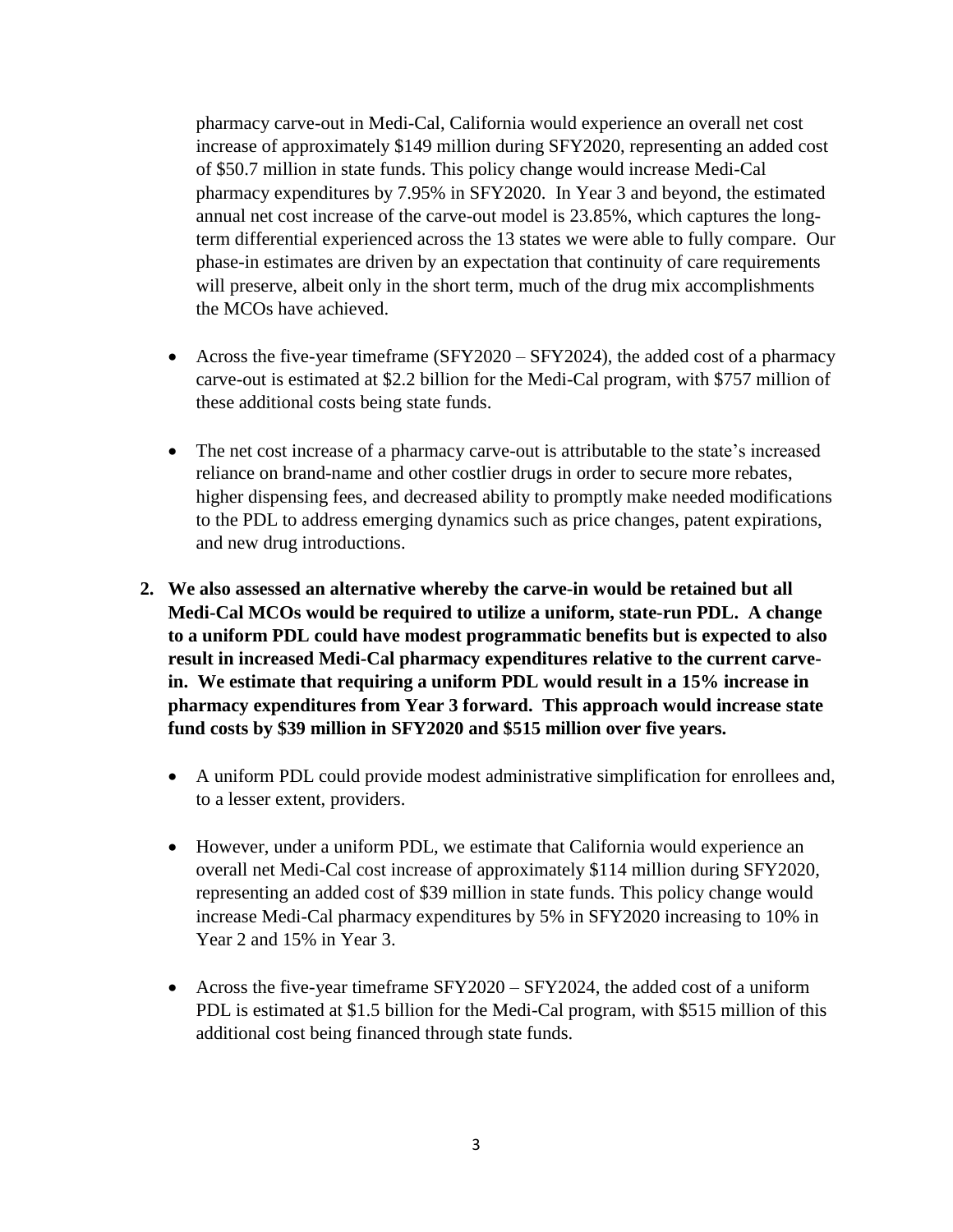pharmacy carve-out in Medi-Cal, California would experience an overall net cost increase of approximately $149 million during SFY2020, representing an added cost of $50.7 million in state funds. This policy change would increase Medi-Cal pharmacy expenditures by 7.95% in SFY2020. In Year 3 and beyond, the estimated annual net cost increase of the carve-out model is 23.85%, which captures the long-term differential experienced across the 13 states we were able to fully compare. Our phase-in estimates are driven by an expectation that continuity of care requirements will preserve, albeit only in the short term, much of the drug mix accomplishments the MCOs have achieved.

- Across the five-year timeframe (SFY2020 – SFY2024), the added cost of a pharmacy carve-out is estimated at $2.2 billion for the Medi-Cal program, with $757 million of these additional costs being state funds.
- The net cost increase of a pharmacy carve-out is attributable to the state's increased reliance on brand-name and other costlier drugs in order to secure more rebates, higher dispensing fees, and decreased ability to promptly make needed modifications to the PDL to address emerging dynamics such as price changes, patent expirations, and new drug introductions.

2. **We also assessed an alternative whereby the carve-in would be retained but all Medi-Cal MCOs would be required to utilize a uniform, state-run PDL. A change to a uniform PDL could have modest programmatic benefits but is expected to also result in increased Medi-Cal pharmacy expenditures relative to the current carve-in. We estimate that requiring a uniform PDL would result in a 15% increase in pharmacy expenditures from Year 3 forward. This approach would increase state fund costs by $39 million in SFY2020 and $515 million over five years.**

   - A uniform PDL could provide modest administrative simplification for enrollees and, to a lesser extent, providers.
   - However, under a uniform PDL, we estimate that California would experience an overall net Medi-Cal cost increase of approximately $114 million during SFY2020, representing an added cost of $39 million in state funds. This policy change would increase Medi-Cal pharmacy expenditures by 5% in SFY2020 increasing to 10% in Year 2 and 15% in Year 3.
   - Across the five-year timeframe SFY2020 – SFY2024, the added cost of a uniform PDL is estimated at $1.5 billion for the Medi-Cal program, with $515 million of this additional cost being financed through state funds.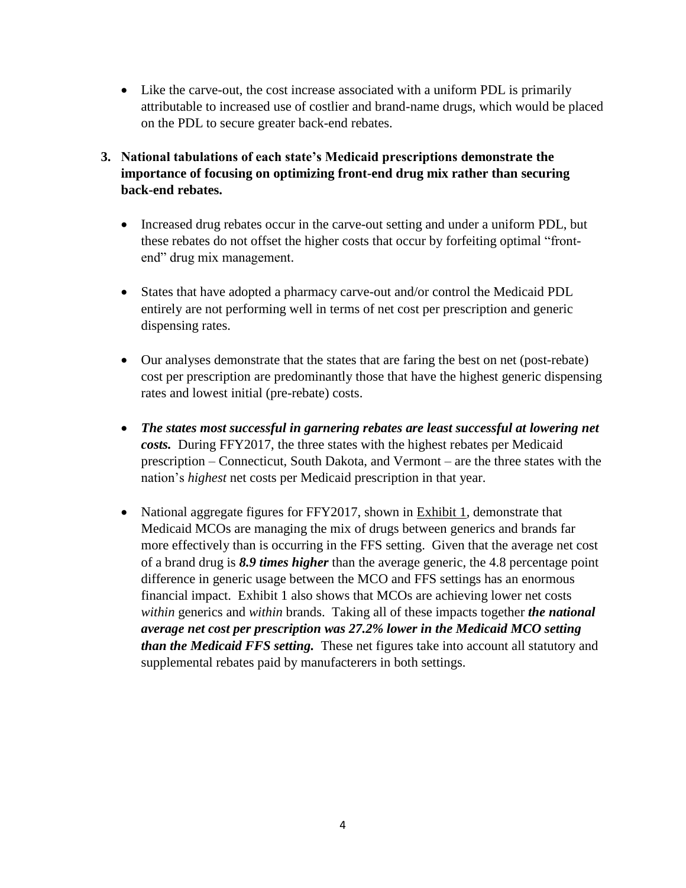- Like the carve-out, the cost increase associated with a uniform PDL is primarily attributable to increased use of costlier and brand-name drugs, which would be placed on the PDL to secure greater back-end rebates.

**3. National tabulations of each state's Medicaid prescriptions demonstrate the importance of focusing on optimizing front-end drug mix rather than securing back-end rebates.**

- Increased drug rebates occur in the carve-out setting and under a uniform PDL, but these rebates do not offset the higher costs that occur by forfeiting optimal "front-end" drug mix management.

- States that have adopted a pharmacy carve-out and/or control the Medicaid PDL entirely are not performing well in terms of net cost per prescription and generic dispensing rates.

- Our analyses demonstrate that the states that are faring the best on net (post-rebate) cost per prescription are predominantly those that have the highest generic dispensing rates and lowest initial (pre-rebate) costs.

- ***The states most successful in garnering rebates are least successful at lowering net costs.*** During FFY2017, the three states with the highest rebates per Medicaid prescription – Connecticut, South Dakota, and Vermont – are the three states with the nation's *highest* net costs per Medicaid prescription in that year.

- National aggregate figures for FFY2017, shown in Exhibit 1, demonstrate that Medicaid MCOs are managing the mix of drugs between generics and brands far more effectively than is occurring in the FFS setting. Given that the average net cost of a brand drug is ***8.9 times higher*** than the average generic, the 4.8 percentage point difference in generic usage between the MCO and FFS settings has an enormous financial impact. Exhibit 1 also shows that MCOs are achieving lower net costs *within* generics and *within* brands. Taking all of these impacts together ***the national average net cost per prescription was 27.2% lower in the Medicaid MCO setting than the Medicaid FFS setting.*** These net figures take into account all statutory and supplemental rebates paid by manufacterers in both settings.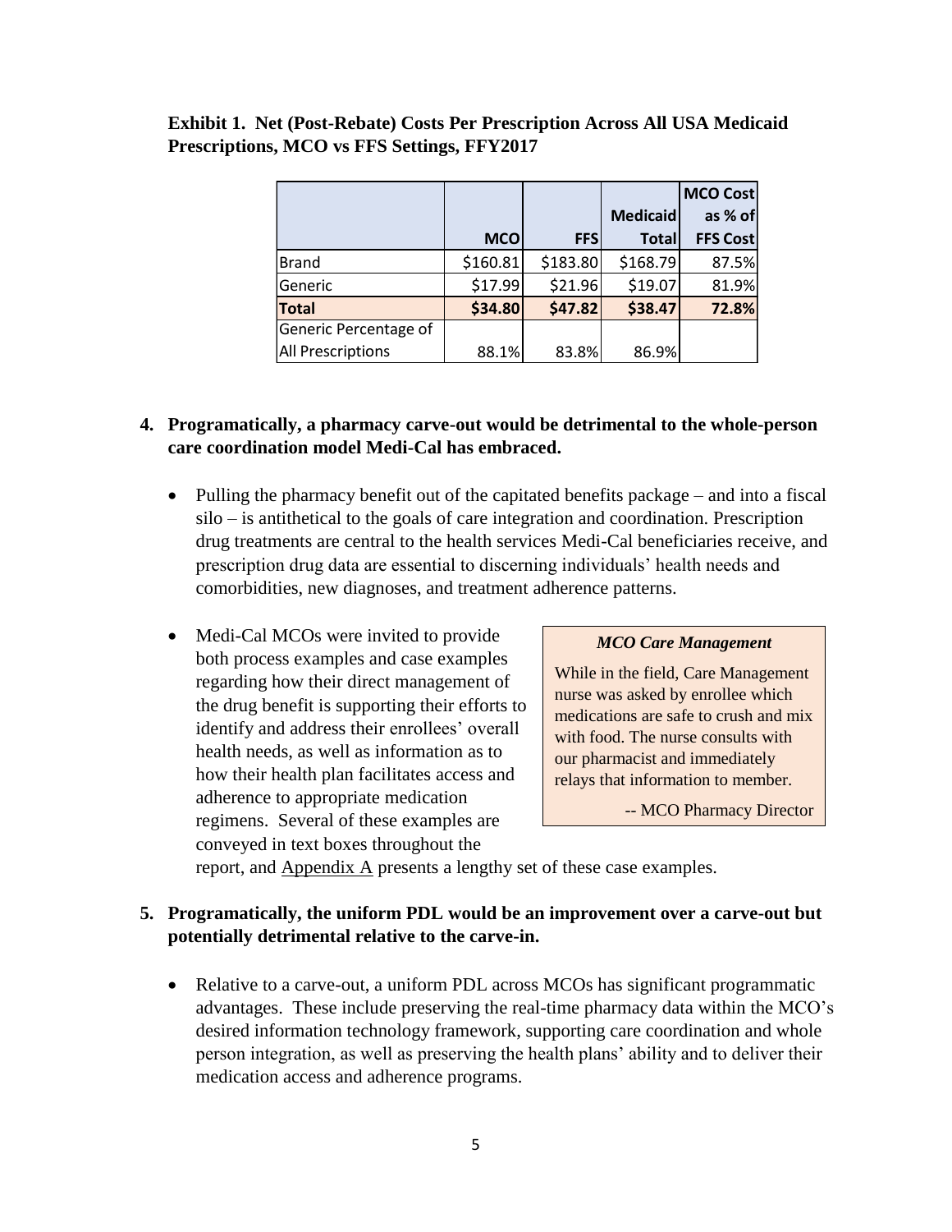**Exhibit 1. Net (Post-Rebate) Costs Per Prescription Across All USA Medicaid Prescriptions, MCO vs FFS Settings, FFY2017**

| | MCO | FFS | Medicaid Total | MCO Cost as % of FFS Cost |
|---|---|---|---|---|
| Brand | $160.81 | $183.80 | $168.79 | 87.5% |
| Generic | $17.99 | $21.96 | $19.07 | 81.9% |
| **Total** | **$34.80** | **$47.82** | **$38.47** | **72.8%** |
| Generic Percentage of All Prescriptions | 88.1% | 83.8% | 86.9% | |

**4. Programatically, a pharmacy carve-out would be detrimental to the whole-person care coordination model Medi-Cal has embraced.**

- Pulling the pharmacy benefit out of the capitated benefits package – and into a fiscal silo – is antithetical to the goals of care integration and coordination. Prescription drug treatments are central to the health services Medi-Cal beneficiaries receive, and prescription drug data are essential to discerning individuals' health needs and comorbidities, new diagnoses, and treatment adherence patterns.
- Medi-Cal MCOs were invited to provide both process examples and case examples regarding how their direct management of the drug benefit is supporting their efforts to identify and address their enrollees' overall health needs, as well as information as to how their health plan facilitates access and adherence to appropriate medication regimens. Several of these examples are conveyed in text boxes throughout the report, and Appendix A presents a lengthy set of these case examples.

> ***MCO Care Management***
>
> While in the field, Care Management nurse was asked by enrollee which medications are safe to crush and mix with food. The nurse consults with our pharmacist and immediately relays that information to member.
>
> -- MCO Pharmacy Director

**5. Programatically, the uniform PDL would be an improvement over a carve-out but potentially detrimental relative to the carve-in.**

- Relative to a carve-out, a uniform PDL across MCOs has significant programmatic advantages. These include preserving the real-time pharmacy data within the MCO's desired information technology framework, supporting care coordination and whole person integration, as well as preserving the health plans' ability and to deliver their medication access and adherence programs.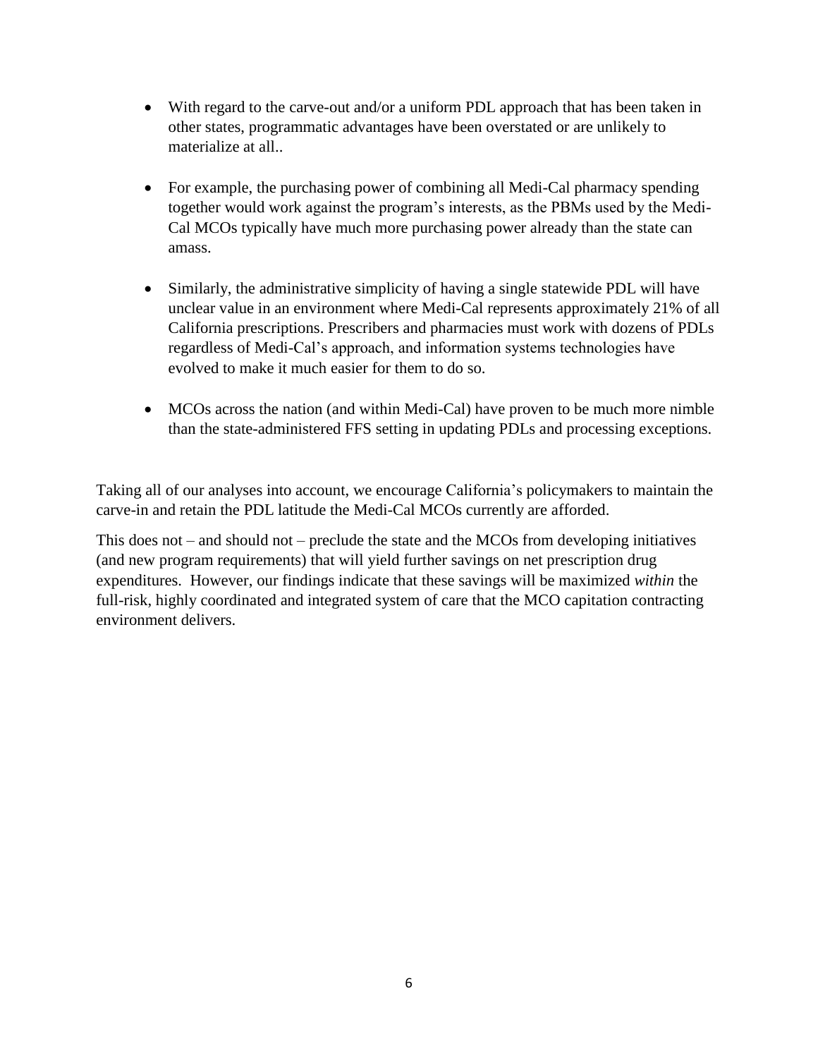- With regard to the carve-out and/or a uniform PDL approach that has been taken in other states, programmatic advantages have been overstated or are unlikely to materialize at all..

- For example, the purchasing power of combining all Medi-Cal pharmacy spending together would work against the program's interests, as the PBMs used by the Medi-Cal MCOs typically have much more purchasing power already than the state can amass.

- Similarly, the administrative simplicity of having a single statewide PDL will have unclear value in an environment where Medi-Cal represents approximately 21% of all California prescriptions. Prescribers and pharmacies must work with dozens of PDLs regardless of Medi-Cal's approach, and information systems technologies have evolved to make it much easier for them to do so.

- MCOs across the nation (and within Medi-Cal) have proven to be much more nimble than the state-administered FFS setting in updating PDLs and processing exceptions.

Taking all of our analyses into account, we encourage California's policymakers to maintain the carve-in and retain the PDL latitude the Medi-Cal MCOs currently are afforded.

This does not – and should not – preclude the state and the MCOs from developing initiatives (and new program requirements) that will yield further savings on net prescription drug expenditures. However, our findings indicate that these savings will be maximized *within* the full-risk, highly coordinated and integrated system of care that the MCO capitation contracting environment delivers.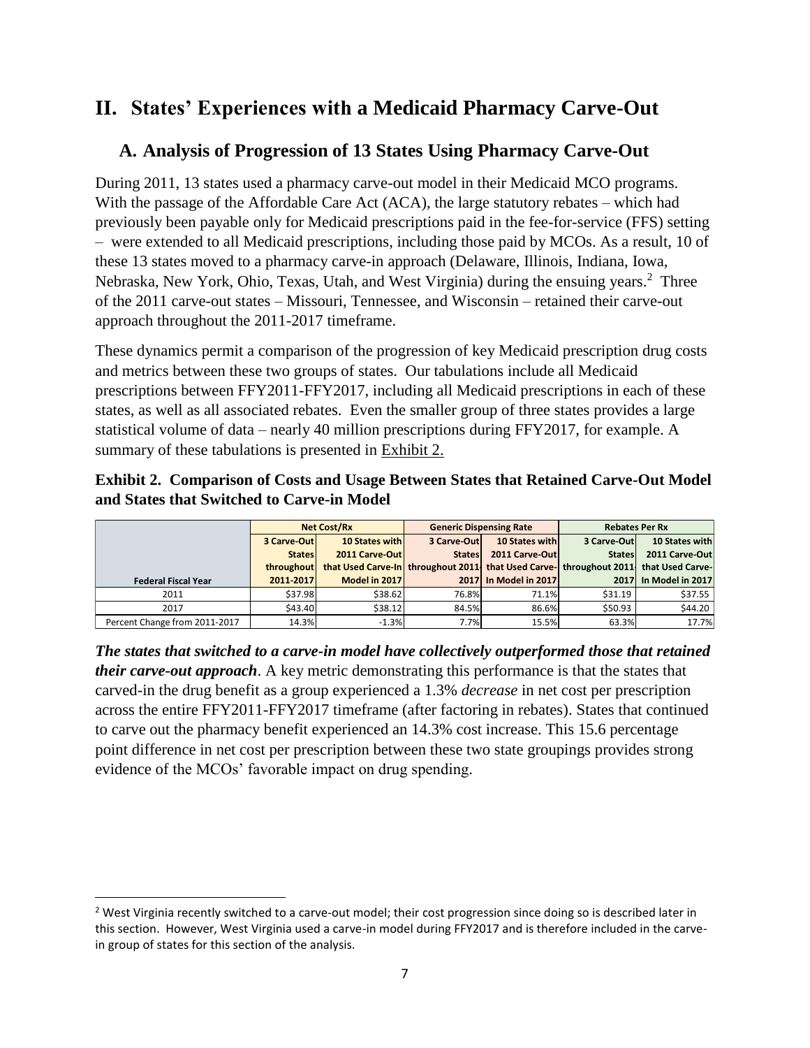# II. States' Experiences with a Medicaid Pharmacy Carve-Out

## A. Analysis of Progression of 13 States Using Pharmacy Carve-Out

During 2011, 13 states used a pharmacy carve-out model in their Medicaid MCO programs. With the passage of the Affordable Care Act (ACA), the large statutory rebates – which had previously been payable only for Medicaid prescriptions paid in the fee-for-service (FFS) setting – were extended to all Medicaid prescriptions, including those paid by MCOs. As a result, 10 of these 13 states moved to a pharmacy carve-in approach (Delaware, Illinois, Indiana, Iowa, Nebraska, New York, Ohio, Texas, Utah, and West Virginia) during the ensuing years.[2] Three of the 2011 carve-out states – Missouri, Tennessee, and Wisconsin – retained their carve-out approach throughout the 2011-2017 timeframe.

These dynamics permit a comparison of the progression of key Medicaid prescription drug costs and metrics between these two groups of states. Our tabulations include all Medicaid prescriptions between FFY2011-FFY2017, including all Medicaid prescriptions in each of these states, as well as all associated rebates. Even the smaller group of three states provides a large statistical volume of data – nearly 40 million prescriptions during FFY2017, for example. A summary of these tabulations is presented in Exhibit 2.

**Exhibit 2. Comparison of Costs and Usage Between States that Retained Carve-Out Model and States that Switched to Carve-in Model**

| | Net Cost/Rx | | Generic Dispensing Rate | | Rebates Per Rx | |
|---|---|---|---|---|---|---|
| Federal Fiscal Year | 3 Carve-Out States throughout 2011-2017 | 10 States with 2011 Carve-Out that Used Carve-In Model in 2017 | 3 Carve-Out States throughout 2011-2017 | 10 States with 2011 Carve-Out that Used Carve-In Model in 2017 | 3 Carve-Out States throughout 2011-2017 | 10 States with 2011 Carve-Out that Used Carve-In Model in 2017 |
| 2011 | $37.98 | $38.62 | 76.8% | 71.1% | $31.19 | $37.55 |
| 2017 | $43.40 | $38.12 | 84.5% | 86.6% | $50.93 | $44.20 |
| Percent Change from 2011-2017 | 14.3% | -1.3% | 7.7% | 15.5% | 63.3% | 17.7% |

***The states that switched to a carve-in model have collectively outperformed those that retained their carve-out approach***. A key metric demonstrating this performance is that the states that carved-in the drug benefit as a group experienced a 1.3% *decrease* in net cost per prescription across the entire FFY2011-FFY2017 timeframe (after factoring in rebates). States that continued to carve out the pharmacy benefit experienced an 14.3% cost increase. This 15.6 percentage point difference in net cost per prescription between these two state groupings provides strong evidence of the MCOs' favorable impact on drug spending.

---

[2] West Virginia recently switched to a carve-out model; their cost progression since doing so is described later in this section. However, West Virginia used a carve-in model during FFY2017 and is therefore included in the carve-in group of states for this section of the analysis.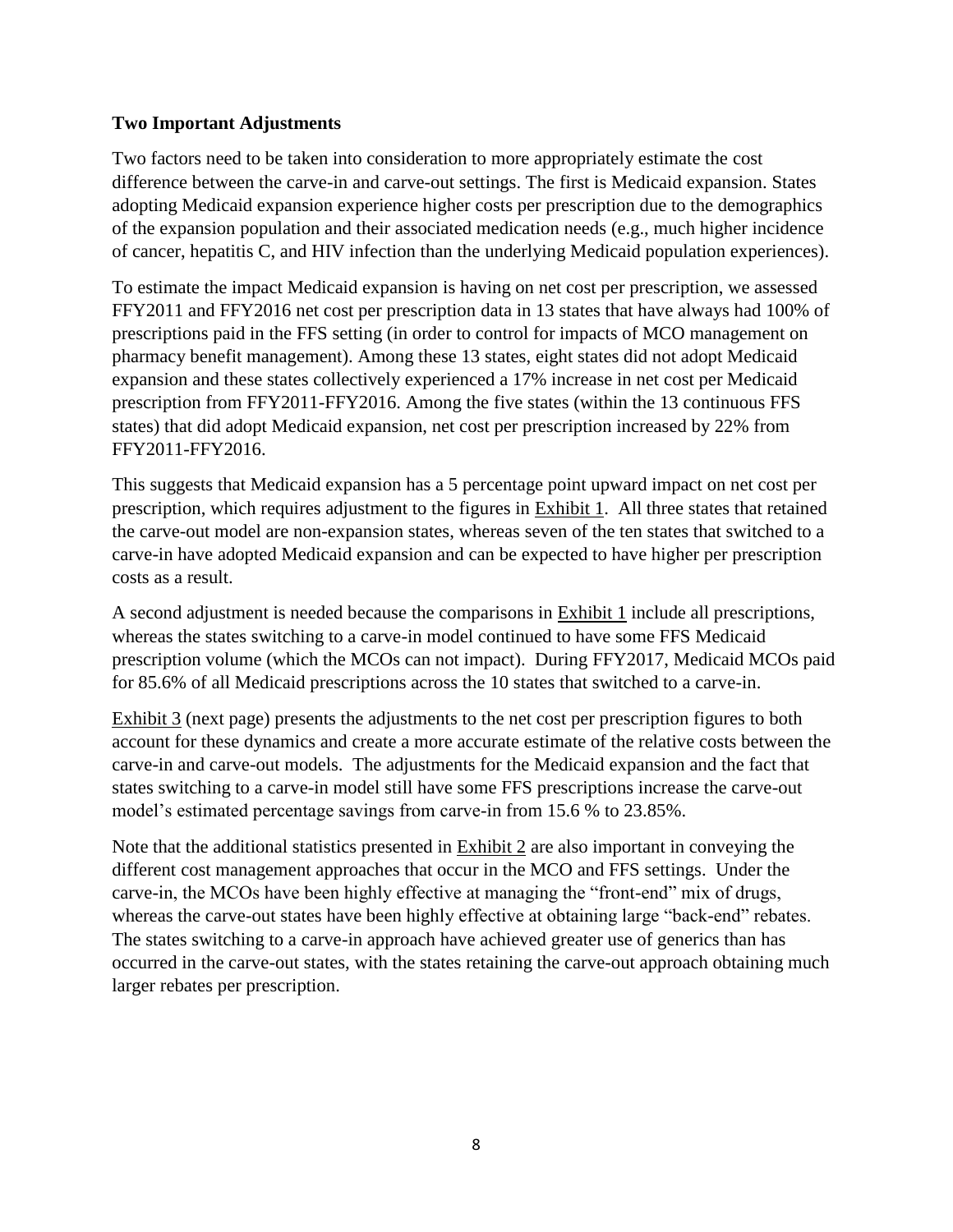### Two Important Adjustments

Two factors need to be taken into consideration to more appropriately estimate the cost difference between the carve-in and carve-out settings. The first is Medicaid expansion. States adopting Medicaid expansion experience higher costs per prescription due to the demographics of the expansion population and their associated medication needs (e.g., much higher incidence of cancer, hepatitis C, and HIV infection than the underlying Medicaid population experiences).

To estimate the impact Medicaid expansion is having on net cost per prescription, we assessed FFY2011 and FFY2016 net cost per prescription data in 13 states that have always had 100% of prescriptions paid in the FFS setting (in order to control for impacts of MCO management on pharmacy benefit management). Among these 13 states, eight states did not adopt Medicaid expansion and these states collectively experienced a 17% increase in net cost per Medicaid prescription from FFY2011-FFY2016. Among the five states (within the 13 continuous FFS states) that did adopt Medicaid expansion, net cost per prescription increased by 22% from FFY2011-FFY2016.

This suggests that Medicaid expansion has a 5 percentage point upward impact on net cost per prescription, which requires adjustment to the figures in Exhibit 1. All three states that retained the carve-out model are non-expansion states, whereas seven of the ten states that switched to a carve-in have adopted Medicaid expansion and can be expected to have higher per prescription costs as a result.

A second adjustment is needed because the comparisons in Exhibit 1 include all prescriptions, whereas the states switching to a carve-in model continued to have some FFS Medicaid prescription volume (which the MCOs can not impact). During FFY2017, Medicaid MCOs paid for 85.6% of all Medicaid prescriptions across the 10 states that switched to a carve-in.

Exhibit 3 (next page) presents the adjustments to the net cost per prescription figures to both account for these dynamics and create a more accurate estimate of the relative costs between the carve-in and carve-out models. The adjustments for the Medicaid expansion and the fact that states switching to a carve-in model still have some FFS prescriptions increase the carve-out model's estimated percentage savings from carve-in from 15.6 % to 23.85%.

Note that the additional statistics presented in Exhibit 2 are also important in conveying the different cost management approaches that occur in the MCO and FFS settings. Under the carve-in, the MCOs have been highly effective at managing the "front-end" mix of drugs, whereas the carve-out states have been highly effective at obtaining large "back-end" rebates. The states switching to a carve-in approach have achieved greater use of generics than has occurred in the carve-out states, with the states retaining the carve-out approach obtaining much larger rebates per prescription.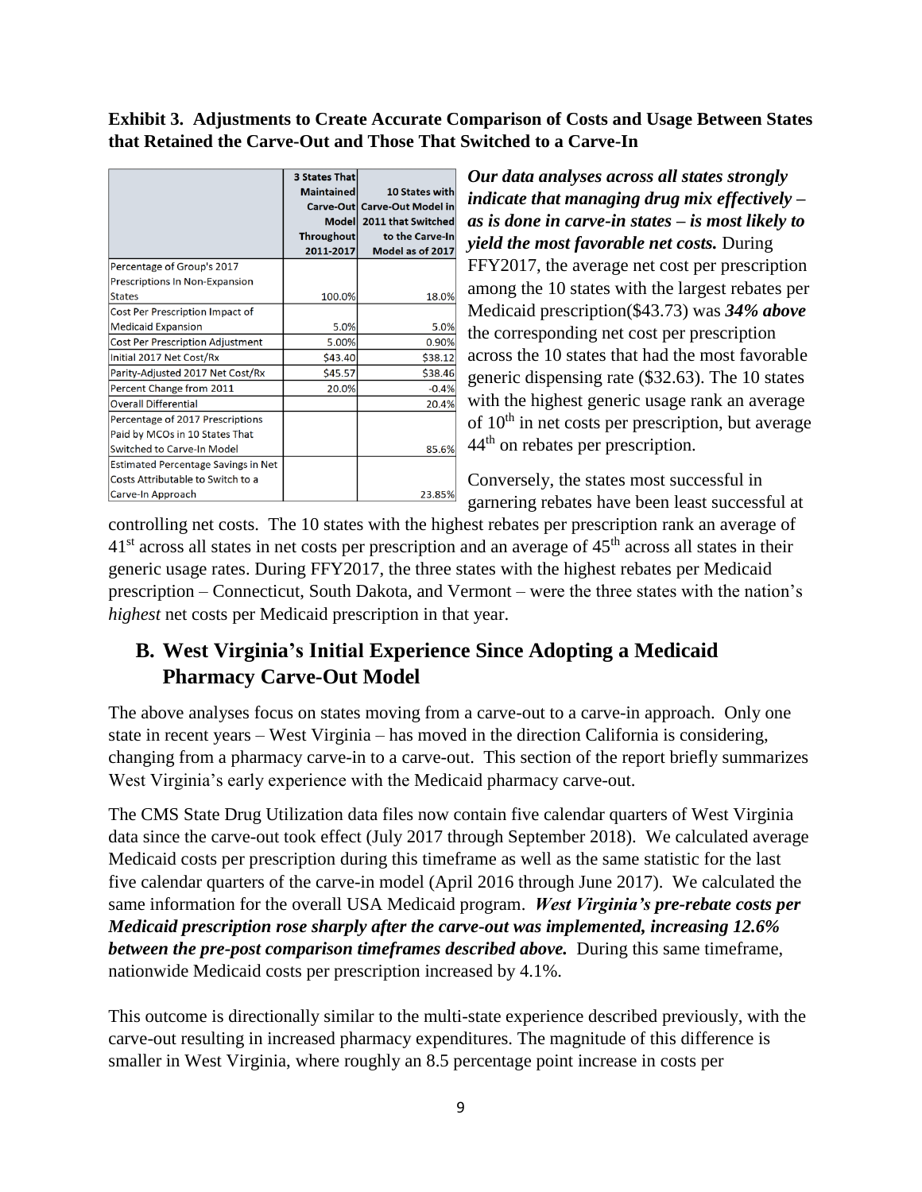**Exhibit 3. Adjustments to Create Accurate Comparison of Costs and Usage Between States that Retained the Carve-Out and Those That Switched to a Carve-In**

| | 3 States That Maintained Carve-Out Model Throughout 2011-2017 | 10 States with Carve-Out Model in 2011 that Switched to the Carve-In Model as of 2017 |
|---|---|---|
| Percentage of Group's 2017 Prescriptions In Non-Expansion States | 100.0% | 18.0% |
| Cost Per Prescription Impact of Medicaid Expansion | 5.0% | 5.0% |
| Cost Per Prescription Adjustment | 5.00% | 0.90% |
| Initial 2017 Net Cost/Rx | $43.40 | $38.12 |
| Parity-Adjusted 2017 Net Cost/Rx | $45.57 | $38.46 |
| Percent Change from 2011 | 20.0% | -0.4% |
| Overall Differential | | 20.4% |
| Percentage of 2017 Prescriptions Paid by MCOs in 10 States That Switched to Carve-In Model | | 85.6% |
| Estimated Percentage Savings in Net Costs Attributable to Switch to a Carve-In Approach | | 23.85% |

***Our data analyses across all states strongly indicate that managing drug mix effectively – as is done in carve-in states – is most likely to yield the most favorable net costs.*** During FFY2017, the average net cost per prescription among the 10 states with the largest rebates per Medicaid prescription($43.73) was ***34% above*** the corresponding net cost per prescription across the 10 states that had the most favorable generic dispensing rate ($32.63). The 10 states with the highest generic usage rank an average of 10th in net costs per prescription, but average 44th on rebates per prescription.

Conversely, the states most successful in garnering rebates have been least successful at controlling net costs. The 10 states with the highest rebates per prescription rank an average of 41st across all states in net costs per prescription and an average of 45th across all states in their generic usage rates. During FFY2017, the three states with the highest rebates per Medicaid prescription – Connecticut, South Dakota, and Vermont – were the three states with the nation's *highest* net costs per Medicaid prescription in that year.

## B. West Virginia's Initial Experience Since Adopting a Medicaid Pharmacy Carve-Out Model

The above analyses focus on states moving from a carve-out to a carve-in approach. Only one state in recent years – West Virginia – has moved in the direction California is considering, changing from a pharmacy carve-in to a carve-out. This section of the report briefly summarizes West Virginia's early experience with the Medicaid pharmacy carve-out.

The CMS State Drug Utilization data files now contain five calendar quarters of West Virginia data since the carve-out took effect (July 2017 through September 2018). We calculated average Medicaid costs per prescription during this timeframe as well as the same statistic for the last five calendar quarters of the carve-in model (April 2016 through June 2017). We calculated the same information for the overall USA Medicaid program. ***West Virginia's pre-rebate costs per Medicaid prescription rose sharply after the carve-out was implemented, increasing 12.6% between the pre-post comparison timeframes described above.*** During this same timeframe, nationwide Medicaid costs per prescription increased by 4.1%.

This outcome is directionally similar to the multi-state experience described previously, with the carve-out resulting in increased pharmacy expenditures. The magnitude of this difference is smaller in West Virginia, where roughly an 8.5 percentage point increase in costs per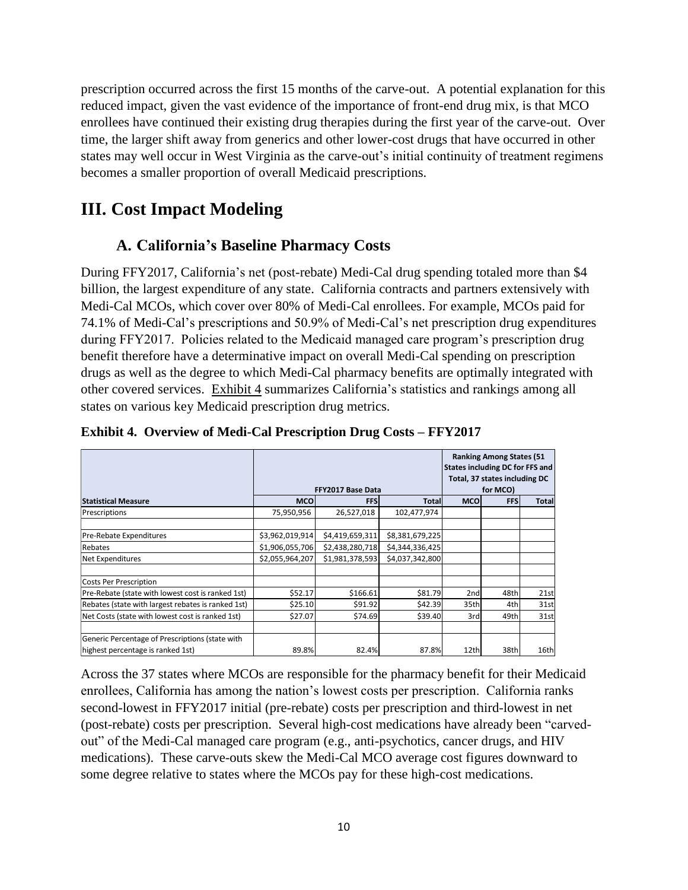prescription occurred across the first 15 months of the carve-out. A potential explanation for this reduced impact, given the vast evidence of the importance of front-end drug mix, is that MCO enrollees have continued their existing drug therapies during the first year of the carve-out. Over time, the larger shift away from generics and other lower-cost drugs that have occurred in other states may well occur in West Virginia as the carve-out's initial continuity of treatment regimens becomes a smaller proportion of overall Medicaid prescriptions.

# III. Cost Impact Modeling

## A. California's Baseline Pharmacy Costs

During FFY2017, California's net (post-rebate) Medi-Cal drug spending totaled more than $4 billion, the largest expenditure of any state. California contracts and partners extensively with Medi-Cal MCOs, which cover over 80% of Medi-Cal enrollees. For example, MCOs paid for 74.1% of Medi-Cal's prescriptions and 50.9% of Medi-Cal's net prescription drug expenditures during FFY2017. Policies related to the Medicaid managed care program's prescription drug benefit therefore have a determinative impact on overall Medi-Cal spending on prescription drugs as well as the degree to which Medi-Cal pharmacy benefits are optimally integrated with other covered services. Exhibit 4 summarizes California's statistics and rankings among all states on various key Medicaid prescription drug metrics.

**Exhibit 4. Overview of Medi-Cal Prescription Drug Costs – FFY2017**

| | FFY2017 Base Data | | | Ranking Among States (51 States including DC for FFS and Total, 37 states including DC for MCO) | | |
|---|---|---|---|---|---|---|
| **Statistical Measure** | **MCO** | **FFS** | **Total** | **MCO** | **FFS** | **Total** |
| Prescriptions | 75,950,956 | 26,527,018 | 102,477,974 | | | |
| | | | | | | |
| Pre-Rebate Expenditures | $3,962,019,914 | $4,419,659,311 | $8,381,679,225 | | | |
| Rebates | $1,906,055,706 | $2,438,280,718 | $4,344,336,425 | | | |
| Net Expenditures | $2,055,964,207 | $1,981,378,593 | $4,037,342,800 | | | |
| | | | | | | |
| Costs Per Prescription | | | | | | |
| Pre-Rebate (state with lowest cost is ranked 1st) | $52.17 | $166.61 | $81.79 | 2nd | 48th | 21st |
| Rebates (state with largest rebates is ranked 1st) | $25.10 | $91.92 | $42.39 | 35th | 4th | 31st |
| Net Costs (state with lowest cost is ranked 1st) | $27.07 | $74.69 | $39.40 | 3rd | 49th | 31st |
| | | | | | | |
| Generic Percentage of Prescriptions (state with highest percentage is ranked 1st) | 89.8% | 82.4% | 87.8% | 12th | 38th | 16th |

Across the 37 states where MCOs are responsible for the pharmacy benefit for their Medicaid enrollees, California has among the nation's lowest costs per prescription. California ranks second-lowest in FFY2017 initial (pre-rebate) costs per prescription and third-lowest in net (post-rebate) costs per prescription. Several high-cost medications have already been "carved-out" of the Medi-Cal managed care program (e.g., anti-psychotics, cancer drugs, and HIV medications). These carve-outs skew the Medi-Cal MCO average cost figures downward to some degree relative to states where the MCOs pay for these high-cost medications.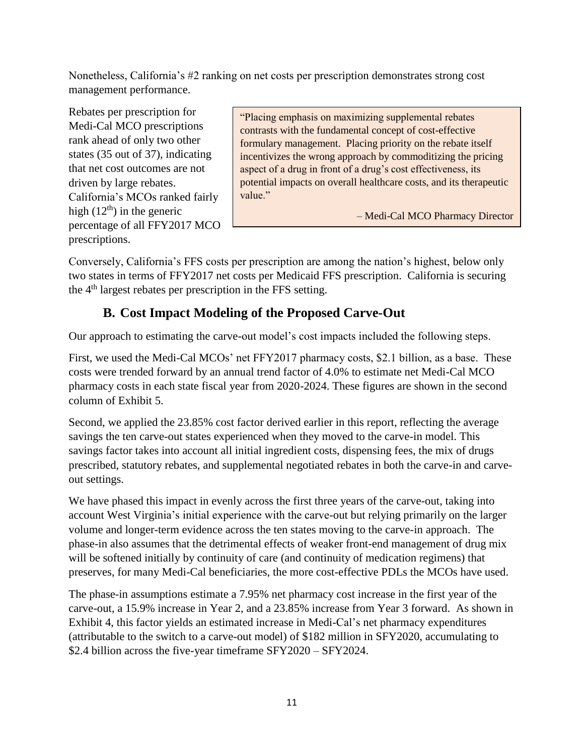Nonetheless, California's #2 ranking on net costs per prescription demonstrates strong cost management performance.

Rebates per prescription for Medi-Cal MCO prescriptions rank ahead of only two other states (35 out of 37), indicating that net cost outcomes are not driven by large rebates. California's MCOs ranked fairly high (12th) in the generic percentage of all FFY2017 MCO prescriptions.

> "Placing emphasis on maximizing supplemental rebates contrasts with the fundamental concept of cost-effective formulary management. Placing priority on the rebate itself incentivizes the wrong approach by commoditizing the pricing aspect of a drug in front of a drug's cost effectiveness, its potential impacts on overall healthcare costs, and its therapeutic value."
>
> – Medi-Cal MCO Pharmacy Director

Conversely, California's FFS costs per prescription are among the nation's highest, below only two states in terms of FFY2017 net costs per Medicaid FFS prescription. California is securing the 4th largest rebates per prescription in the FFS setting.

## B. Cost Impact Modeling of the Proposed Carve-Out

Our approach to estimating the carve-out model's cost impacts included the following steps.

First, we used the Medi-Cal MCOs' net FFY2017 pharmacy costs, $2.1 billion, as a base. These costs were trended forward by an annual trend factor of 4.0% to estimate net Medi-Cal MCO pharmacy costs in each state fiscal year from 2020-2024. These figures are shown in the second column of Exhibit 5.

Second, we applied the 23.85% cost factor derived earlier in this report, reflecting the average savings the ten carve-out states experienced when they moved to the carve-in model. This savings factor takes into account all initial ingredient costs, dispensing fees, the mix of drugs prescribed, statutory rebates, and supplemental negotiated rebates in both the carve-in and carve-out settings.

We have phased this impact in evenly across the first three years of the carve-out, taking into account West Virginia's initial experience with the carve-out but relying primarily on the larger volume and longer-term evidence across the ten states moving to the carve-in approach. The phase-in also assumes that the detrimental effects of weaker front-end management of drug mix will be softened initially by continuity of care (and continuity of medication regimens) that preserves, for many Medi-Cal beneficiaries, the more cost-effective PDLs the MCOs have used.

The phase-in assumptions estimate a 7.95% net pharmacy cost increase in the first year of the carve-out, a 15.9% increase in Year 2, and a 23.85% increase from Year 3 forward. As shown in Exhibit 4, this factor yields an estimated increase in Medi-Cal's net pharmacy expenditures (attributable to the switch to a carve-out model) of $182 million in SFY2020, accumulating to $2.4 billion across the five-year timeframe SFY2020 – SFY2024.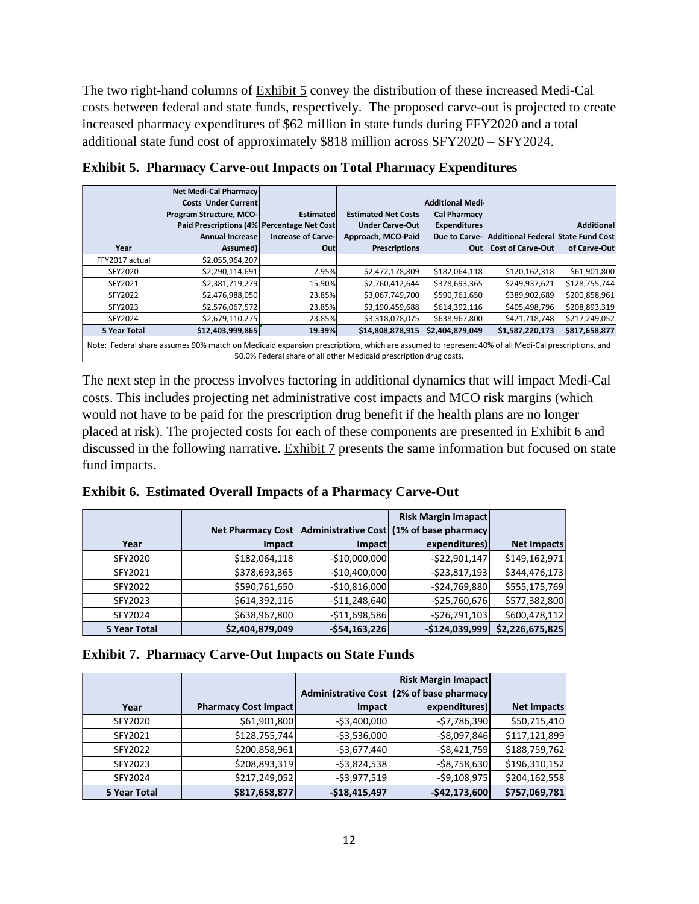The two right-hand columns of Exhibit 5 convey the distribution of these increased Medi-Cal costs between federal and state funds, respectively. The proposed carve-out is projected to create increased pharmacy expenditures of $62 million in state funds during FFY2020 and a total additional state fund cost of approximately $818 million across SFY2020 – SFY2024.

**Exhibit 5. Pharmacy Carve-out Impacts on Total Pharmacy Expenditures**

| Year | Net Medi-Cal Pharmacy Costs Under Current Program Structure, MCO-Paid Prescriptions (4% Annual Increase Assumed) | Estimated Percentage Net Cost Increase of Carve-Out | Estimated Net Costs Under Carve-Out Approach, MCO-Paid Prescriptions | Additional Medi-Cal Pharmacy Expenditures Due to Carve-Out | Additional Federal Cost of Carve-Out | Additional State Fund Cost of Carve-Out |
|---|---|---|---|---|---|---|
| FFY2017 actual | $2,055,964,207 | | | | | |
| SFY2020 | $2,290,114,691 | 7.95% | $2,472,178,809 | $182,064,118 | $120,162,318 | $61,901,800 |
| SFY2021 | $2,381,719,279 | 15.90% | $2,760,412,644 | $378,693,365 | $249,937,621 | $128,755,744 |
| SFY2022 | $2,476,988,050 | 23.85% | $3,067,749,700 | $590,761,650 | $389,902,689 | $200,858,961 |
| SFY2023 | $2,576,067,572 | 23.85% | $3,190,459,688 | $614,392,116 | $405,498,796 | $208,893,319 |
| SFY2024 | $2,679,110,275 | 23.85% | $3,318,078,075 | $638,967,800 | $421,718,748 | $217,249,052 |
| **5 Year Total** | **$12,403,999,865** | **19.39%** | **$14,808,878,915** | **$2,404,879,049** | **$1,587,220,173** | **$817,658,877** |

Note: Federal share assumes 90% match on Medicaid expansion prescriptions, which are assumed to represent 40% of all Medi-Cal prescriptions, and 50.0% Federal share of all other Medicaid prescription drug costs.

The next step in the process involves factoring in additional dynamics that will impact Medi-Cal costs. This includes projecting net administrative cost impacts and MCO risk margins (which would not have to be paid for the prescription drug benefit if the health plans are no longer placed at risk). The projected costs for each of these components are presented in Exhibit 6 and discussed in the following narrative. Exhibit 7 presents the same information but focused on state fund impacts.

**Exhibit 6. Estimated Overall Impacts of a Pharmacy Carve-Out**

| Year | Net Pharmacy Cost Impact | Administrative Cost Impact | Risk Margin Imapact (1% of base pharmacy expenditures) | Net Impacts |
|---|---|---|---|---|
| SFY2020 | $182,064,118 | -$10,000,000 | -$22,901,147 | $149,162,971 |
| SFY2021 | $378,693,365 | -$10,400,000 | -$23,817,193 | $344,476,173 |
| SFY2022 | $590,761,650 | -$10,816,000 | -$24,769,880 | $555,175,769 |
| SFY2023 | $614,392,116 | -$11,248,640 | -$25,760,676 | $577,382,800 |
| SFY2024 | $638,967,800 | -$11,698,586 | -$26,791,103 | $600,478,112 |
| **5 Year Total** | **$2,404,879,049** | **-$54,163,226** | **-$124,039,999** | **$2,226,675,825** |

**Exhibit 7. Pharmacy Carve-Out Impacts on State Funds**

| Year | Pharmacy Cost Impact | Administrative Cost Impact | Risk Margin Imapact (2% of base pharmacy expenditures) | Net Impacts |
|---|---|---|---|---|
| SFY2020 | $61,901,800 | -$3,400,000 | -$7,786,390 | $50,715,410 |
| SFY2021 | $128,755,744 | -$3,536,000 | -$8,097,846 | $117,121,899 |
| SFY2022 | $200,858,961 | -$3,677,440 | -$8,421,759 | $188,759,762 |
| SFY2023 | $208,893,319 | -$3,824,538 | -$8,758,630 | $196,310,152 |
| SFY2024 | $217,249,052 | -$3,977,519 | -$9,108,975 | $204,162,558 |
| **5 Year Total** | **$817,658,877** | **-$18,415,497** | **-$42,173,600** | **$757,069,781** |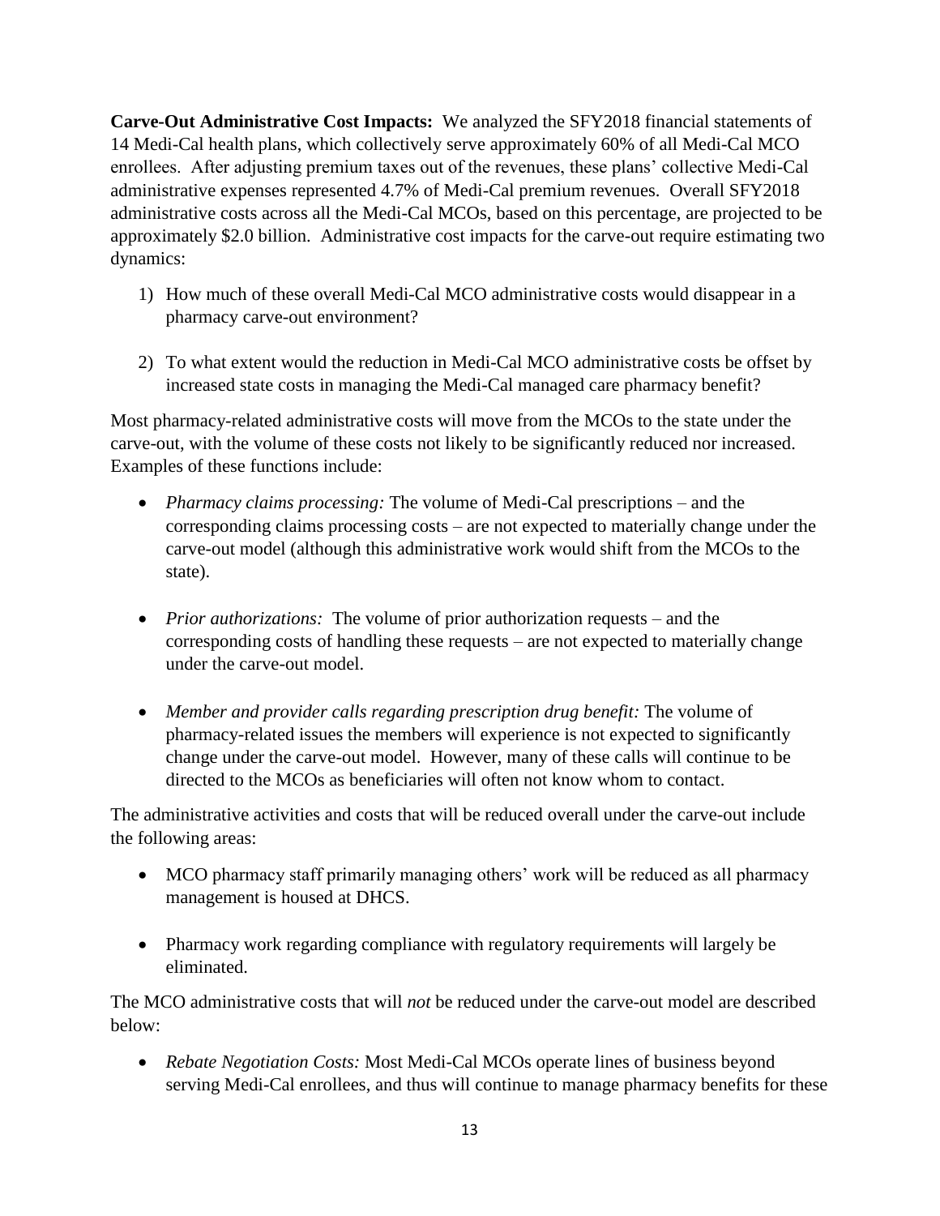**Carve-Out Administrative Cost Impacts:** We analyzed the SFY2018 financial statements of 14 Medi-Cal health plans, which collectively serve approximately 60% of all Medi-Cal MCO enrollees. After adjusting premium taxes out of the revenues, these plans' collective Medi-Cal administrative expenses represented 4.7% of Medi-Cal premium revenues. Overall SFY2018 administrative costs across all the Medi-Cal MCOs, based on this percentage, are projected to be approximately \$2.0 billion. Administrative cost impacts for the carve-out require estimating two dynamics:

1) How much of these overall Medi-Cal MCO administrative costs would disappear in a pharmacy carve-out environment?

2) To what extent would the reduction in Medi-Cal MCO administrative costs be offset by increased state costs in managing the Medi-Cal managed care pharmacy benefit?

Most pharmacy-related administrative costs will move from the MCOs to the state under the carve-out, with the volume of these costs not likely to be significantly reduced nor increased. Examples of these functions include:

- *Pharmacy claims processing:* The volume of Medi-Cal prescriptions – and the corresponding claims processing costs – are not expected to materially change under the carve-out model (although this administrative work would shift from the MCOs to the state).

- *Prior authorizations:* The volume of prior authorization requests – and the corresponding costs of handling these requests – are not expected to materially change under the carve-out model.

- *Member and provider calls regarding prescription drug benefit:* The volume of pharmacy-related issues the members will experience is not expected to significantly change under the carve-out model. However, many of these calls will continue to be directed to the MCOs as beneficiaries will often not know whom to contact.

The administrative activities and costs that will be reduced overall under the carve-out include the following areas:

- MCO pharmacy staff primarily managing others' work will be reduced as all pharmacy management is housed at DHCS.

- Pharmacy work regarding compliance with regulatory requirements will largely be eliminated.

The MCO administrative costs that will *not* be reduced under the carve-out model are described below:

- *Rebate Negotiation Costs:* Most Medi-Cal MCOs operate lines of business beyond serving Medi-Cal enrollees, and thus will continue to manage pharmacy benefits for these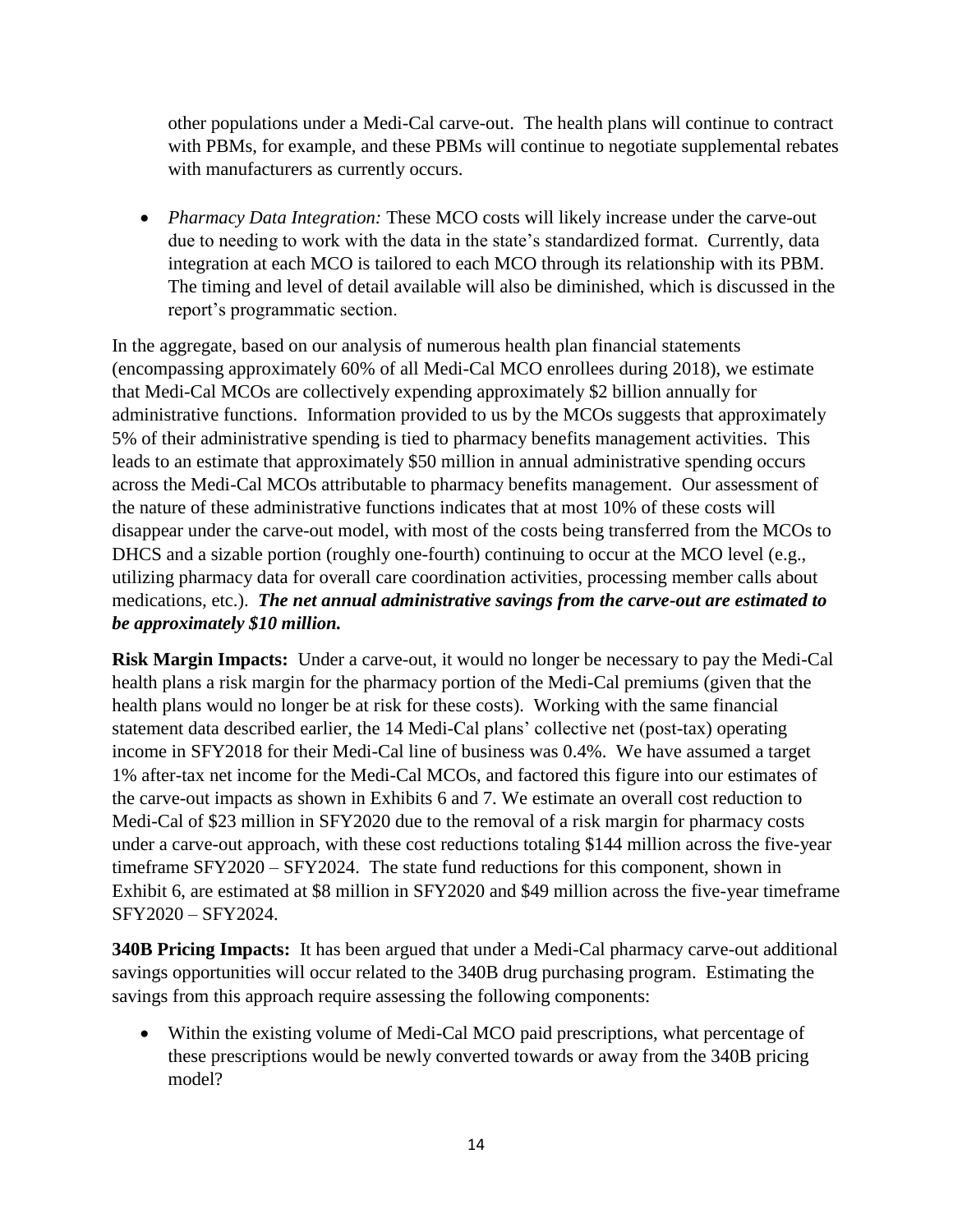other populations under a Medi-Cal carve-out. The health plans will continue to contract with PBMs, for example, and these PBMs will continue to negotiate supplemental rebates with manufacturers as currently occurs.

- *Pharmacy Data Integration:* These MCO costs will likely increase under the carve-out due to needing to work with the data in the state's standardized format. Currently, data integration at each MCO is tailored to each MCO through its relationship with its PBM. The timing and level of detail available will also be diminished, which is discussed in the report's programmatic section.

In the aggregate, based on our analysis of numerous health plan financial statements (encompassing approximately 60% of all Medi-Cal MCO enrollees during 2018), we estimate that Medi-Cal MCOs are collectively expending approximately $2 billion annually for administrative functions. Information provided to us by the MCOs suggests that approximately 5% of their administrative spending is tied to pharmacy benefits management activities. This leads to an estimate that approximately $50 million in annual administrative spending occurs across the Medi-Cal MCOs attributable to pharmacy benefits management. Our assessment of the nature of these administrative functions indicates that at most 10% of these costs will disappear under the carve-out model, with most of the costs being transferred from the MCOs to DHCS and a sizable portion (roughly one-fourth) continuing to occur at the MCO level (e.g., utilizing pharmacy data for overall care coordination activities, processing member calls about medications, etc.). ***The net annual administrative savings from the carve-out are estimated to be approximately $10 million.***

**Risk Margin Impacts:** Under a carve-out, it would no longer be necessary to pay the Medi-Cal health plans a risk margin for the pharmacy portion of the Medi-Cal premiums (given that the health plans would no longer be at risk for these costs). Working with the same financial statement data described earlier, the 14 Medi-Cal plans' collective net (post-tax) operating income in SFY2018 for their Medi-Cal line of business was 0.4%. We have assumed a target 1% after-tax net income for the Medi-Cal MCOs, and factored this figure into our estimates of the carve-out impacts as shown in Exhibits 6 and 7. We estimate an overall cost reduction to Medi-Cal of $23 million in SFY2020 due to the removal of a risk margin for pharmacy costs under a carve-out approach, with these cost reductions totaling $144 million across the five-year timeframe SFY2020 – SFY2024. The state fund reductions for this component, shown in Exhibit 6, are estimated at $8 million in SFY2020 and $49 million across the five-year timeframe SFY2020 – SFY2024.

**340B Pricing Impacts:** It has been argued that under a Medi-Cal pharmacy carve-out additional savings opportunities will occur related to the 340B drug purchasing program. Estimating the savings from this approach require assessing the following components:

- Within the existing volume of Medi-Cal MCO paid prescriptions, what percentage of these prescriptions would be newly converted towards or away from the 340B pricing model?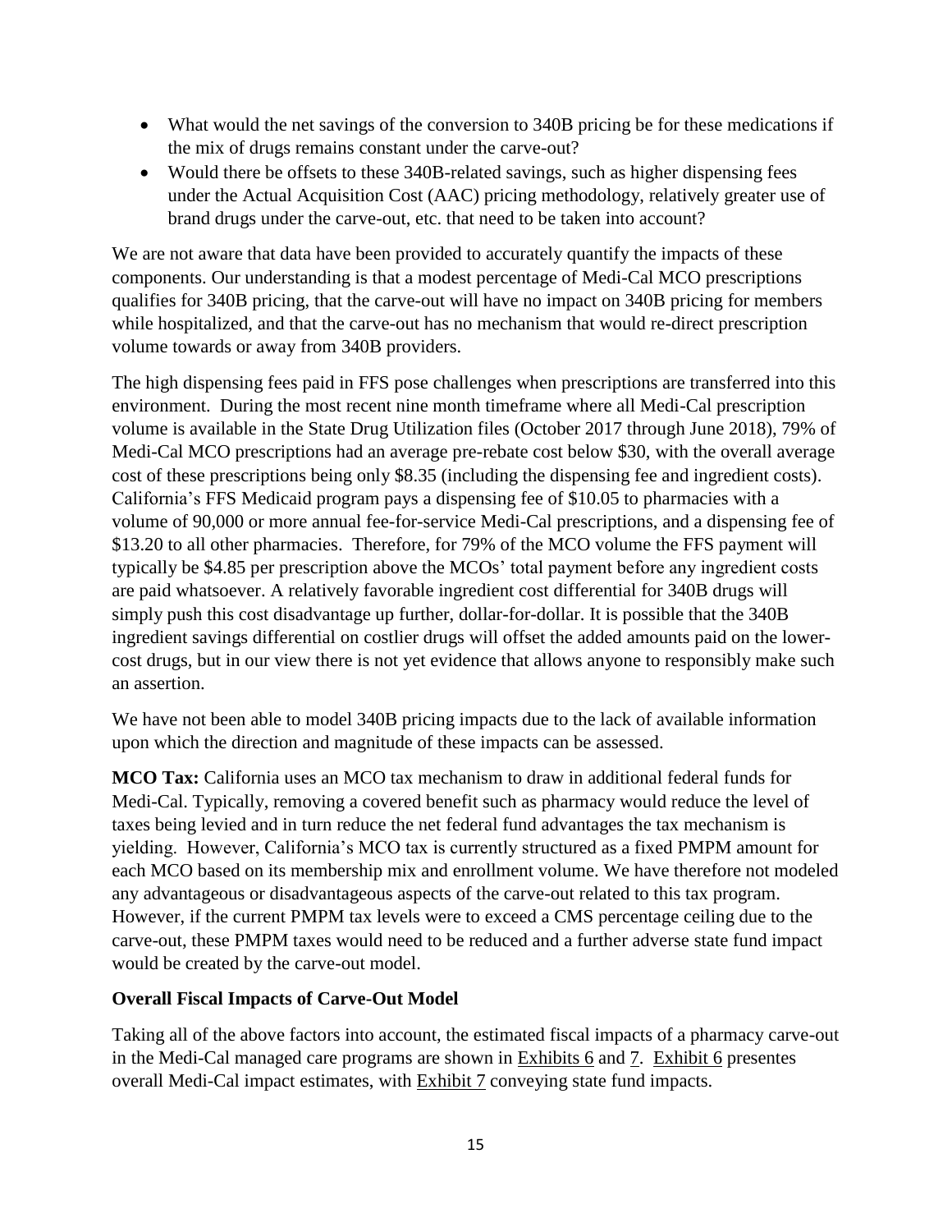- What would the net savings of the conversion to 340B pricing be for these medications if the mix of drugs remains constant under the carve-out?
- Would there be offsets to these 340B-related savings, such as higher dispensing fees under the Actual Acquisition Cost (AAC) pricing methodology, relatively greater use of brand drugs under the carve-out, etc. that need to be taken into account?

We are not aware that data have been provided to accurately quantify the impacts of these components. Our understanding is that a modest percentage of Medi-Cal MCO prescriptions qualifies for 340B pricing, that the carve-out will have no impact on 340B pricing for members while hospitalized, and that the carve-out has no mechanism that would re-direct prescription volume towards or away from 340B providers.

The high dispensing fees paid in FFS pose challenges when prescriptions are transferred into this environment. During the most recent nine month timeframe where all Medi-Cal prescription volume is available in the State Drug Utilization files (October 2017 through June 2018), 79% of Medi-Cal MCO prescriptions had an average pre-rebate cost below $30, with the overall average cost of these prescriptions being only $8.35 (including the dispensing fee and ingredient costs). California's FFS Medicaid program pays a dispensing fee of $10.05 to pharmacies with a volume of 90,000 or more annual fee-for-service Medi-Cal prescriptions, and a dispensing fee of $13.20 to all other pharmacies. Therefore, for 79% of the MCO volume the FFS payment will typically be $4.85 per prescription above the MCOs' total payment before any ingredient costs are paid whatsoever. A relatively favorable ingredient cost differential for 340B drugs will simply push this cost disadvantage up further, dollar-for-dollar. It is possible that the 340B ingredient savings differential on costlier drugs will offset the added amounts paid on the lower-cost drugs, but in our view there is not yet evidence that allows anyone to responsibly make such an assertion.

We have not been able to model 340B pricing impacts due to the lack of available information upon which the direction and magnitude of these impacts can be assessed.

**MCO Tax:** California uses an MCO tax mechanism to draw in additional federal funds for Medi-Cal. Typically, removing a covered benefit such as pharmacy would reduce the level of taxes being levied and in turn reduce the net federal fund advantages the tax mechanism is yielding. However, California's MCO tax is currently structured as a fixed PMPM amount for each MCO based on its membership mix and enrollment volume. We have therefore not modeled any advantageous or disadvantageous aspects of the carve-out related to this tax program. However, if the current PMPM tax levels were to exceed a CMS percentage ceiling due to the carve-out, these PMPM taxes would need to be reduced and a further adverse state fund impact would be created by the carve-out model.

**Overall Fiscal Impacts of Carve-Out Model**

Taking all of the above factors into account, the estimated fiscal impacts of a pharmacy carve-out in the Medi-Cal managed care programs are shown in Exhibits 6 and 7. Exhibit 6 presentes overall Medi-Cal impact estimates, with Exhibit 7 conveying state fund impacts.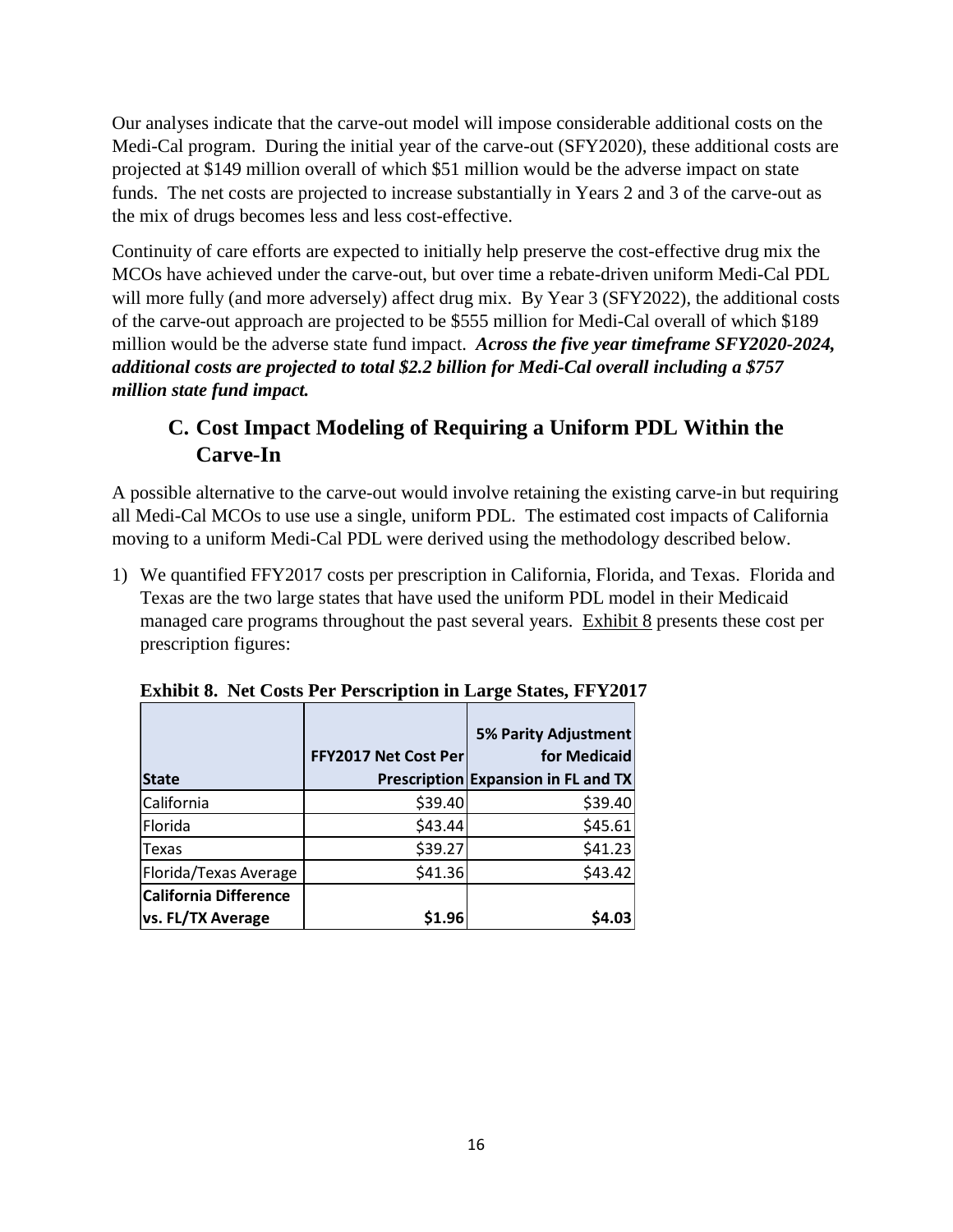Our analyses indicate that the carve-out model will impose considerable additional costs on the Medi-Cal program. During the initial year of the carve-out (SFY2020), these additional costs are projected at $149 million overall of which $51 million would be the adverse impact on state funds. The net costs are projected to increase substantially in Years 2 and 3 of the carve-out as the mix of drugs becomes less and less cost-effective.

Continuity of care efforts are expected to initially help preserve the cost-effective drug mix the MCOs have achieved under the carve-out, but over time a rebate-driven uniform Medi-Cal PDL will more fully (and more adversely) affect drug mix. By Year 3 (SFY2022), the additional costs of the carve-out approach are projected to be $555 million for Medi-Cal overall of which $189 million would be the adverse state fund impact. ***Across the five year timeframe SFY2020-2024, additional costs are projected to total $2.2 billion for Medi-Cal overall including a $757 million state fund impact.***

## C. Cost Impact Modeling of Requiring a Uniform PDL Within the Carve-In

A possible alternative to the carve-out would involve retaining the existing carve-in but requiring all Medi-Cal MCOs to use use a single, uniform PDL. The estimated cost impacts of California moving to a uniform Medi-Cal PDL were derived using the methodology described below.

1) We quantified FFY2017 costs per prescription in California, Florida, and Texas. Florida and Texas are the two large states that have used the uniform PDL model in their Medicaid managed care programs throughout the past several years. Exhibit 8 presents these cost per prescription figures:

**Exhibit 8. Net Costs Per Perscription in Large States, FFY2017**

| State | FFY2017 Net Cost Per Prescription | 5% Parity Adjustment for Medicaid Expansion in FL and TX |
|---|---|---|
| California | $39.40 | $39.40 |
| Florida | $43.44 | $45.61 |
| Texas | $39.27 | $41.23 |
| Florida/Texas Average | $41.36 | $43.42 |
| **California Difference vs. FL/TX Average** | **$1.96** | **$4.03** |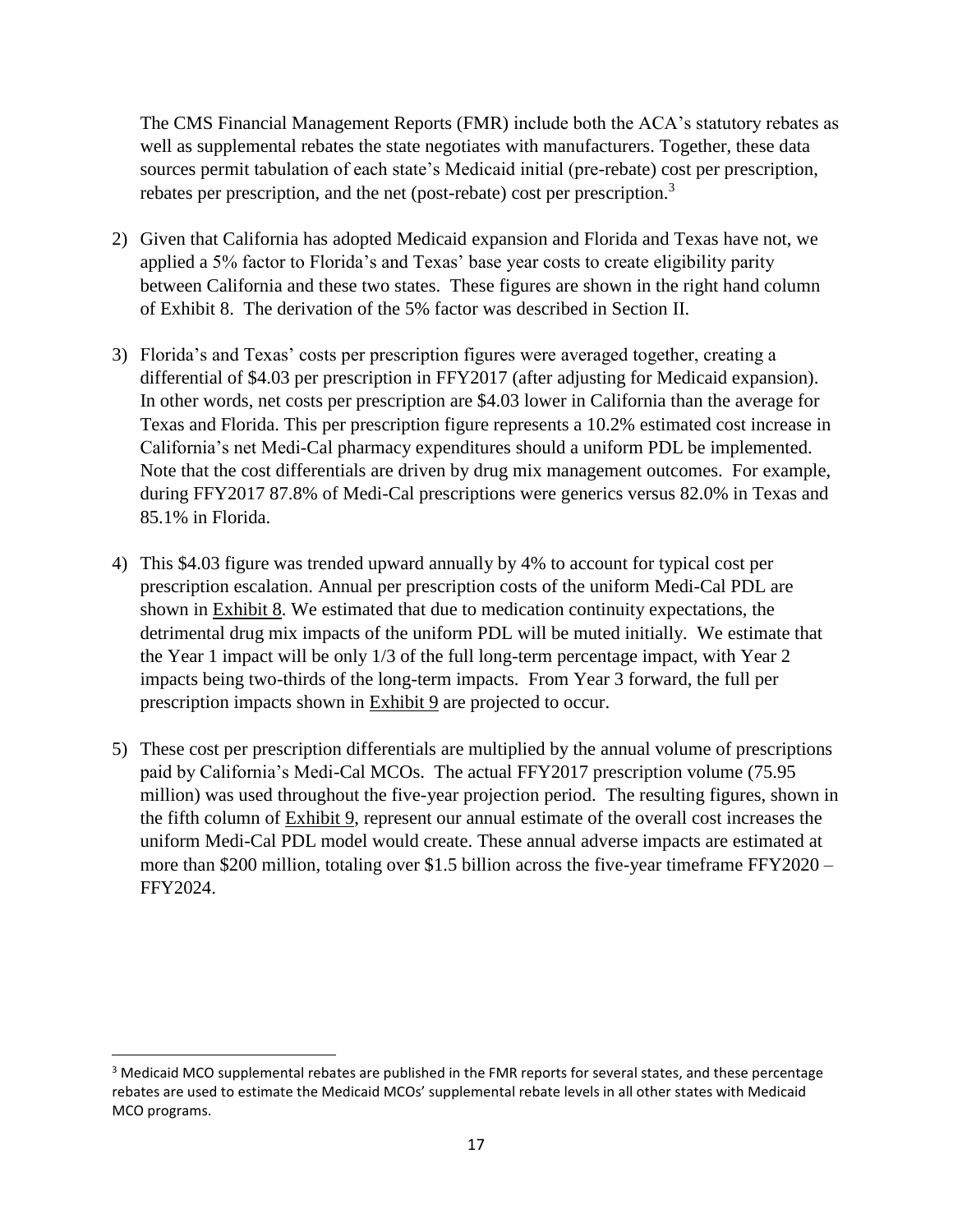The CMS Financial Management Reports (FMR) include both the ACA's statutory rebates as well as supplemental rebates the state negotiates with manufacturers. Together, these data sources permit tabulation of each state's Medicaid initial (pre-rebate) cost per prescription, rebates per prescription, and the net (post-rebate) cost per prescription.[3]

2) Given that California has adopted Medicaid expansion and Florida and Texas have not, we applied a 5% factor to Florida's and Texas' base year costs to create eligibility parity between California and these two states. These figures are shown in the right hand column of Exhibit 8. The derivation of the 5% factor was described in Section II.

3) Florida's and Texas' costs per prescription figures were averaged together, creating a differential of $4.03 per prescription in FFY2017 (after adjusting for Medicaid expansion). In other words, net costs per prescription are $4.03 lower in California than the average for Texas and Florida. This per prescription figure represents a 10.2% estimated cost increase in California's net Medi-Cal pharmacy expenditures should a uniform PDL be implemented. Note that the cost differentials are driven by drug mix management outcomes. For example, during FFY2017 87.8% of Medi-Cal prescriptions were generics versus 82.0% in Texas and 85.1% in Florida.

4) This $4.03 figure was trended upward annually by 4% to account for typical cost per prescription escalation. Annual per prescription costs of the uniform Medi-Cal PDL are shown in Exhibit 8. We estimated that due to medication continuity expectations, the detrimental drug mix impacts of the uniform PDL will be muted initially. We estimate that the Year 1 impact will be only 1/3 of the full long-term percentage impact, with Year 2 impacts being two-thirds of the long-term impacts. From Year 3 forward, the full per prescription impacts shown in Exhibit 9 are projected to occur.

5) These cost per prescription differentials are multiplied by the annual volume of prescriptions paid by California's Medi-Cal MCOs. The actual FFY2017 prescription volume (75.95 million) was used throughout the five-year projection period. The resulting figures, shown in the fifth column of Exhibit 9, represent our annual estimate of the overall cost increases the uniform Medi-Cal PDL model would create. These annual adverse impacts are estimated at more than $200 million, totaling over $1.5 billion across the five-year timeframe FFY2020 – FFY2024.

---

[3] Medicaid MCO supplemental rebates are published in the FMR reports for several states, and these percentage rebates are used to estimate the Medicaid MCOs' supplemental rebate levels in all other states with Medicaid MCO programs.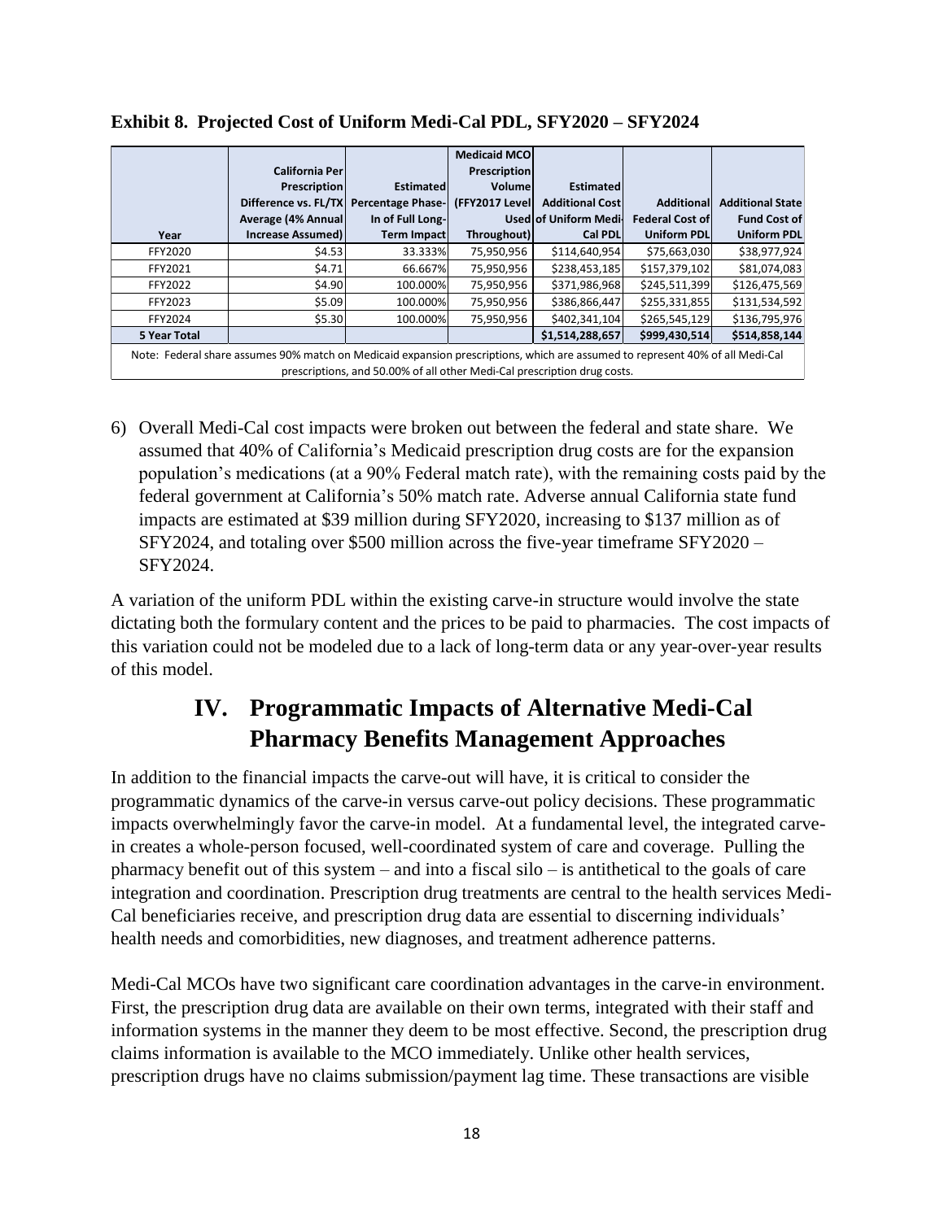**Exhibit 8. Projected Cost of Uniform Medi-Cal PDL, SFY2020 – SFY2024**

| Year | California Per Prescription Difference vs. FL/TX Average (4% Annual Increase Assumed) | Estimated Percentage Phase-In of Full Long-Term Impact | Medicaid MCO Prescription Volume (FFY2017 Level Throughout) | Estimated Additional Cost Used of Uniform Medi-Cal PDL | Additional Federal Cost of Uniform PDL | Additional State Fund Cost of Uniform PDL |
|---|---|---|---|---|---|---|
| FFY2020 | $4.53 | 33.333% | 75,950,956 | $114,640,954 | $75,663,030 | $38,977,924 |
| FFY2021 | $4.71 | 66.667% | 75,950,956 | $238,453,185 | $157,379,102 | $81,074,083 |
| FFY2022 | $4.90 | 100.000% | 75,950,956 | $371,986,968 | $245,511,399 | $126,475,569 |
| FFY2023 | $5.09 | 100.000% | 75,950,956 | $386,866,447 | $255,331,855 | $131,534,592 |
| FFY2024 | $5.30 | 100.000% | 75,950,956 | $402,341,104 | $265,545,129 | $136,795,976 |
| **5 Year Total** | | | | **$1,514,288,657** | **$999,430,514** | **$514,858,144** |

Note: Federal share assumes 90% match on Medicaid expansion prescriptions, which are assumed to represent 40% of all Medi-Cal prescriptions, and 50.00% of all other Medi-Cal prescription drug costs.

6) Overall Medi-Cal cost impacts were broken out between the federal and state share. We assumed that 40% of California's Medicaid prescription drug costs are for the expansion population's medications (at a 90% Federal match rate), with the remaining costs paid by the federal government at California's 50% match rate. Adverse annual California state fund impacts are estimated at $39 million during SFY2020, increasing to $137 million as of SFY2024, and totaling over $500 million across the five-year timeframe SFY2020 – SFY2024.

A variation of the uniform PDL within the existing carve-in structure would involve the state dictating both the formulary content and the prices to be paid to pharmacies. The cost impacts of this variation could not be modeled due to a lack of long-term data or any year-over-year results of this model.

# IV. Programmatic Impacts of Alternative Medi-Cal Pharmacy Benefits Management Approaches

In addition to the financial impacts the carve-out will have, it is critical to consider the programmatic dynamics of the carve-in versus carve-out policy decisions. These programmatic impacts overwhelmingly favor the carve-in model. At a fundamental level, the integrated carve-in creates a whole-person focused, well-coordinated system of care and coverage. Pulling the pharmacy benefit out of this system – and into a fiscal silo – is antithetical to the goals of care integration and coordination. Prescription drug treatments are central to the health services Medi-Cal beneficiaries receive, and prescription drug data are essential to discerning individuals' health needs and comorbidities, new diagnoses, and treatment adherence patterns.

Medi-Cal MCOs have two significant care coordination advantages in the carve-in environment. First, the prescription drug data are available on their own terms, integrated with their staff and information systems in the manner they deem to be most effective. Second, the prescription drug claims information is available to the MCO immediately. Unlike other health services, prescription drugs have no claims submission/payment lag time. These transactions are visible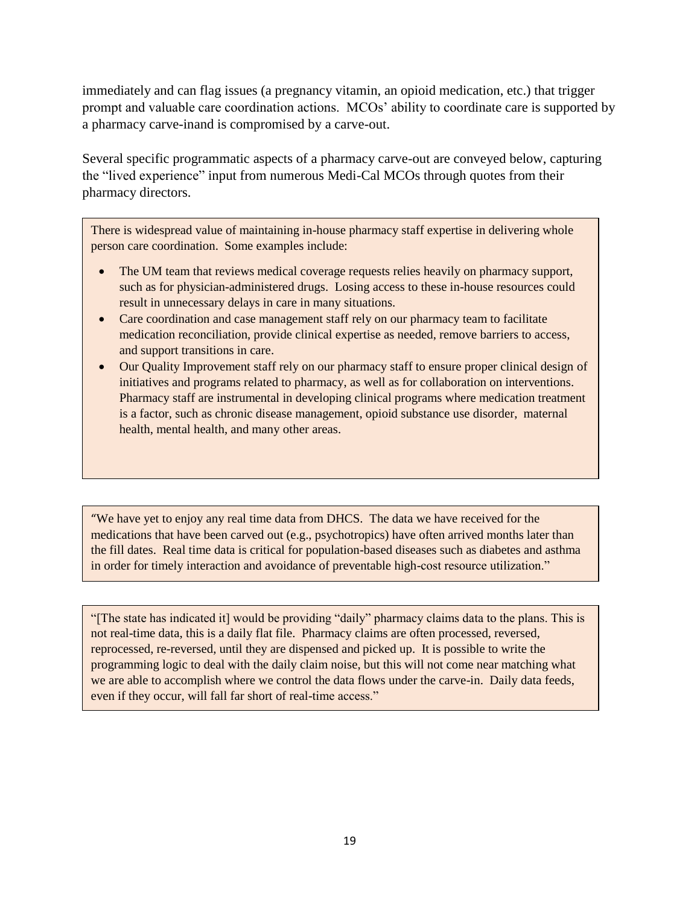immediately and can flag issues (a pregnancy vitamin, an opioid medication, etc.) that trigger prompt and valuable care coordination actions. MCOs' ability to coordinate care is supported by a pharmacy carve-inand is compromised by a carve-out.

Several specific programmatic aspects of a pharmacy carve-out are conveyed below, capturing the "lived experience" input from numerous Medi-Cal MCOs through quotes from their pharmacy directors.

> There is widespread value of maintaining in-house pharmacy staff expertise in delivering whole person care coordination. Some examples include:
>
> - The UM team that reviews medical coverage requests relies heavily on pharmacy support, such as for physician-administered drugs. Losing access to these in-house resources could result in unnecessary delays in care in many situations.
> - Care coordination and case management staff rely on our pharmacy team to facilitate medication reconciliation, provide clinical expertise as needed, remove barriers to access, and support transitions in care.
> - Our Quality Improvement staff rely on our pharmacy staff to ensure proper clinical design of initiatives and programs related to pharmacy, as well as for collaboration on interventions. Pharmacy staff are instrumental in developing clinical programs where medication treatment is a factor, such as chronic disease management, opioid substance use disorder, maternal health, mental health, and many other areas.

> "We have yet to enjoy any real time data from DHCS. The data we have received for the medications that have been carved out (e.g., psychotropics) have often arrived months later than the fill dates. Real time data is critical for population-based diseases such as diabetes and asthma in order for timely interaction and avoidance of preventable high-cost resource utilization."

> "[The state has indicated it] would be providing "daily" pharmacy claims data to the plans. This is not real-time data, this is a daily flat file. Pharmacy claims are often processed, reversed, reprocessed, re-reversed, until they are dispensed and picked up. It is possible to write the programming logic to deal with the daily claim noise, but this will not come near matching what we are able to accomplish where we control the data flows under the carve-in. Daily data feeds, even if they occur, will fall far short of real-time access."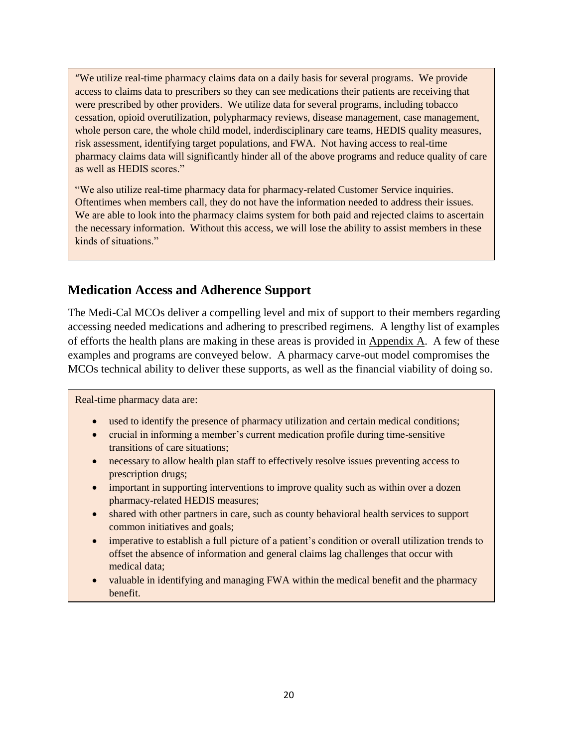"We utilize real-time pharmacy claims data on a daily basis for several programs. We provide access to claims data to prescribers so they can see medications their patients are receiving that were prescribed by other providers. We utilize data for several programs, including tobacco cessation, opioid overutilization, polypharmacy reviews, disease management, case management, whole person care, the whole child model, inderdisciplinary care teams, HEDIS quality measures, risk assessment, identifying target populations, and FWA. Not having access to real-time pharmacy claims data will significantly hinder all of the above programs and reduce quality of care as well as HEDIS scores."

"We also utilize real-time pharmacy data for pharmacy-related Customer Service inquiries. Oftentimes when members call, they do not have the information needed to address their issues. We are able to look into the pharmacy claims system for both paid and rejected claims to ascertain the necessary information. Without this access, we will lose the ability to assist members in these kinds of situations."

## Medication Access and Adherence Support

The Medi-Cal MCOs deliver a compelling level and mix of support to their members regarding accessing needed medications and adhering to prescribed regimens. A lengthy list of examples of efforts the health plans are making in these areas is provided in Appendix A. A few of these examples and programs are conveyed below. A pharmacy carve-out model compromises the MCOs technical ability to deliver these supports, as well as the financial viability of doing so.

Real-time pharmacy data are:

- used to identify the presence of pharmacy utilization and certain medical conditions;
- crucial in informing a member's current medication profile during time-sensitive transitions of care situations;
- necessary to allow health plan staff to effectively resolve issues preventing access to prescription drugs;
- important in supporting interventions to improve quality such as within over a dozen pharmacy-related HEDIS measures;
- shared with other partners in care, such as county behavioral health services to support common initiatives and goals;
- imperative to establish a full picture of a patient's condition or overall utilization trends to offset the absence of information and general claims lag challenges that occur with medical data;
- valuable in identifying and managing FWA within the medical benefit and the pharmacy benefit.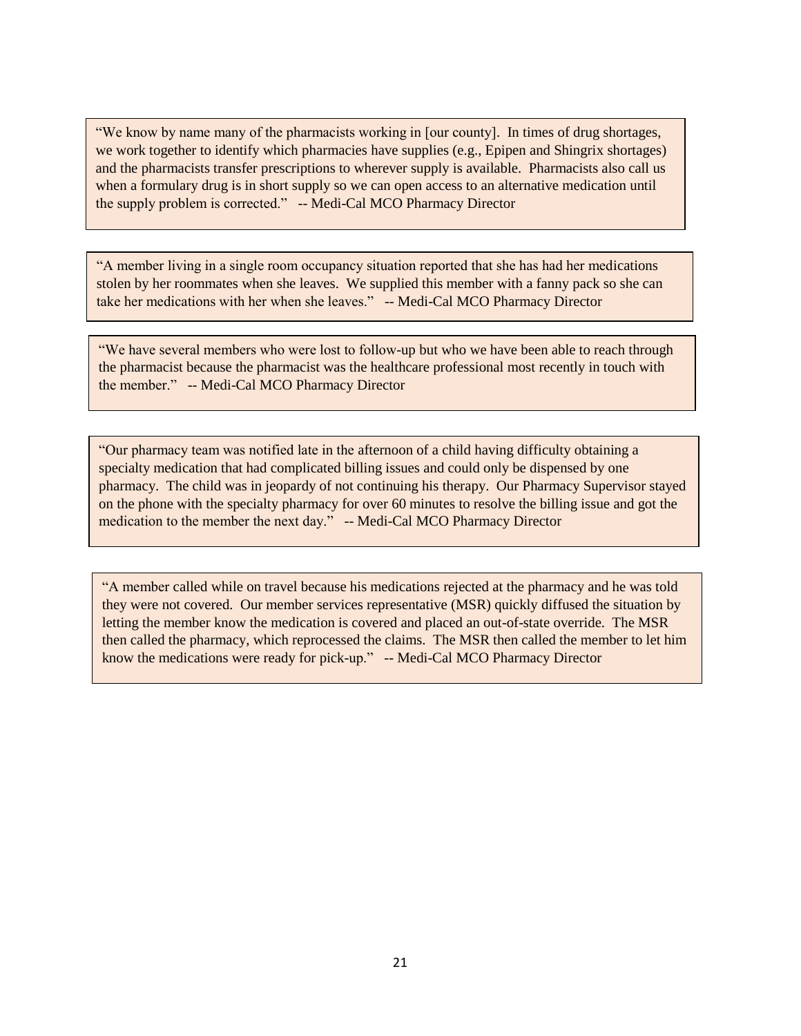"We know by name many of the pharmacists working in [our county]. In times of drug shortages, we work together to identify which pharmacies have supplies (e.g., Epipen and Shingrix shortages) and the pharmacists transfer prescriptions to wherever supply is available. Pharmacists also call us when a formulary drug is in short supply so we can open access to an alternative medication until the supply problem is corrected." -- Medi-Cal MCO Pharmacy Director

"A member living in a single room occupancy situation reported that she has had her medications stolen by her roommates when she leaves. We supplied this member with a fanny pack so she can take her medications with her when she leaves." -- Medi-Cal MCO Pharmacy Director

"We have several members who were lost to follow-up but who we have been able to reach through the pharmacist because the pharmacist was the healthcare professional most recently in touch with the member." -- Medi-Cal MCO Pharmacy Director

"Our pharmacy team was notified late in the afternoon of a child having difficulty obtaining a specialty medication that had complicated billing issues and could only be dispensed by one pharmacy. The child was in jeopardy of not continuing his therapy. Our Pharmacy Supervisor stayed on the phone with the specialty pharmacy for over 60 minutes to resolve the billing issue and got the medication to the member the next day." -- Medi-Cal MCO Pharmacy Director

"A member called while on travel because his medications rejected at the pharmacy and he was told they were not covered. Our member services representative (MSR) quickly diffused the situation by letting the member know the medication is covered and placed an out-of-state override. The MSR then called the pharmacy, which reprocessed the claims. The MSR then called the member to let him know the medications were ready for pick-up." -- Medi-Cal MCO Pharmacy Director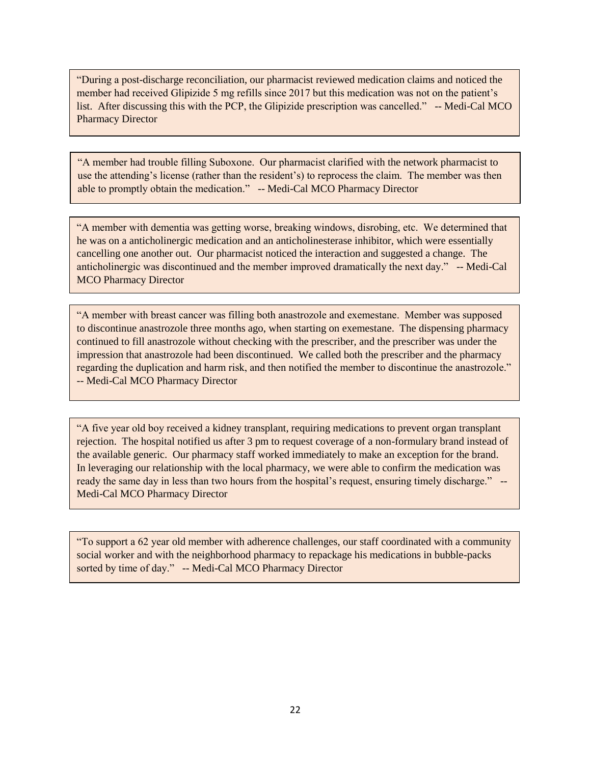"During a post-discharge reconciliation, our pharmacist reviewed medication claims and noticed the member had received Glipizide 5 mg refills since 2017 but this medication was not on the patient's list. After discussing this with the PCP, the Glipizide prescription was cancelled." -- Medi-Cal MCO Pharmacy Director

"A member had trouble filling Suboxone. Our pharmacist clarified with the network pharmacist to use the attending's license (rather than the resident's) to reprocess the claim. The member was then able to promptly obtain the medication." -- Medi-Cal MCO Pharmacy Director

"A member with dementia was getting worse, breaking windows, disrobing, etc. We determined that he was on a anticholinergic medication and an anticholinesterase inhibitor, which were essentially cancelling one another out. Our pharmacist noticed the interaction and suggested a change. The anticholinergic was discontinued and the member improved dramatically the next day." -- Medi-Cal MCO Pharmacy Director

"A member with breast cancer was filling both anastrozole and exemestane. Member was supposed to discontinue anastrozole three months ago, when starting on exemestane. The dispensing pharmacy continued to fill anastrozole without checking with the prescriber, and the prescriber was under the impression that anastrozole had been discontinued. We called both the prescriber and the pharmacy regarding the duplication and harm risk, and then notified the member to discontinue the anastrozole." -- Medi-Cal MCO Pharmacy Director

"A five year old boy received a kidney transplant, requiring medications to prevent organ transplant rejection. The hospital notified us after 3 pm to request coverage of a non-formulary brand instead of the available generic. Our pharmacy staff worked immediately to make an exception for the brand. In leveraging our relationship with the local pharmacy, we were able to confirm the medication was ready the same day in less than two hours from the hospital's request, ensuring timely discharge." -- Medi-Cal MCO Pharmacy Director

"To support a 62 year old member with adherence challenges, our staff coordinated with a community social worker and with the neighborhood pharmacy to repackage his medications in bubble-packs sorted by time of day." -- Medi-Cal MCO Pharmacy Director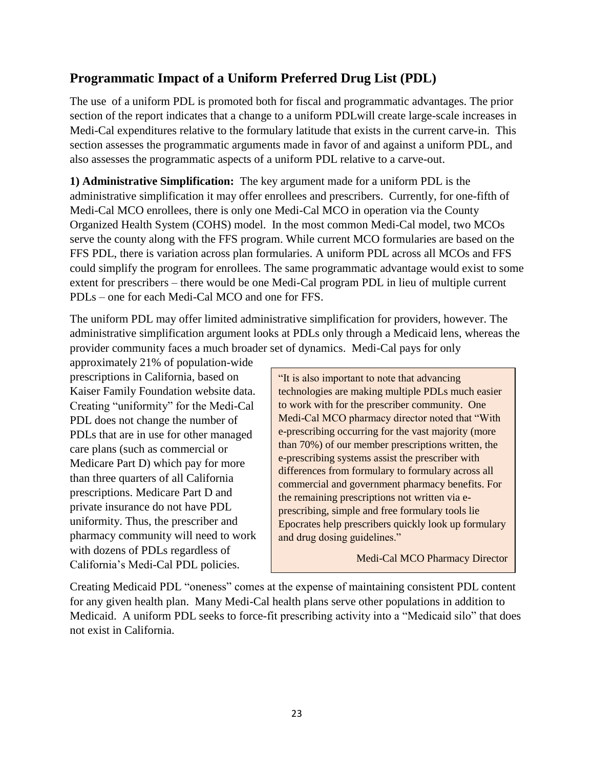## Programmatic Impact of a Uniform Preferred Drug List (PDL)

The use of a uniform PDL is promoted both for fiscal and programmatic advantages. The prior section of the report indicates that a change to a uniform PDLwill create large-scale increases in Medi-Cal expenditures relative to the formulary latitude that exists in the current carve-in. This section assesses the programmatic arguments made in favor of and against a uniform PDL, and also assesses the programmatic aspects of a uniform PDL relative to a carve-out.

**1) Administrative Simplification:** The key argument made for a uniform PDL is the administrative simplification it may offer enrollees and prescribers. Currently, for one-fifth of Medi-Cal MCO enrollees, there is only one Medi-Cal MCO in operation via the County Organized Health System (COHS) model. In the most common Medi-Cal model, two MCOs serve the county along with the FFS program. While current MCO formularies are based on the FFS PDL, there is variation across plan formularies. A uniform PDL across all MCOs and FFS could simplify the program for enrollees. The same programmatic advantage would exist to some extent for prescribers – there would be one Medi-Cal program PDL in lieu of multiple current PDLs – one for each Medi-Cal MCO and one for FFS.

The uniform PDL may offer limited administrative simplification for providers, however. The administrative simplification argument looks at PDLs only through a Medicaid lens, whereas the provider community faces a much broader set of dynamics. Medi-Cal pays for only approximately 21% of population-wide prescriptions in California, based on Kaiser Family Foundation website data. Creating "uniformity" for the Medi-Cal PDL does not change the number of PDLs that are in use for other managed care plans (such as commercial or Medicare Part D) which pay for more than three quarters of all California prescriptions. Medicare Part D and private insurance do not have PDL uniformity. Thus, the prescriber and pharmacy community will need to work with dozens of PDLs regardless of California's Medi-Cal PDL policies.

> "It is also important to note that advancing technologies are making multiple PDLs much easier to work with for the prescriber community. One Medi-Cal MCO pharmacy director noted that "With e-prescribing occurring for the vast majority (more than 70%) of our member prescriptions written, the e-prescribing systems assist the prescriber with differences from formulary to formulary across all commercial and government pharmacy benefits. For the remaining prescriptions not written via e-prescribing, simple and free formulary tools lie Epocrates help prescribers quickly look up formulary and drug dosing guidelines."
>
> Medi-Cal MCO Pharmacy Director

Creating Medicaid PDL "oneness" comes at the expense of maintaining consistent PDL content for any given health plan. Many Medi-Cal health plans serve other populations in addition to Medicaid. A uniform PDL seeks to force-fit prescribing activity into a "Medicaid silo" that does not exist in California.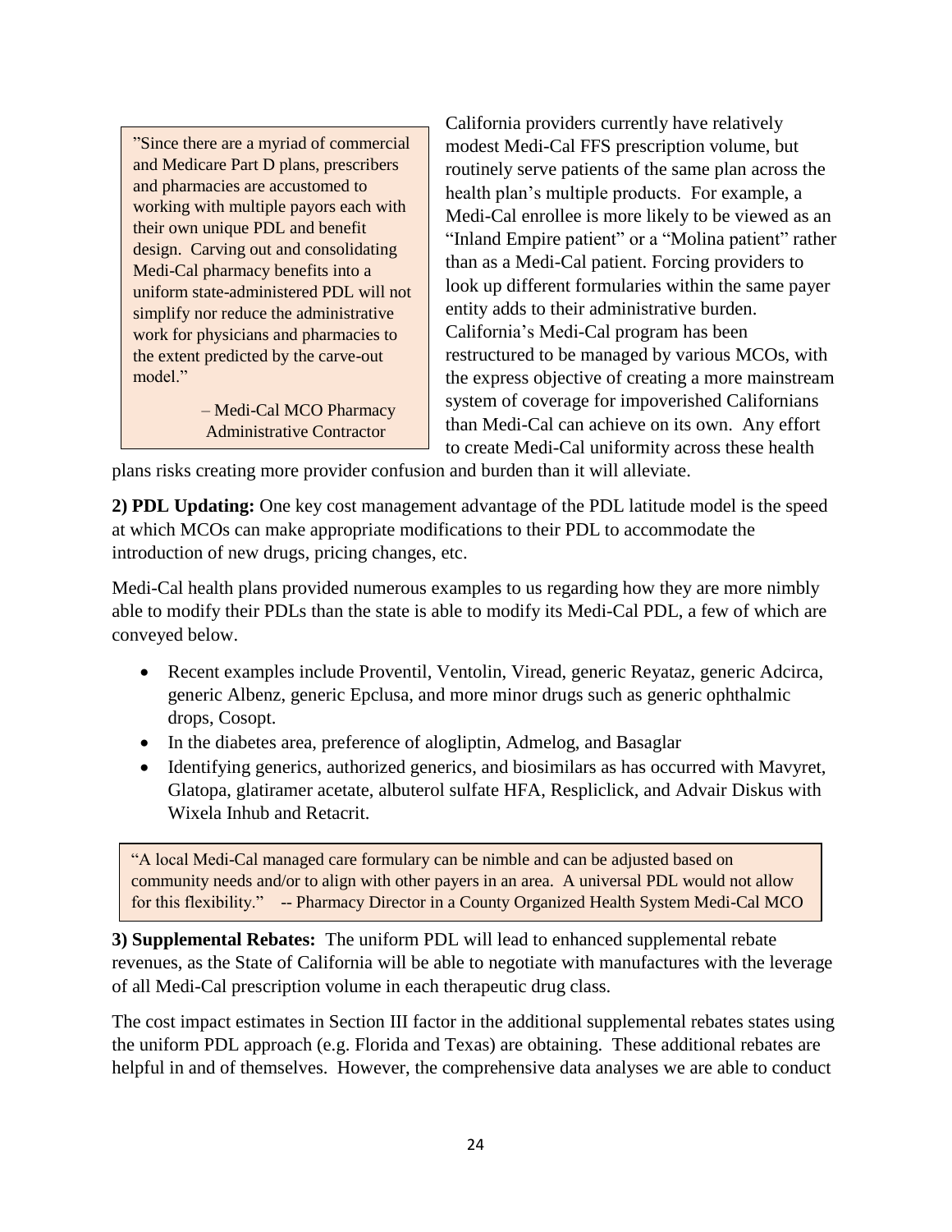> ”Since there are a myriad of commercial and Medicare Part D plans, prescribers and pharmacies are accustomed to working with multiple payors each with their own unique PDL and benefit design. Carving out and consolidating Medi-Cal pharmacy benefits into a uniform state-administered PDL will not simplify nor reduce the administrative work for physicians and pharmacies to the extent predicted by the carve-out model.”
>
> – Medi-Cal MCO Pharmacy Administrative Contractor

California providers currently have relatively modest Medi-Cal FFS prescription volume, but routinely serve patients of the same plan across the health plan's multiple products. For example, a Medi-Cal enrollee is more likely to be viewed as an "Inland Empire patient" or a "Molina patient" rather than as a Medi-Cal patient. Forcing providers to look up different formularies within the same payer entity adds to their administrative burden. California's Medi-Cal program has been restructured to be managed by various MCOs, with the express objective of creating a more mainstream system of coverage for impoverished Californians than Medi-Cal can achieve on its own. Any effort to create Medi-Cal uniformity across these health plans risks creating more provider confusion and burden than it will alleviate.

**2) PDL Updating:** One key cost management advantage of the PDL latitude model is the speed at which MCOs can make appropriate modifications to their PDL to accommodate the introduction of new drugs, pricing changes, etc.

Medi-Cal health plans provided numerous examples to us regarding how they are more nimbly able to modify their PDLs than the state is able to modify its Medi-Cal PDL, a few of which are conveyed below.

- Recent examples include Proventil, Ventolin, Viread, generic Reyataz, generic Adcirca, generic Albenz, generic Epclusa, and more minor drugs such as generic ophthalmic drops, Cosopt.
- In the diabetes area, preference of alogliptin, Admelog, and Basaglar
- Identifying generics, authorized generics, and biosimilars as has occurred with Mavyret, Glatopa, glatiramer acetate, albuterol sulfate HFA, Respliclick, and Advair Diskus with Wixela Inhub and Retacrit.

> "A local Medi-Cal managed care formulary can be nimble and can be adjusted based on community needs and/or to align with other payers in an area. A universal PDL would not allow for this flexibility." -- Pharmacy Director in a County Organized Health System Medi-Cal MCO

**3) Supplemental Rebates:** The uniform PDL will lead to enhanced supplemental rebate revenues, as the State of California will be able to negotiate with manufactures with the leverage of all Medi-Cal prescription volume in each therapeutic drug class.

The cost impact estimates in Section III factor in the additional supplemental rebates states using the uniform PDL approach (e.g. Florida and Texas) are obtaining. These additional rebates are helpful in and of themselves. However, the comprehensive data analyses we are able to conduct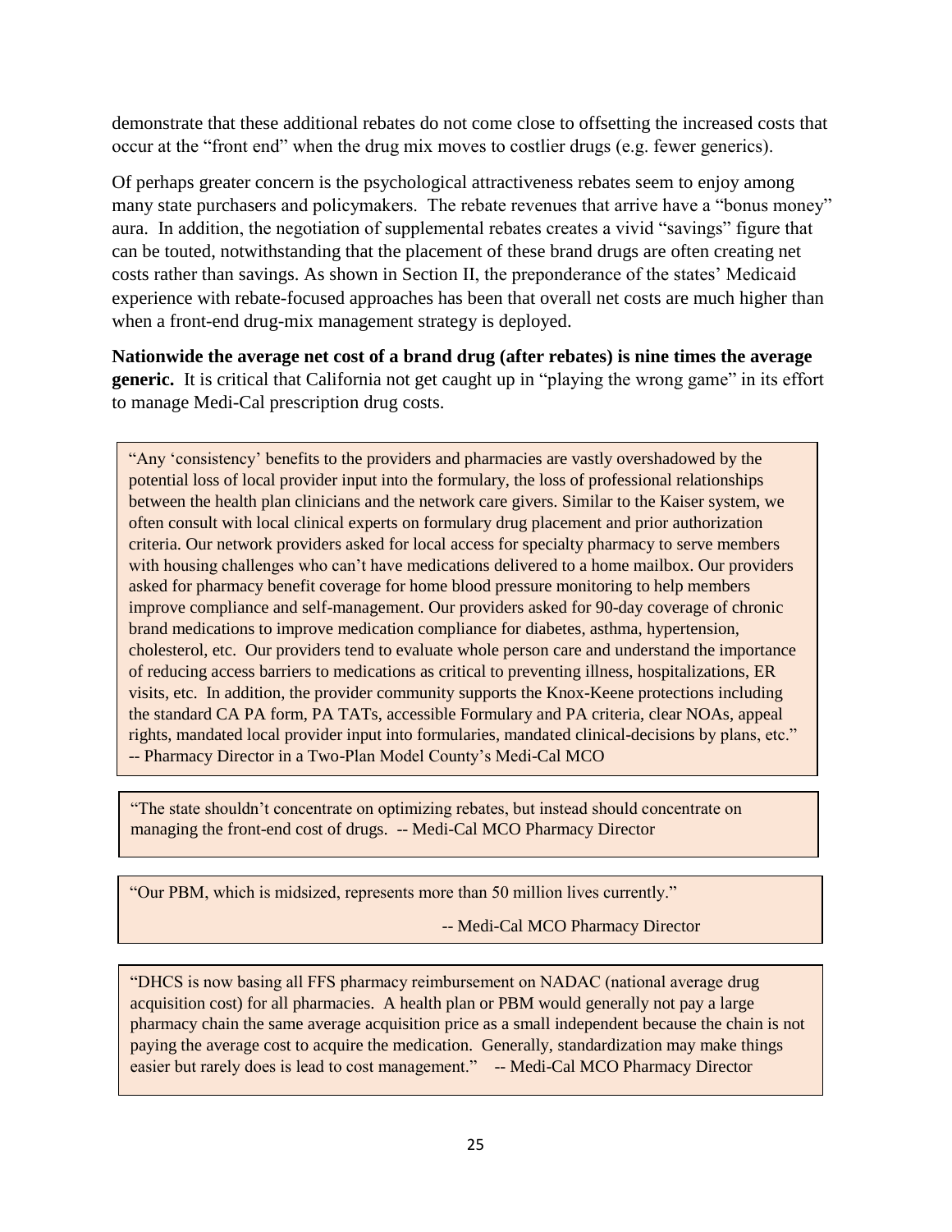demonstrate that these additional rebates do not come close to offsetting the increased costs that occur at the "front end" when the drug mix moves to costlier drugs (e.g. fewer generics).

Of perhaps greater concern is the psychological attractiveness rebates seem to enjoy among many state purchasers and policymakers. The rebate revenues that arrive have a "bonus money" aura. In addition, the negotiation of supplemental rebates creates a vivid "savings" figure that can be touted, notwithstanding that the placement of these brand drugs are often creating net costs rather than savings. As shown in Section II, the preponderance of the states' Medicaid experience with rebate-focused approaches has been that overall net costs are much higher than when a front-end drug-mix management strategy is deployed.

**Nationwide the average net cost of a brand drug (after rebates) is nine times the average generic.** It is critical that California not get caught up in "playing the wrong game" in its effort to manage Medi-Cal prescription drug costs.

> "Any 'consistency' benefits to the providers and pharmacies are vastly overshadowed by the potential loss of local provider input into the formulary, the loss of professional relationships between the health plan clinicians and the network care givers. Similar to the Kaiser system, we often consult with local clinical experts on formulary drug placement and prior authorization criteria. Our network providers asked for local access for specialty pharmacy to serve members with housing challenges who can't have medications delivered to a home mailbox. Our providers asked for pharmacy benefit coverage for home blood pressure monitoring to help members improve compliance and self-management. Our providers asked for 90-day coverage of chronic brand medications to improve medication compliance for diabetes, asthma, hypertension, cholesterol, etc. Our providers tend to evaluate whole person care and understand the importance of reducing access barriers to medications as critical to preventing illness, hospitalizations, ER visits, etc. In addition, the provider community supports the Knox-Keene protections including the standard CA PA form, PA TATs, accessible Formulary and PA criteria, clear NOAs, appeal rights, mandated local provider input into formularies, mandated clinical-decisions by plans, etc."
> -- Pharmacy Director in a Two-Plan Model County's Medi-Cal MCO

> "The state shouldn't concentrate on optimizing rebates, but instead should concentrate on managing the front-end cost of drugs. -- Medi-Cal MCO Pharmacy Director

> "Our PBM, which is midsized, represents more than 50 million lives currently."
>
> -- Medi-Cal MCO Pharmacy Director

> "DHCS is now basing all FFS pharmacy reimbursement on NADAC (national average drug acquisition cost) for all pharmacies. A health plan or PBM would generally not pay a large pharmacy chain the same average acquisition price as a small independent because the chain is not paying the average cost to acquire the medication. Generally, standardization may make things easier but rarely does is lead to cost management." -- Medi-Cal MCO Pharmacy Director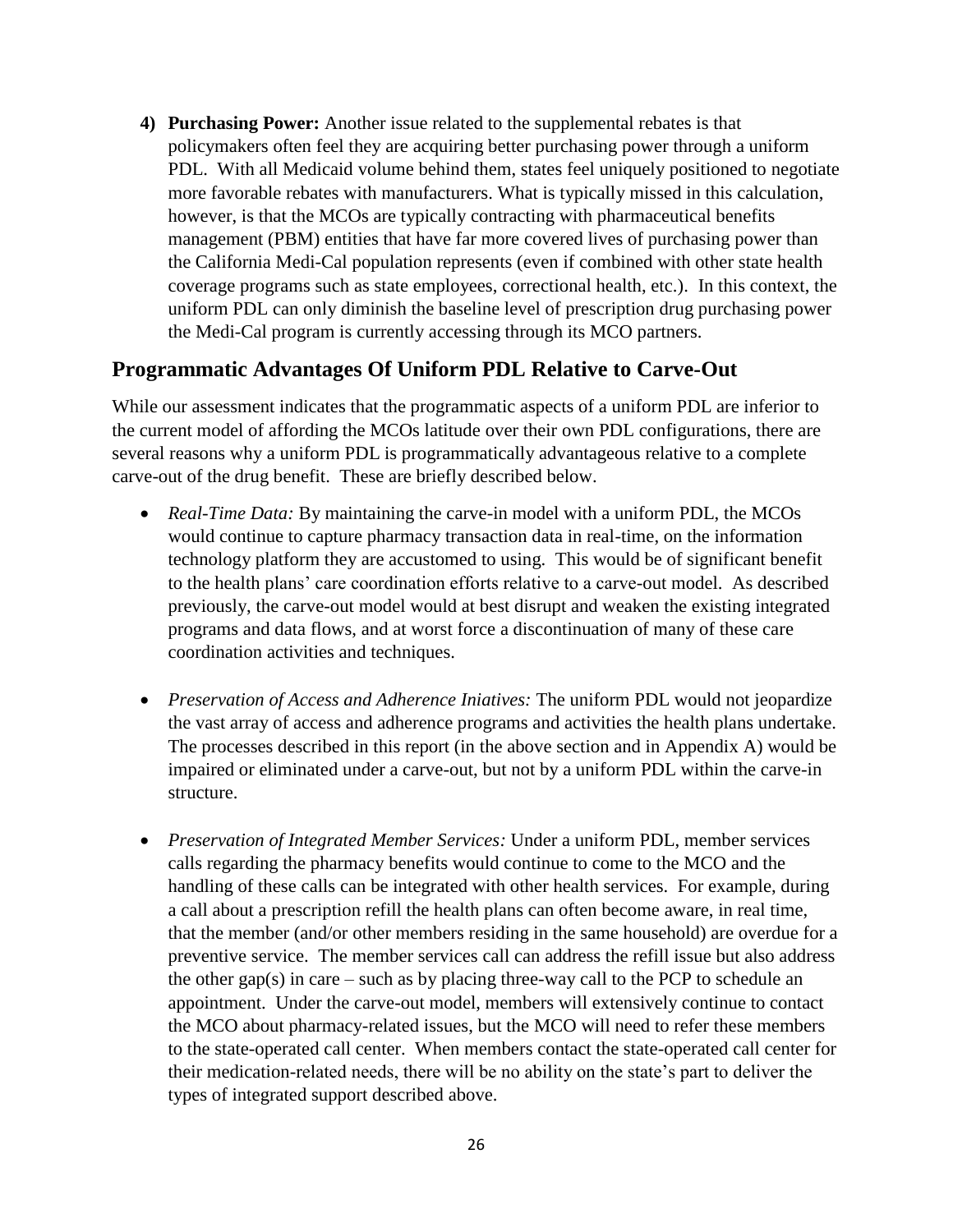4) **Purchasing Power:** Another issue related to the supplemental rebates is that policymakers often feel they are acquiring better purchasing power through a uniform PDL. With all Medicaid volume behind them, states feel uniquely positioned to negotiate more favorable rebates with manufacturers. What is typically missed in this calculation, however, is that the MCOs are typically contracting with pharmaceutical benefits management (PBM) entities that have far more covered lives of purchasing power than the California Medi-Cal population represents (even if combined with other state health coverage programs such as state employees, correctional health, etc.). In this context, the uniform PDL can only diminish the baseline level of prescription drug purchasing power the Medi-Cal program is currently accessing through its MCO partners.

## Programmatic Advantages Of Uniform PDL Relative to Carve-Out

While our assessment indicates that the programmatic aspects of a uniform PDL are inferior to the current model of affording the MCOs latitude over their own PDL configurations, there are several reasons why a uniform PDL is programmatically advantageous relative to a complete carve-out of the drug benefit. These are briefly described below.

- *Real-Time Data:* By maintaining the carve-in model with a uniform PDL, the MCOs would continue to capture pharmacy transaction data in real-time, on the information technology platform they are accustomed to using. This would be of significant benefit to the health plans' care coordination efforts relative to a carve-out model. As described previously, the carve-out model would at best disrupt and weaken the existing integrated programs and data flows, and at worst force a discontinuation of many of these care coordination activities and techniques.

- *Preservation of Access and Adherence Iniatives:* The uniform PDL would not jeopardize the vast array of access and adherence programs and activities the health plans undertake. The processes described in this report (in the above section and in Appendix A) would be impaired or eliminated under a carve-out, but not by a uniform PDL within the carve-in structure.

- *Preservation of Integrated Member Services:* Under a uniform PDL, member services calls regarding the pharmacy benefits would continue to come to the MCO and the handling of these calls can be integrated with other health services. For example, during a call about a prescription refill the health plans can often become aware, in real time, that the member (and/or other members residing in the same household) are overdue for a preventive service. The member services call can address the refill issue but also address the other gap(s) in care – such as by placing three-way call to the PCP to schedule an appointment. Under the carve-out model, members will extensively continue to contact the MCO about pharmacy-related issues, but the MCO will need to refer these members to the state-operated call center. When members contact the state-operated call center for their medication-related needs, there will be no ability on the state's part to deliver the types of integrated support described above.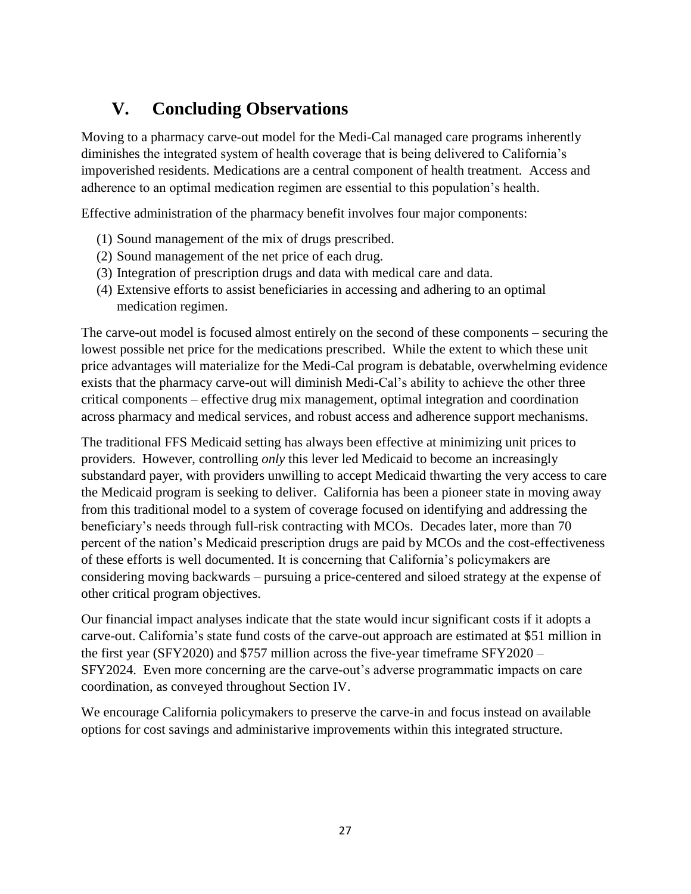## V. Concluding Observations

Moving to a pharmacy carve-out model for the Medi-Cal managed care programs inherently diminishes the integrated system of health coverage that is being delivered to California's impoverished residents. Medications are a central component of health treatment. Access and adherence to an optimal medication regimen are essential to this population's health.

Effective administration of the pharmacy benefit involves four major components:

(1) Sound management of the mix of drugs prescribed.
(2) Sound management of the net price of each drug.
(3) Integration of prescription drugs and data with medical care and data.
(4) Extensive efforts to assist beneficiaries in accessing and adhering to an optimal medication regimen.

The carve-out model is focused almost entirely on the second of these components – securing the lowest possible net price for the medications prescribed. While the extent to which these unit price advantages will materialize for the Medi-Cal program is debatable, overwhelming evidence exists that the pharmacy carve-out will diminish Medi-Cal's ability to achieve the other three critical components – effective drug mix management, optimal integration and coordination across pharmacy and medical services, and robust access and adherence support mechanisms.

The traditional FFS Medicaid setting has always been effective at minimizing unit prices to providers. However, controlling *only* this lever led Medicaid to become an increasingly substandard payer, with providers unwilling to accept Medicaid thwarting the very access to care the Medicaid program is seeking to deliver. California has been a pioneer state in moving away from this traditional model to a system of coverage focused on identifying and addressing the beneficiary's needs through full-risk contracting with MCOs. Decades later, more than 70 percent of the nation's Medicaid prescription drugs are paid by MCOs and the cost-effectiveness of these efforts is well documented. It is concerning that California's policymakers are considering moving backwards – pursuing a price-centered and siloed strategy at the expense of other critical program objectives.

Our financial impact analyses indicate that the state would incur significant costs if it adopts a carve-out. California's state fund costs of the carve-out approach are estimated at $51 million in the first year (SFY2020) and $757 million across the five-year timeframe SFY2020 – SFY2024. Even more concerning are the carve-out's adverse programmatic impacts on care coordination, as conveyed throughout Section IV.

We encourage California policymakers to preserve the carve-in and focus instead on available options for cost savings and administarive improvements within this integrated structure.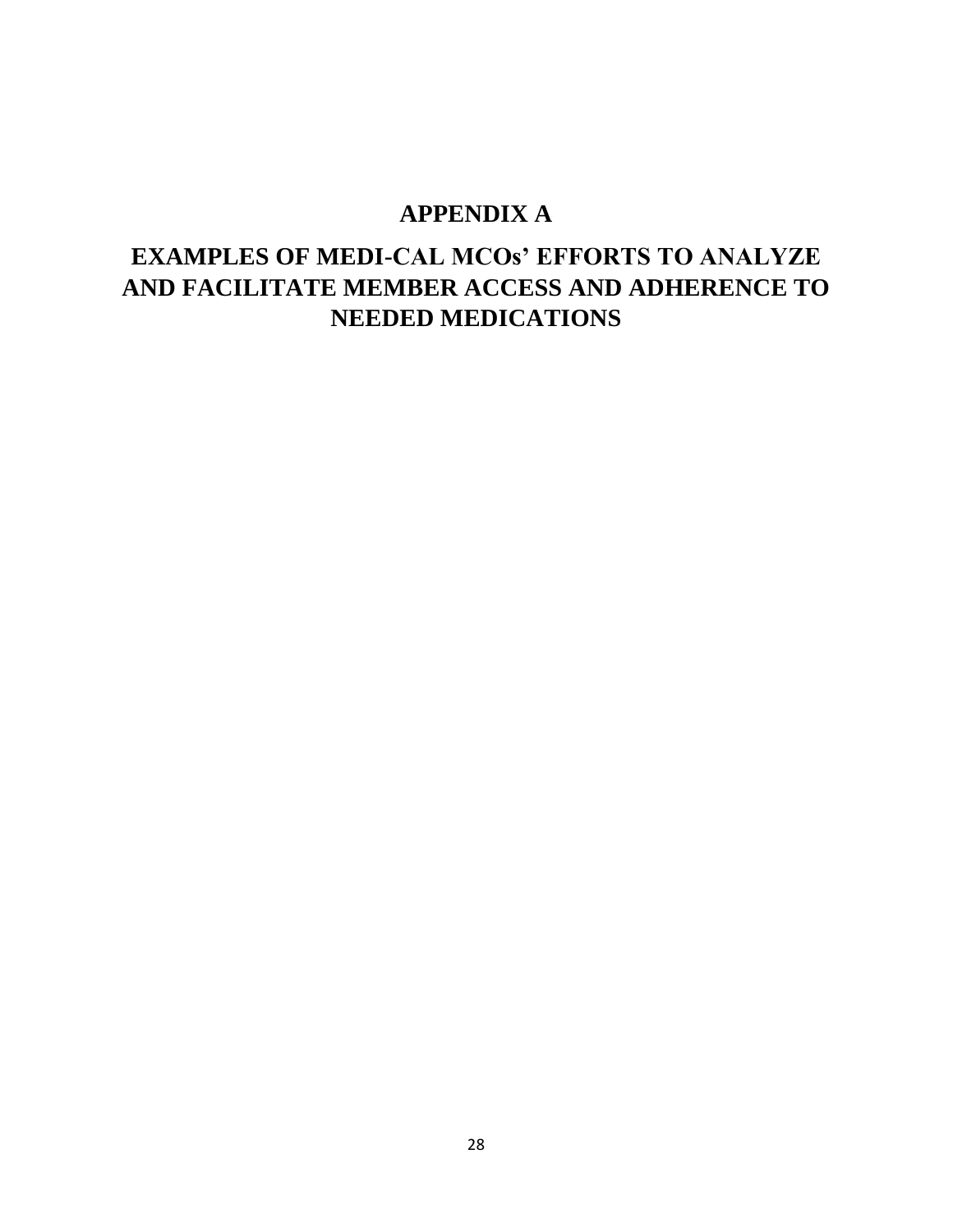# APPENDIX A

# EXAMPLES OF MEDI-CAL MCOs' EFFORTS TO ANALYZE AND FACILITATE MEMBER ACCESS AND ADHERENCE TO NEEDED MEDICATIONS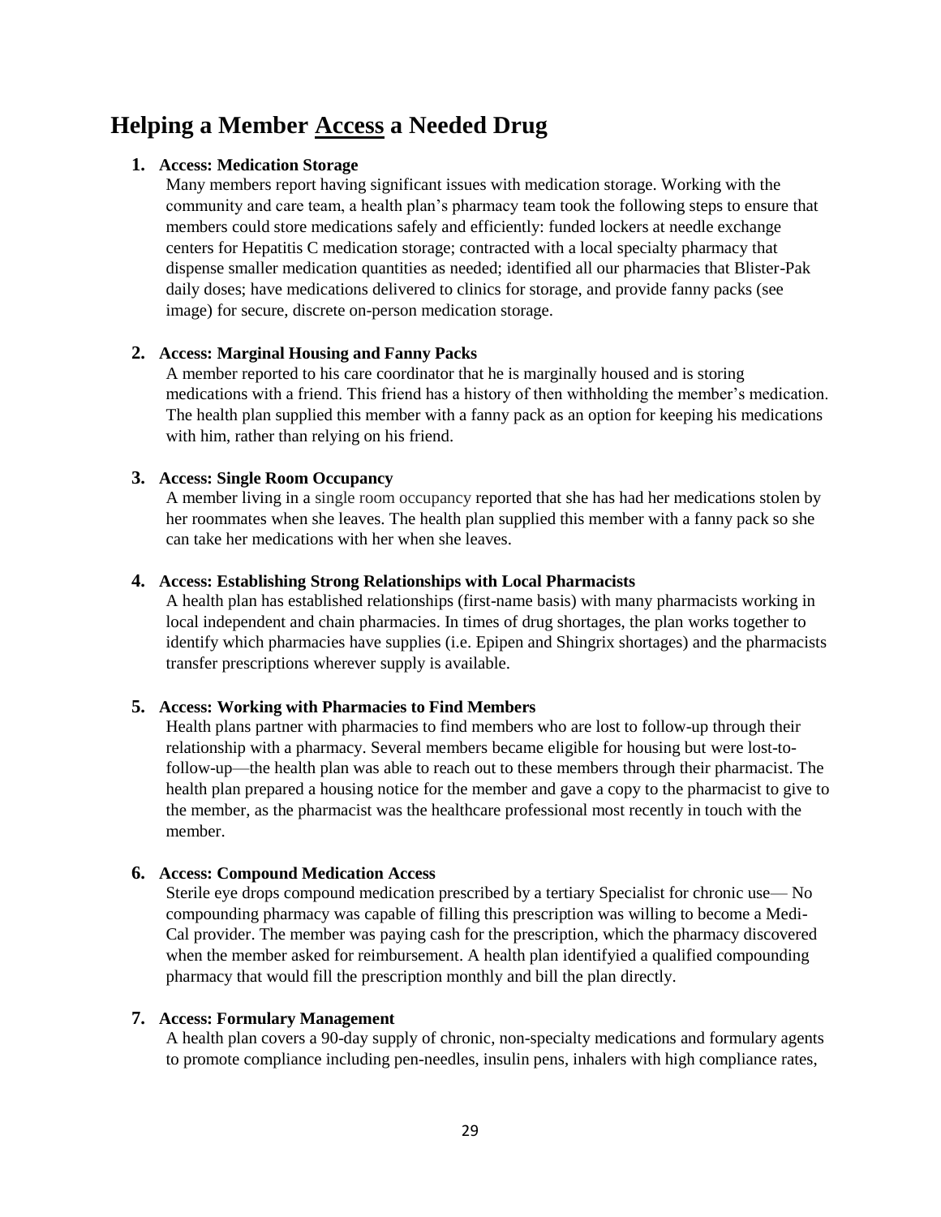# Helping a Member <u>Access</u> a Needed Drug

1. **Access: Medication Storage**
   Many members report having significant issues with medication storage. Working with the community and care team, a health plan's pharmacy team took the following steps to ensure that members could store medications safely and efficiently: funded lockers at needle exchange centers for Hepatitis C medication storage; contracted with a local specialty pharmacy that dispense smaller medication quantities as needed; identified all our pharmacies that Blister-Pak daily doses; have medications delivered to clinics for storage, and provide fanny packs (see image) for secure, discrete on-person medication storage.

2. **Access: Marginal Housing and Fanny Packs**
   A member reported to his care coordinator that he is marginally housed and is storing medications with a friend. This friend has a history of then withholding the member's medication. The health plan supplied this member with a fanny pack as an option for keeping his medications with him, rather than relying on his friend.

3. **Access: Single Room Occupancy**
   A member living in a single room occupancy reported that she has had her medications stolen by her roommates when she leaves. The health plan supplied this member with a fanny pack so she can take her medications with her when she leaves.

4. **Access: Establishing Strong Relationships with Local Pharmacists**
   A health plan has established relationships (first-name basis) with many pharmacists working in local independent and chain pharmacies. In times of drug shortages, the plan works together to identify which pharmacies have supplies (i.e. Epipen and Shingrix shortages) and the pharmacists transfer prescriptions wherever supply is available.

5. **Access: Working with Pharmacies to Find Members**
   Health plans partner with pharmacies to find members who are lost to follow-up through their relationship with a pharmacy. Several members became eligible for housing but were lost-to-follow-up—the health plan was able to reach out to these members through their pharmacist. The health plan prepared a housing notice for the member and gave a copy to the pharmacist to give to the member, as the pharmacist was the healthcare professional most recently in touch with the member.

6. **Access: Compound Medication Access**
   Sterile eye drops compound medication prescribed by a tertiary Specialist for chronic use— No compounding pharmacy was capable of filling this prescription was willing to become a Medi-Cal provider. The member was paying cash for the prescription, which the pharmacy discovered when the member asked for reimbursement. A health plan identifyied a qualified compounding pharmacy that would fill the prescription monthly and bill the plan directly.

7. **Access: Formulary Management**
   A health plan covers a 90-day supply of chronic, non-specialty medications and formulary agents to promote compliance including pen-needles, insulin pens, inhalers with high compliance rates,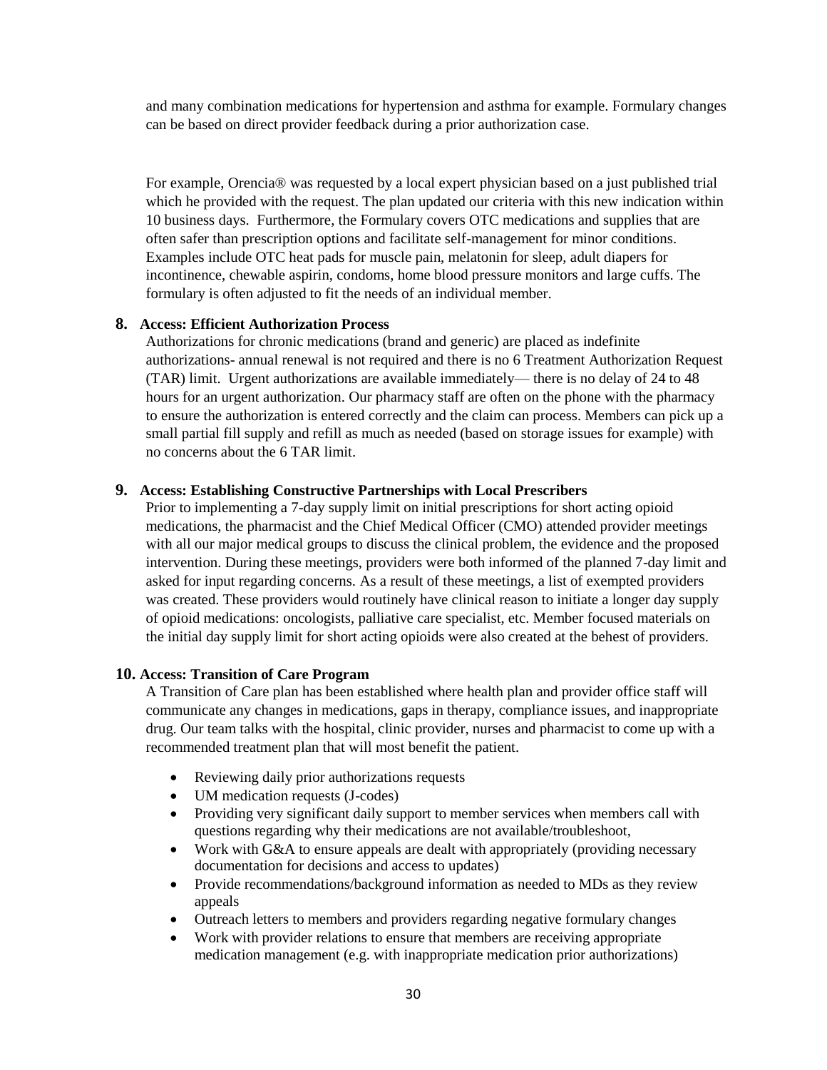and many combination medications for hypertension and asthma for example. Formulary changes can be based on direct provider feedback during a prior authorization case.

For example, Orencia® was requested by a local expert physician based on a just published trial which he provided with the request. The plan updated our criteria with this new indication within 10 business days. Furthermore, the Formulary covers OTC medications and supplies that are often safer than prescription options and facilitate self-management for minor conditions. Examples include OTC heat pads for muscle pain, melatonin for sleep, adult diapers for incontinence, chewable aspirin, condoms, home blood pressure monitors and large cuffs. The formulary is often adjusted to fit the needs of an individual member.

**8. Access: Efficient Authorization Process**

Authorizations for chronic medications (brand and generic) are placed as indefinite authorizations- annual renewal is not required and there is no 6 Treatment Authorization Request (TAR) limit. Urgent authorizations are available immediately— there is no delay of 24 to 48 hours for an urgent authorization. Our pharmacy staff are often on the phone with the pharmacy to ensure the authorization is entered correctly and the claim can process. Members can pick up a small partial fill supply and refill as much as needed (based on storage issues for example) with no concerns about the 6 TAR limit.

**9. Access: Establishing Constructive Partnerships with Local Prescribers**

Prior to implementing a 7-day supply limit on initial prescriptions for short acting opioid medications, the pharmacist and the Chief Medical Officer (CMO) attended provider meetings with all our major medical groups to discuss the clinical problem, the evidence and the proposed intervention. During these meetings, providers were both informed of the planned 7-day limit and asked for input regarding concerns. As a result of these meetings, a list of exempted providers was created. These providers would routinely have clinical reason to initiate a longer day supply of opioid medications: oncologists, palliative care specialist, etc. Member focused materials on the initial day supply limit for short acting opioids were also created at the behest of providers.

**10. Access: Transition of Care Program**

A Transition of Care plan has been established where health plan and provider office staff will communicate any changes in medications, gaps in therapy, compliance issues, and inappropriate drug. Our team talks with the hospital, clinic provider, nurses and pharmacist to come up with a recommended treatment plan that will most benefit the patient.

- Reviewing daily prior authorizations requests
- UM medication requests (J-codes)
- Providing very significant daily support to member services when members call with questions regarding why their medications are not available/troubleshoot,
- Work with G&A to ensure appeals are dealt with appropriately (providing necessary documentation for decisions and access to updates)
- Provide recommendations/background information as needed to MDs as they review appeals
- Outreach letters to members and providers regarding negative formulary changes
- Work with provider relations to ensure that members are receiving appropriate medication management (e.g. with inappropriate medication prior authorizations)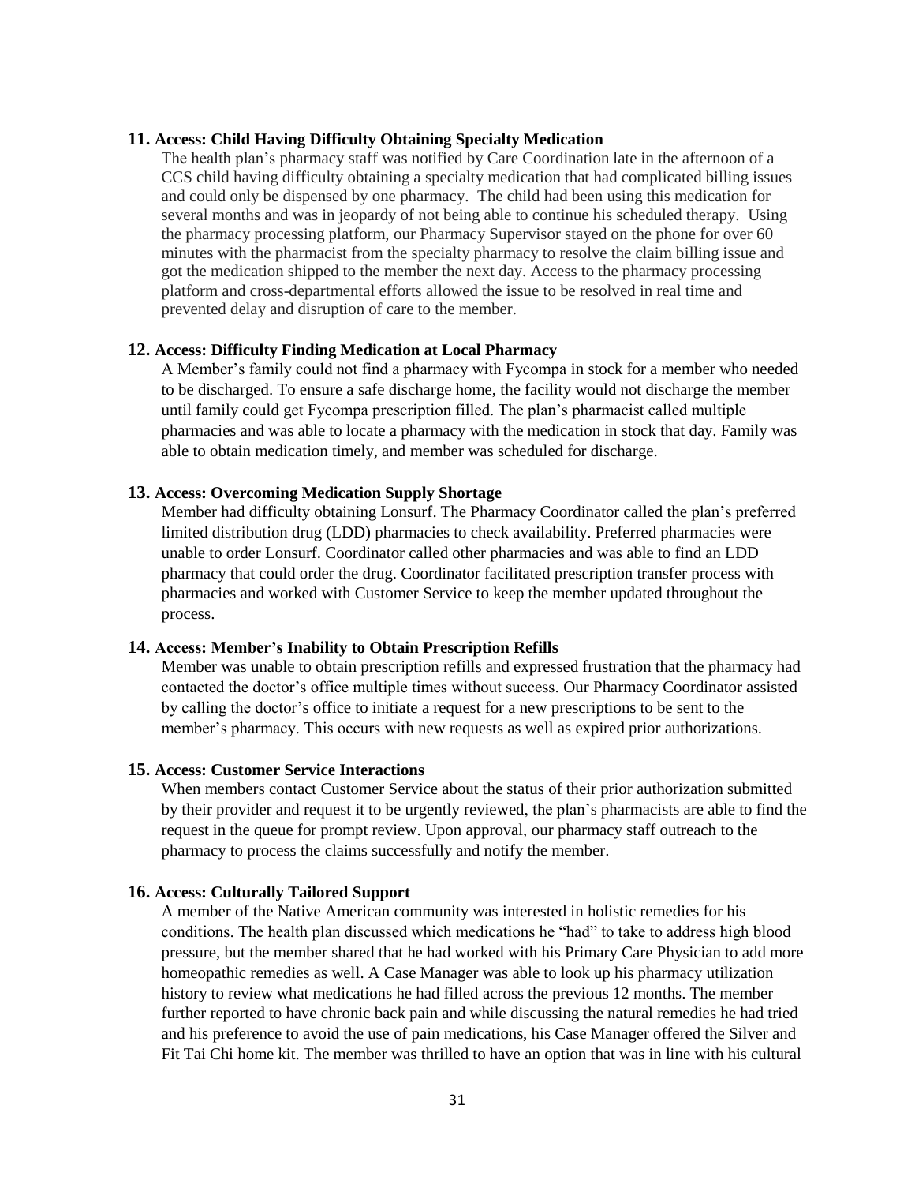**11. Access: Child Having Difficulty Obtaining Specialty Medication**

The health plan's pharmacy staff was notified by Care Coordination late in the afternoon of a CCS child having difficulty obtaining a specialty medication that had complicated billing issues and could only be dispensed by one pharmacy. The child had been using this medication for several months and was in jeopardy of not being able to continue his scheduled therapy. Using the pharmacy processing platform, our Pharmacy Supervisor stayed on the phone for over 60 minutes with the pharmacist from the specialty pharmacy to resolve the claim billing issue and got the medication shipped to the member the next day. Access to the pharmacy processing platform and cross-departmental efforts allowed the issue to be resolved in real time and prevented delay and disruption of care to the member.

**12. Access: Difficulty Finding Medication at Local Pharmacy**

A Member's family could not find a pharmacy with Fycompa in stock for a member who needed to be discharged. To ensure a safe discharge home, the facility would not discharge the member until family could get Fycompa prescription filled. The plan's pharmacist called multiple pharmacies and was able to locate a pharmacy with the medication in stock that day. Family was able to obtain medication timely, and member was scheduled for discharge.

**13. Access: Overcoming Medication Supply Shortage**

Member had difficulty obtaining Lonsurf. The Pharmacy Coordinator called the plan's preferred limited distribution drug (LDD) pharmacies to check availability. Preferred pharmacies were unable to order Lonsurf. Coordinator called other pharmacies and was able to find an LDD pharmacy that could order the drug. Coordinator facilitated prescription transfer process with pharmacies and worked with Customer Service to keep the member updated throughout the process.

**14. Access: Member's Inability to Obtain Prescription Refills**

Member was unable to obtain prescription refills and expressed frustration that the pharmacy had contacted the doctor's office multiple times without success. Our Pharmacy Coordinator assisted by calling the doctor's office to initiate a request for a new prescriptions to be sent to the member's pharmacy. This occurs with new requests as well as expired prior authorizations.

**15. Access: Customer Service Interactions**

When members contact Customer Service about the status of their prior authorization submitted by their provider and request it to be urgently reviewed, the plan's pharmacists are able to find the request in the queue for prompt review. Upon approval, our pharmacy staff outreach to the pharmacy to process the claims successfully and notify the member.

**16. Access: Culturally Tailored Support**

A member of the Native American community was interested in holistic remedies for his conditions. The health plan discussed which medications he "had" to take to address high blood pressure, but the member shared that he had worked with his Primary Care Physician to add more homeopathic remedies as well. A Case Manager was able to look up his pharmacy utilization history to review what medications he had filled across the previous 12 months. The member further reported to have chronic back pain and while discussing the natural remedies he had tried and his preference to avoid the use of pain medications, his Case Manager offered the Silver and Fit Tai Chi home kit. The member was thrilled to have an option that was in line with his cultural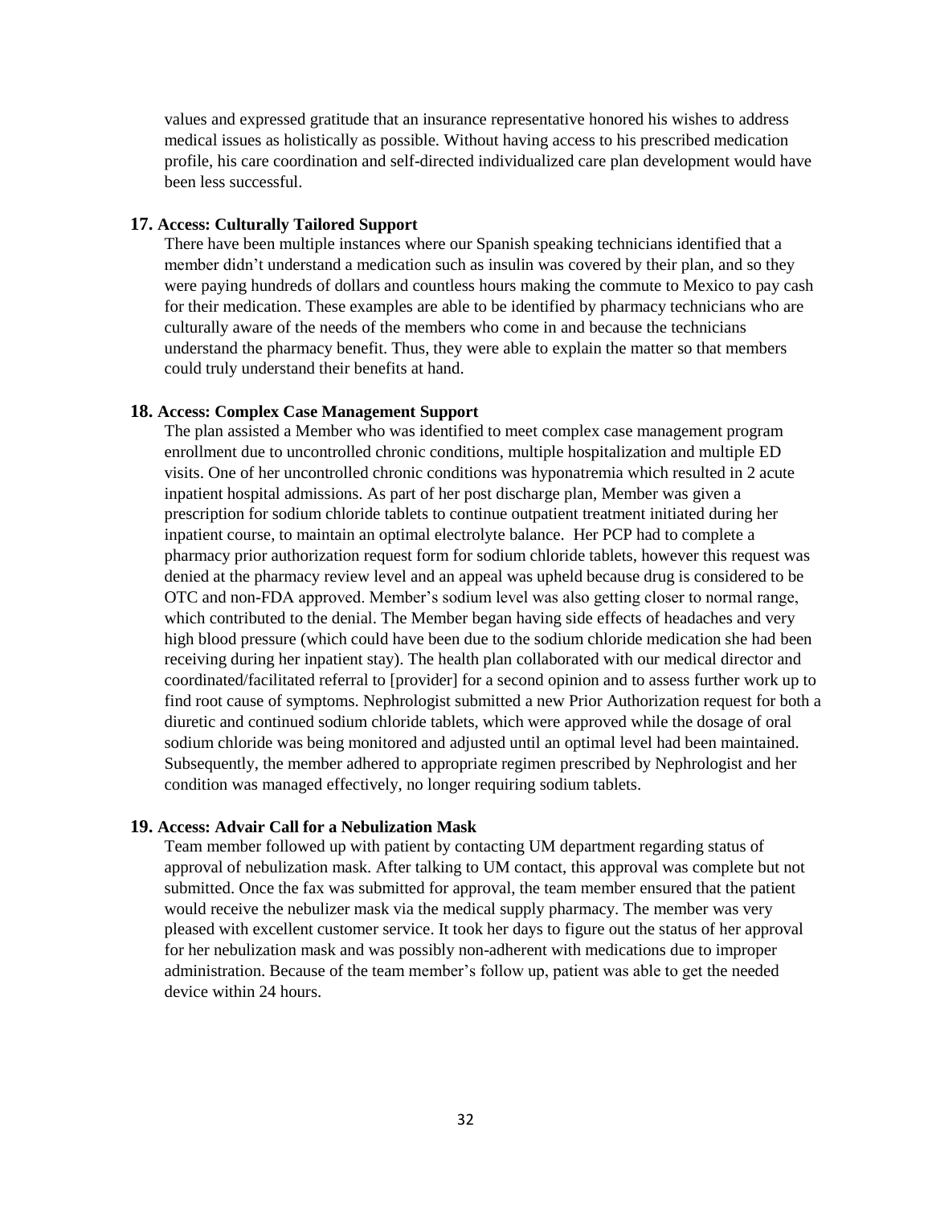values and expressed gratitude that an insurance representative honored his wishes to address medical issues as holistically as possible. Without having access to his prescribed medication profile, his care coordination and self-directed individualized care plan development would have been less successful.

**17. Access: Culturally Tailored Support**

There have been multiple instances where our Spanish speaking technicians identified that a member didn't understand a medication such as insulin was covered by their plan, and so they were paying hundreds of dollars and countless hours making the commute to Mexico to pay cash for their medication. These examples are able to be identified by pharmacy technicians who are culturally aware of the needs of the members who come in and because the technicians understand the pharmacy benefit. Thus, they were able to explain the matter so that members could truly understand their benefits at hand.

**18. Access: Complex Case Management Support**

The plan assisted a Member who was identified to meet complex case management program enrollment due to uncontrolled chronic conditions, multiple hospitalization and multiple ED visits. One of her uncontrolled chronic conditions was hyponatremia which resulted in 2 acute inpatient hospital admissions. As part of her post discharge plan, Member was given a prescription for sodium chloride tablets to continue outpatient treatment initiated during her inpatient course, to maintain an optimal electrolyte balance. Her PCP had to complete a pharmacy prior authorization request form for sodium chloride tablets, however this request was denied at the pharmacy review level and an appeal was upheld because drug is considered to be OTC and non-FDA approved. Member's sodium level was also getting closer to normal range, which contributed to the denial. The Member began having side effects of headaches and very high blood pressure (which could have been due to the sodium chloride medication she had been receiving during her inpatient stay). The health plan collaborated with our medical director and coordinated/facilitated referral to [provider] for a second opinion and to assess further work up to find root cause of symptoms. Nephrologist submitted a new Prior Authorization request for both a diuretic and continued sodium chloride tablets, which were approved while the dosage of oral sodium chloride was being monitored and adjusted until an optimal level had been maintained. Subsequently, the member adhered to appropriate regimen prescribed by Nephrologist and her condition was managed effectively, no longer requiring sodium tablets.

**19. Access: Advair Call for a Nebulization Mask**

Team member followed up with patient by contacting UM department regarding status of approval of nebulization mask. After talking to UM contact, this approval was complete but not submitted. Once the fax was submitted for approval, the team member ensured that the patient would receive the nebulizer mask via the medical supply pharmacy. The member was very pleased with excellent customer service. It took her days to figure out the status of her approval for her nebulization mask and was possibly non-adherent with medications due to improper administration. Because of the team member's follow up, patient was able to get the needed device within 24 hours.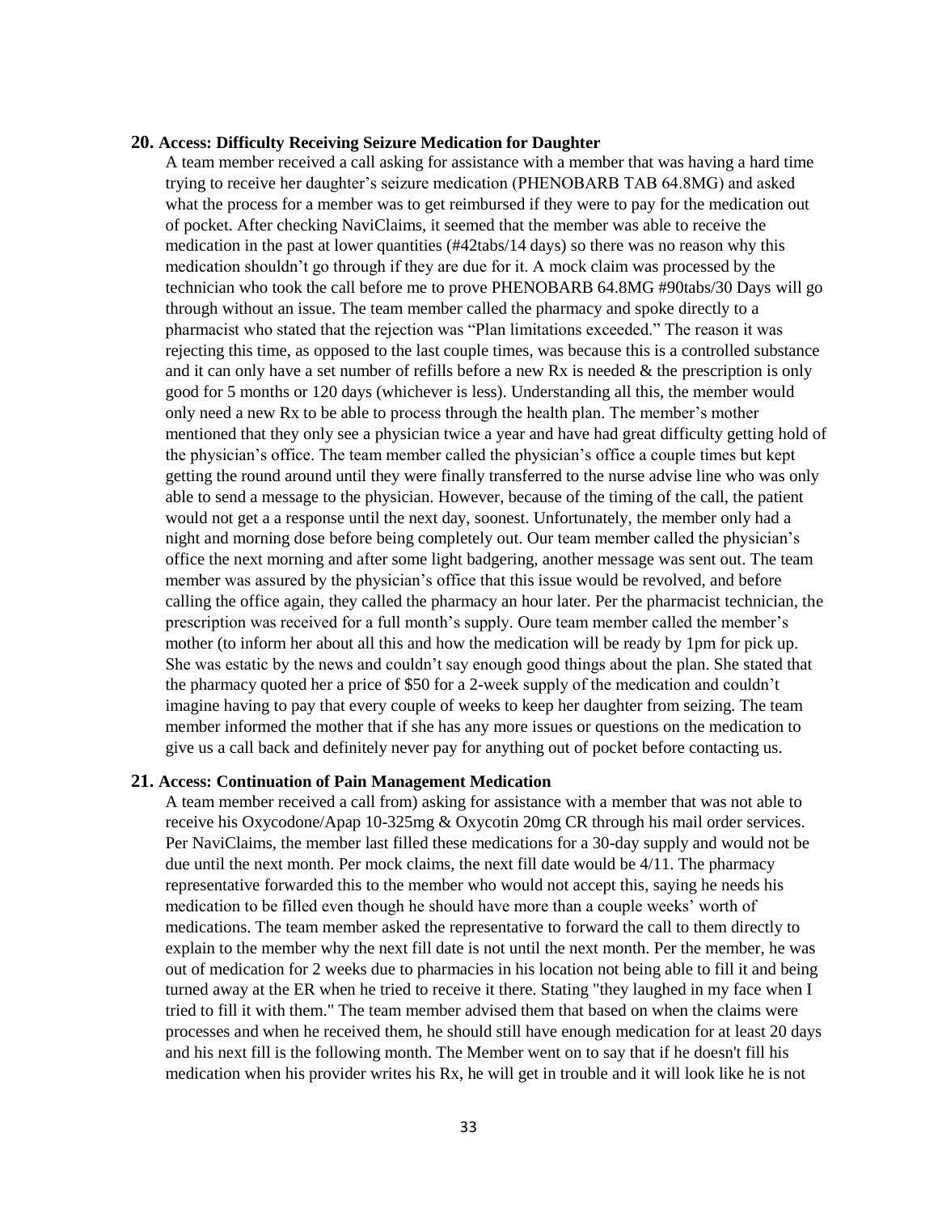### 20. Access: Difficulty Receiving Seizure Medication for Daughter

A team member received a call asking for assistance with a member that was having a hard time trying to receive her daughter's seizure medication (PHENOBARB TAB 64.8MG) and asked what the process for a member was to get reimbursed if they were to pay for the medication out of pocket. After checking NaviClaims, it seemed that the member was able to receive the medication in the past at lower quantities (#42tabs/14 days) so there was no reason why this medication shouldn't go through if they are due for it. A mock claim was processed by the technician who took the call before me to prove PHENOBARB 64.8MG #90tabs/30 Days will go through without an issue. The team member called the pharmacy and spoke directly to a pharmacist who stated that the rejection was "Plan limitations exceeded." The reason it was rejecting this time, as opposed to the last couple times, was because this is a controlled substance and it can only have a set number of refills before a new Rx is needed & the prescription is only good for 5 months or 120 days (whichever is less). Understanding all this, the member would only need a new Rx to be able to process through the health plan. The member's mother mentioned that they only see a physician twice a year and have had great difficulty getting hold of the physician's office. The team member called the physician's office a couple times but kept getting the round around until they were finally transferred to the nurse advise line who was only able to send a message to the physician. However, because of the timing of the call, the patient would not get a a response until the next day, soonest. Unfortunately, the member only had a night and morning dose before being completely out. Our team member called the physician's office the next morning and after some light badgering, another message was sent out. The team member was assured by the physician's office that this issue would be revolved, and before calling the office again, they called the pharmacy an hour later. Per the pharmacist technician, the prescription was received for a full month's supply. Oure team member called the member's mother (to inform her about all this and how the medication will be ready by 1pm for pick up. She was estatic by the news and couldn't say enough good things about the plan. She stated that the pharmacy quoted her a price of $50 for a 2-week supply of the medication and couldn't imagine having to pay that every couple of weeks to keep her daughter from seizing. The team member informed the mother that if she has any more issues or questions on the medication to give us a call back and definitely never pay for anything out of pocket before contacting us.

### 21. Access: Continuation of Pain Management Medication

A team member received a call from) asking for assistance with a member that was not able to receive his Oxycodone/Apap 10-325mg & Oxycotin 20mg CR through his mail order services. Per NaviClaims, the member last filled these medications for a 30-day supply and would not be due until the next month. Per mock claims, the next fill date would be 4/11. The pharmacy representative forwarded this to the member who would not accept this, saying he needs his medication to be filled even though he should have more than a couple weeks' worth of medications. The team member asked the representative to forward the call to them directly to explain to the member why the next fill date is not until the next month. Per the member, he was out of medication for 2 weeks due to pharmacies in his location not being able to fill it and being turned away at the ER when he tried to receive it there. Stating "they laughed in my face when I tried to fill it with them." The team member advised them that based on when the claims were processes and when he received them, he should still have enough medication for at least 20 days and his next fill is the following month. The Member went on to say that if he doesn't fill his medication when his provider writes his Rx, he will get in trouble and it will look like he is not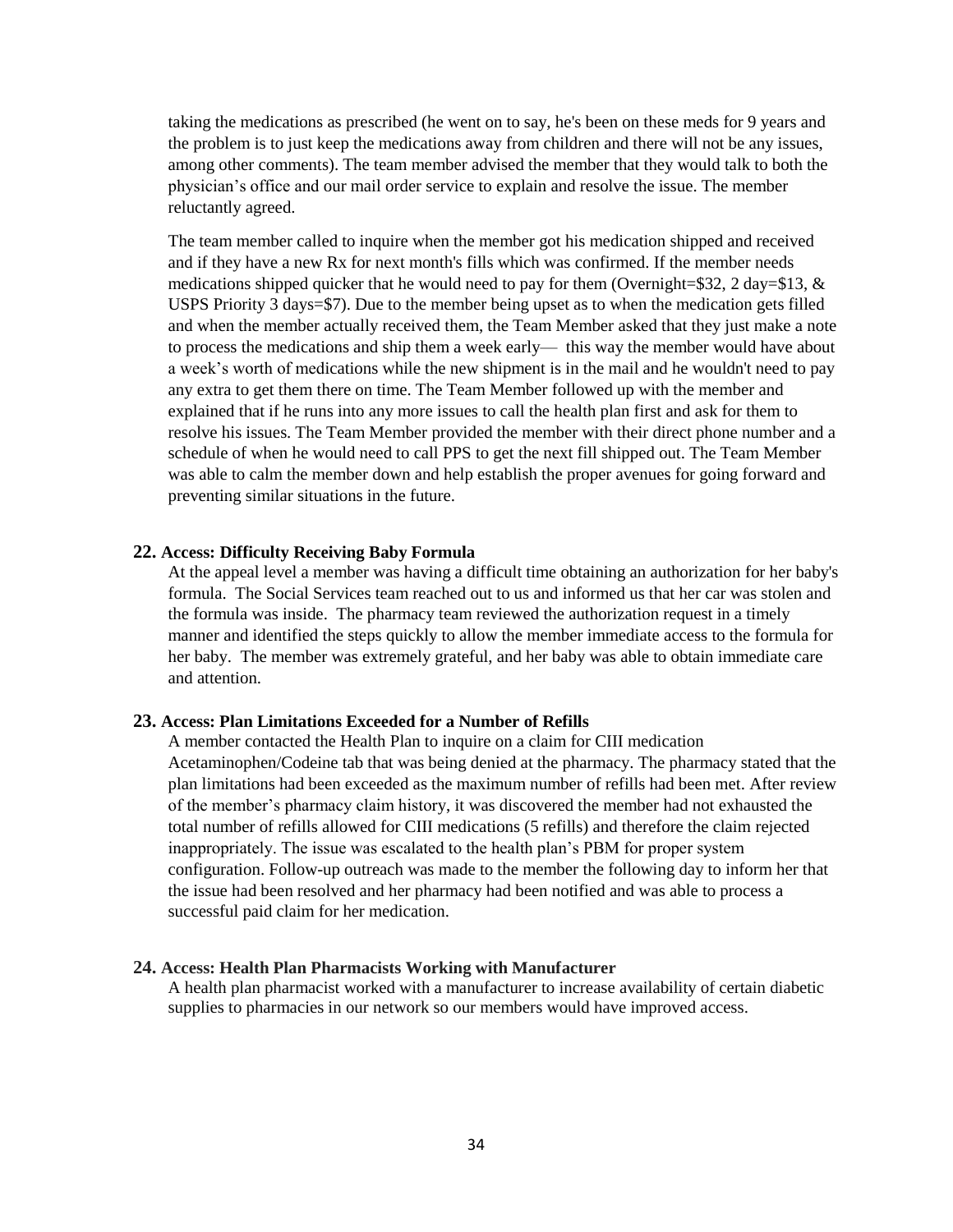taking the medications as prescribed (he went on to say, he's been on these meds for 9 years and the problem is to just keep the medications away from children and there will not be any issues, among other comments). The team member advised the member that they would talk to both the physician's office and our mail order service to explain and resolve the issue. The member reluctantly agreed.

The team member called to inquire when the member got his medication shipped and received and if they have a new Rx for next month's fills which was confirmed. If the member needs medications shipped quicker that he would need to pay for them (Overnight=$32, 2 day=$13, & USPS Priority 3 days=$7). Due to the member being upset as to when the medication gets filled and when the member actually received them, the Team Member asked that they just make a note to process the medications and ship them a week early— this way the member would have about a week's worth of medications while the new shipment is in the mail and he wouldn't need to pay any extra to get them there on time. The Team Member followed up with the member and explained that if he runs into any more issues to call the health plan first and ask for them to resolve his issues. The Team Member provided the member with their direct phone number and a schedule of when he would need to call PPS to get the next fill shipped out. The Team Member was able to calm the member down and help establish the proper avenues for going forward and preventing similar situations in the future.

### 22. Access: Difficulty Receiving Baby Formula

At the appeal level a member was having a difficult time obtaining an authorization for her baby's formula. The Social Services team reached out to us and informed us that her car was stolen and the formula was inside. The pharmacy team reviewed the authorization request in a timely manner and identified the steps quickly to allow the member immediate access to the formula for her baby. The member was extremely grateful, and her baby was able to obtain immediate care and attention.

### 23. Access: Plan Limitations Exceeded for a Number of Refills

A member contacted the Health Plan to inquire on a claim for CIII medication Acetaminophen/Codeine tab that was being denied at the pharmacy. The pharmacy stated that the plan limitations had been exceeded as the maximum number of refills had been met. After review of the member's pharmacy claim history, it was discovered the member had not exhausted the total number of refills allowed for CIII medications (5 refills) and therefore the claim rejected inappropriately. The issue was escalated to the health plan's PBM for proper system configuration. Follow-up outreach was made to the member the following day to inform her that the issue had been resolved and her pharmacy had been notified and was able to process a successful paid claim for her medication.

### 24. Access: Health Plan Pharmacists Working with Manufacturer

A health plan pharmacist worked with a manufacturer to increase availability of certain diabetic supplies to pharmacies in our network so our members would have improved access.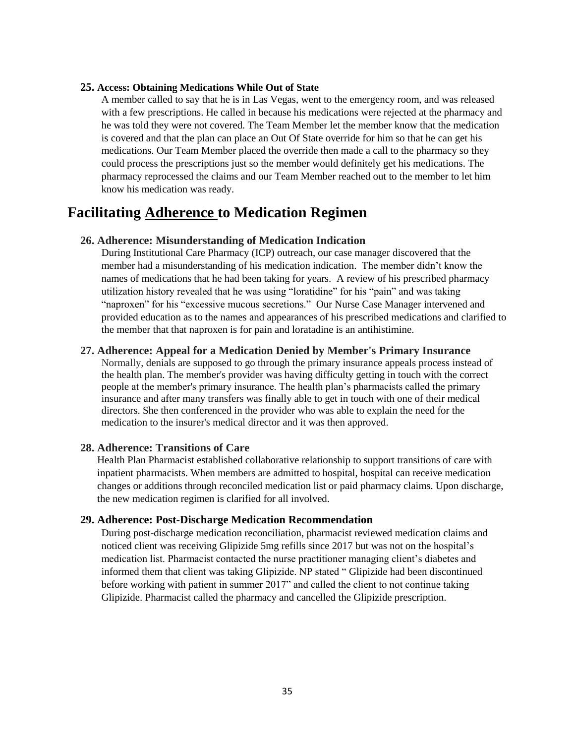### 25. Access: Obtaining Medications While Out of State

A member called to say that he is in Las Vegas, went to the emergency room, and was released with a few prescriptions. He called in because his medications were rejected at the pharmacy and he was told they were not covered. The Team Member let the member know that the medication is covered and that the plan can place an Out Of State override for him so that he can get his medications. Our Team Member placed the override then made a call to the pharmacy so they could process the prescriptions just so the member would definitely get his medications. The pharmacy reprocessed the claims and our Team Member reached out to the member to let him know his medication was ready.

## Facilitating Adherence to Medication Regimen

### 26. Adherence: Misunderstanding of Medication Indication

During Institutional Care Pharmacy (ICP) outreach, our case manager discovered that the member had a misunderstanding of his medication indication. The member didn't know the names of medications that he had been taking for years. A review of his prescribed pharmacy utilization history revealed that he was using "loratidine" for his "pain" and was taking "naproxen" for his "excessive mucous secretions." Our Nurse Case Manager intervened and provided education as to the names and appearances of his prescribed medications and clarified to the member that that naproxen is for pain and loratadine is an antihistimine.

### 27. Adherence: Appeal for a Medication Denied by Member's Primary Insurance

Normally, denials are supposed to go through the primary insurance appeals process instead of the health plan. The member's provider was having difficulty getting in touch with the correct people at the member's primary insurance. The health plan's pharmacists called the primary insurance and after many transfers was finally able to get in touch with one of their medical directors. She then conferenced in the provider who was able to explain the need for the medication to the insurer's medical director and it was then approved.

### 28. Adherence: Transitions of Care

Health Plan Pharmacist established collaborative relationship to support transitions of care with inpatient pharmacists. When members are admitted to hospital, hospital can receive medication changes or additions through reconciled medication list or paid pharmacy claims. Upon discharge, the new medication regimen is clarified for all involved.

### 29. Adherence: Post-Discharge Medication Recommendation

During post-discharge medication reconciliation, pharmacist reviewed medication claims and noticed client was receiving Glipizide 5mg refills since 2017 but was not on the hospital's medication list. Pharmacist contacted the nurse practitioner managing client's diabetes and informed them that client was taking Glipizide. NP stated " Glipizide had been discontinued before working with patient in summer 2017" and called the client to not continue taking Glipizide. Pharmacist called the pharmacy and cancelled the Glipizide prescription.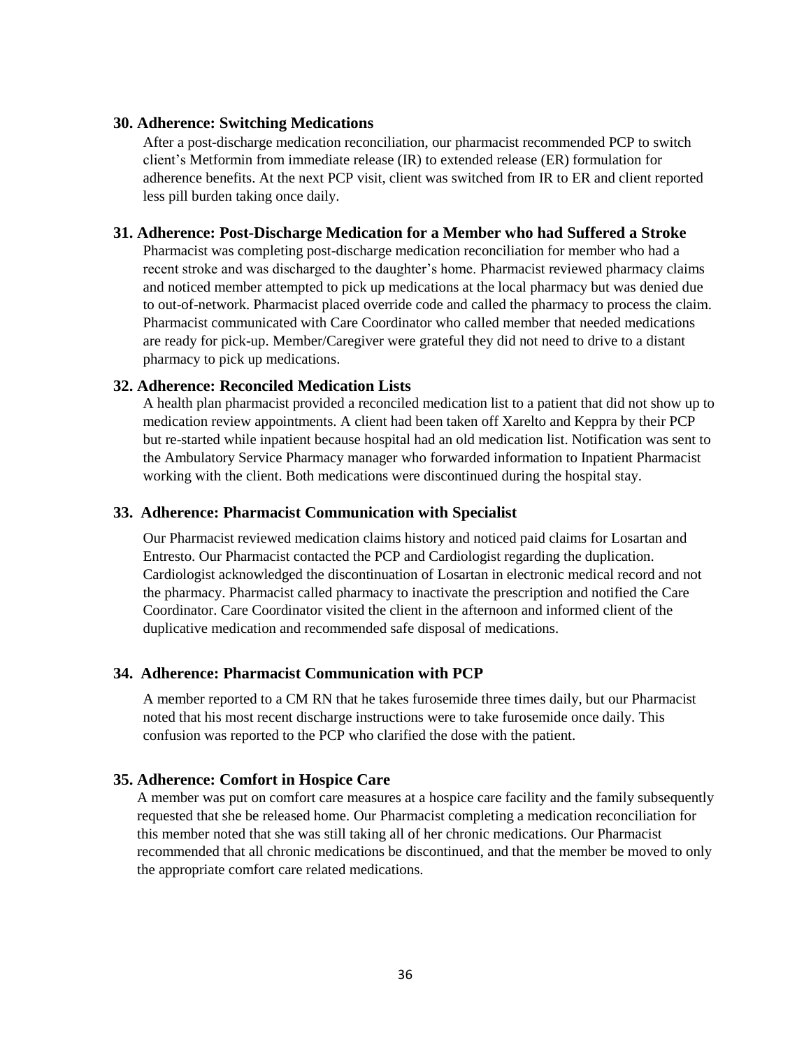### 30. Adherence: Switching Medications

After a post-discharge medication reconciliation, our pharmacist recommended PCP to switch client's Metformin from immediate release (IR) to extended release (ER) formulation for adherence benefits. At the next PCP visit, client was switched from IR to ER and client reported less pill burden taking once daily.

### 31. Adherence: Post-Discharge Medication for a Member who had Suffered a Stroke

Pharmacist was completing post-discharge medication reconciliation for member who had a recent stroke and was discharged to the daughter's home. Pharmacist reviewed pharmacy claims and noticed member attempted to pick up medications at the local pharmacy but was denied due to out-of-network. Pharmacist placed override code and called the pharmacy to process the claim. Pharmacist communicated with Care Coordinator who called member that needed medications are ready for pick-up. Member/Caregiver were grateful they did not need to drive to a distant pharmacy to pick up medications.

### 32. Adherence: Reconciled Medication Lists

A health plan pharmacist provided a reconciled medication list to a patient that did not show up to medication review appointments. A client had been taken off Xarelto and Keppra by their PCP but re-started while inpatient because hospital had an old medication list. Notification was sent to the Ambulatory Service Pharmacy manager who forwarded information to Inpatient Pharmacist working with the client. Both medications were discontinued during the hospital stay.

### 33. Adherence: Pharmacist Communication with Specialist

Our Pharmacist reviewed medication claims history and noticed paid claims for Losartan and Entresto. Our Pharmacist contacted the PCP and Cardiologist regarding the duplication. Cardiologist acknowledged the discontinuation of Losartan in electronic medical record and not the pharmacy. Pharmacist called pharmacy to inactivate the prescription and notified the Care Coordinator. Care Coordinator visited the client in the afternoon and informed client of the duplicative medication and recommended safe disposal of medications.

### 34. Adherence: Pharmacist Communication with PCP

A member reported to a CM RN that he takes furosemide three times daily, but our Pharmacist noted that his most recent discharge instructions were to take furosemide once daily. This confusion was reported to the PCP who clarified the dose with the patient.

### 35. Adherence: Comfort in Hospice Care

A member was put on comfort care measures at a hospice care facility and the family subsequently requested that she be released home. Our Pharmacist completing a medication reconciliation for this member noted that she was still taking all of her chronic medications. Our Pharmacist recommended that all chronic medications be discontinued, and that the member be moved to only the appropriate comfort care related medications.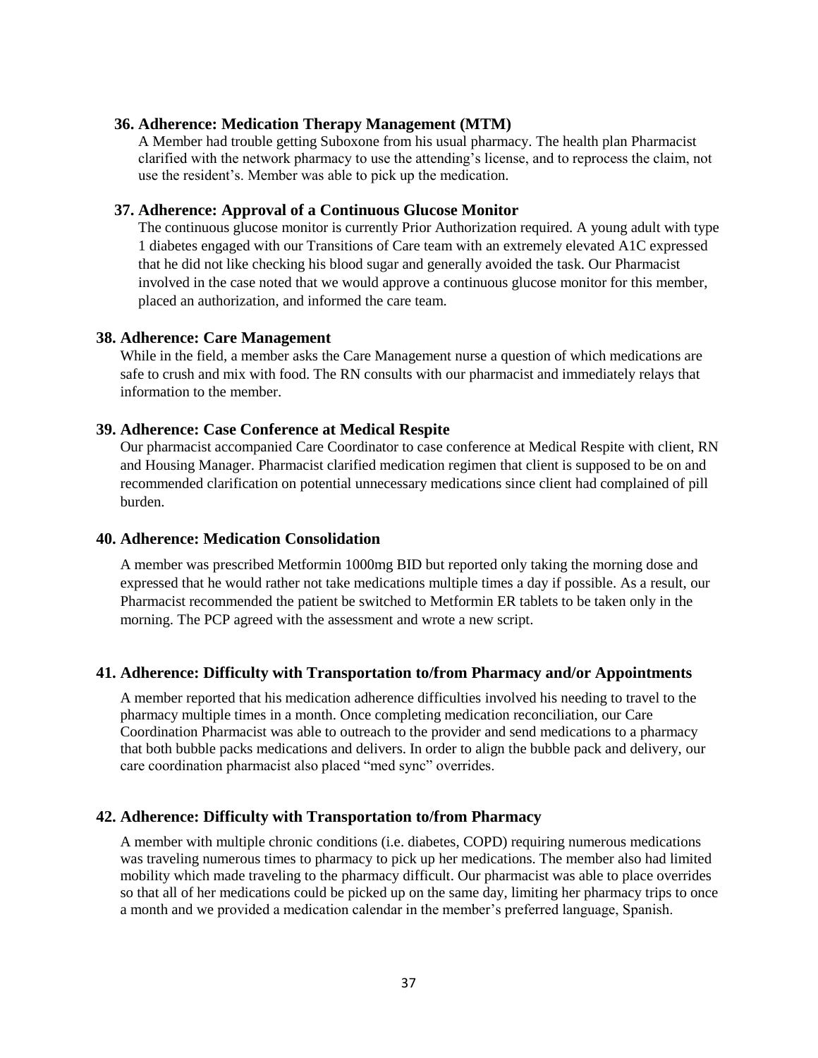### 36. Adherence: Medication Therapy Management (MTM)

A Member had trouble getting Suboxone from his usual pharmacy. The health plan Pharmacist clarified with the network pharmacy to use the attending's license, and to reprocess the claim, not use the resident's. Member was able to pick up the medication.

### 37. Adherence: Approval of a Continuous Glucose Monitor

The continuous glucose monitor is currently Prior Authorization required. A young adult with type 1 diabetes engaged with our Transitions of Care team with an extremely elevated A1C expressed that he did not like checking his blood sugar and generally avoided the task. Our Pharmacist involved in the case noted that we would approve a continuous glucose monitor for this member, placed an authorization, and informed the care team.

### 38. Adherence: Care Management

While in the field, a member asks the Care Management nurse a question of which medications are safe to crush and mix with food. The RN consults with our pharmacist and immediately relays that information to the member.

### 39. Adherence: Case Conference at Medical Respite

Our pharmacist accompanied Care Coordinator to case conference at Medical Respite with client, RN and Housing Manager. Pharmacist clarified medication regimen that client is supposed to be on and recommended clarification on potential unnecessary medications since client had complained of pill burden.

### 40. Adherence: Medication Consolidation

A member was prescribed Metformin 1000mg BID but reported only taking the morning dose and expressed that he would rather not take medications multiple times a day if possible. As a result, our Pharmacist recommended the patient be switched to Metformin ER tablets to be taken only in the morning. The PCP agreed with the assessment and wrote a new script.

### 41. Adherence: Difficulty with Transportation to/from Pharmacy and/or Appointments

A member reported that his medication adherence difficulties involved his needing to travel to the pharmacy multiple times in a month. Once completing medication reconciliation, our Care Coordination Pharmacist was able to outreach to the provider and send medications to a pharmacy that both bubble packs medications and delivers. In order to align the bubble pack and delivery, our care coordination pharmacist also placed "med sync" overrides.

### 42. Adherence: Difficulty with Transportation to/from Pharmacy

A member with multiple chronic conditions (i.e. diabetes, COPD) requiring numerous medications was traveling numerous times to pharmacy to pick up her medications. The member also had limited mobility which made traveling to the pharmacy difficult. Our pharmacist was able to place overrides so that all of her medications could be picked up on the same day, limiting her pharmacy trips to once a month and we provided a medication calendar in the member's preferred language, Spanish.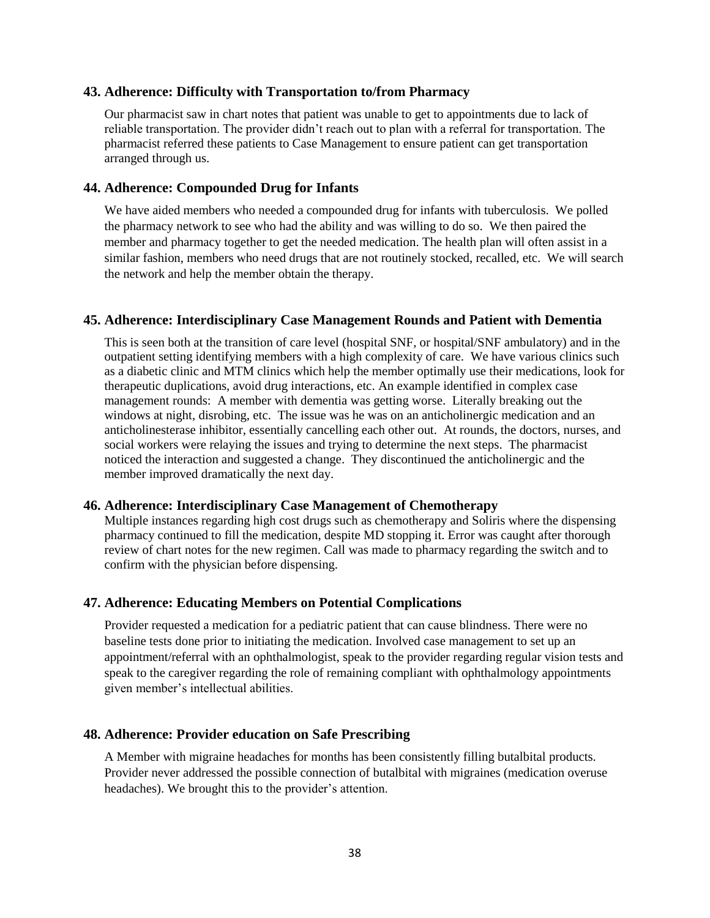### 43. Adherence: Difficulty with Transportation to/from Pharmacy

Our pharmacist saw in chart notes that patient was unable to get to appointments due to lack of reliable transportation. The provider didn't reach out to plan with a referral for transportation. The pharmacist referred these patients to Case Management to ensure patient can get transportation arranged through us.

### 44. Adherence: Compounded Drug for Infants

We have aided members who needed a compounded drug for infants with tuberculosis. We polled the pharmacy network to see who had the ability and was willing to do so. We then paired the member and pharmacy together to get the needed medication. The health plan will often assist in a similar fashion, members who need drugs that are not routinely stocked, recalled, etc. We will search the network and help the member obtain the therapy.

### 45. Adherence: Interdisciplinary Case Management Rounds and Patient with Dementia

This is seen both at the transition of care level (hospital SNF, or hospital/SNF ambulatory) and in the outpatient setting identifying members with a high complexity of care. We have various clinics such as a diabetic clinic and MTM clinics which help the member optimally use their medications, look for therapeutic duplications, avoid drug interactions, etc. An example identified in complex case management rounds: A member with dementia was getting worse. Literally breaking out the windows at night, disrobing, etc. The issue was he was on an anticholinergic medication and an anticholinesterase inhibitor, essentially cancelling each other out. At rounds, the doctors, nurses, and social workers were relaying the issues and trying to determine the next steps. The pharmacist noticed the interaction and suggested a change. They discontinued the anticholinergic and the member improved dramatically the next day.

### 46. Adherence: Interdisciplinary Case Management of Chemotherapy

Multiple instances regarding high cost drugs such as chemotherapy and Soliris where the dispensing pharmacy continued to fill the medication, despite MD stopping it. Error was caught after thorough review of chart notes for the new regimen. Call was made to pharmacy regarding the switch and to confirm with the physician before dispensing.

### 47. Adherence: Educating Members on Potential Complications

Provider requested a medication for a pediatric patient that can cause blindness. There were no baseline tests done prior to initiating the medication. Involved case management to set up an appointment/referral with an ophthalmologist, speak to the provider regarding regular vision tests and speak to the caregiver regarding the role of remaining compliant with ophthalmology appointments given member's intellectual abilities.

### 48. Adherence: Provider education on Safe Prescribing

A Member with migraine headaches for months has been consistently filling butalbital products. Provider never addressed the possible connection of butalbital with migraines (medication overuse headaches). We brought this to the provider's attention.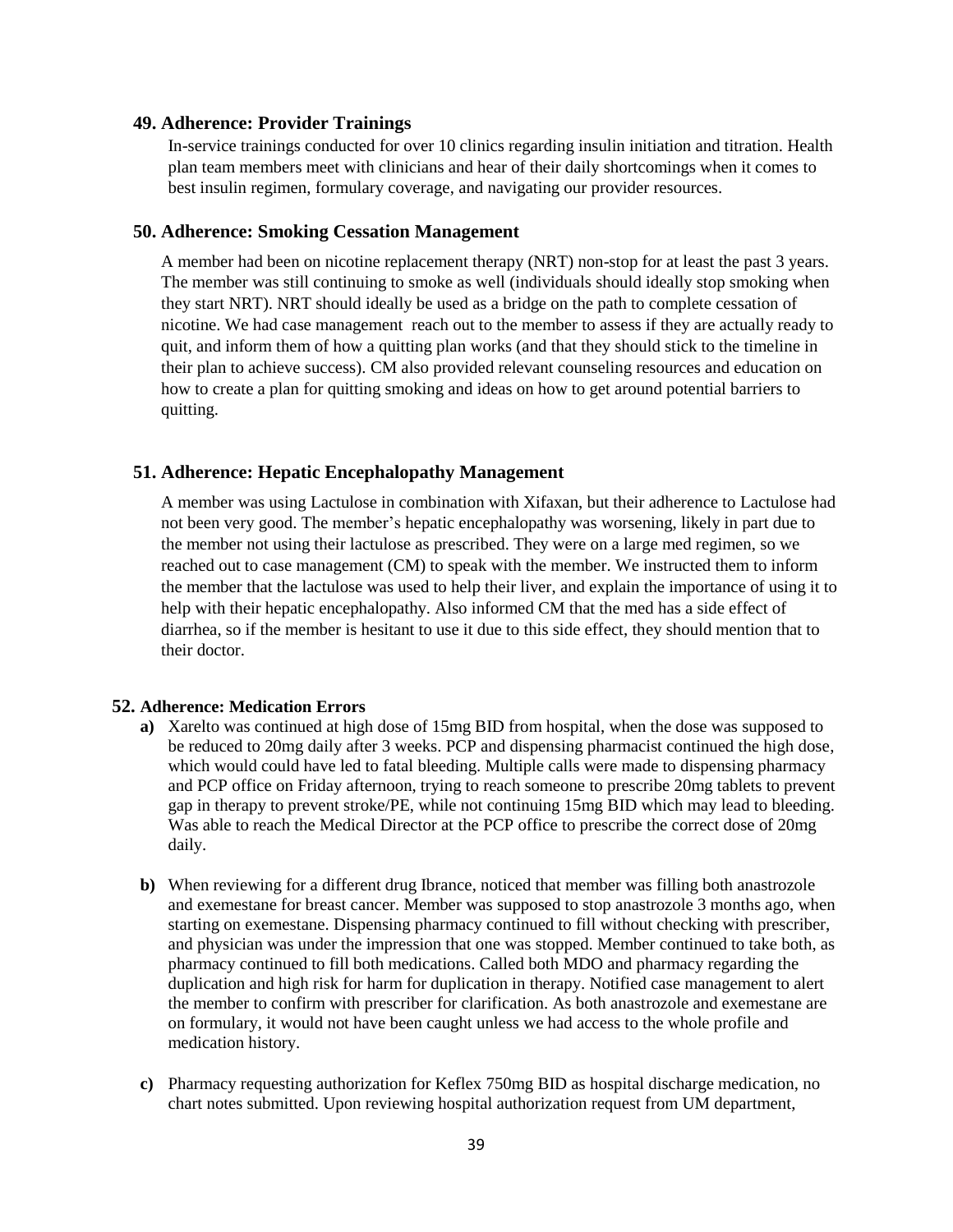### 49. Adherence: Provider Trainings

In-service trainings conducted for over 10 clinics regarding insulin initiation and titration. Health plan team members meet with clinicians and hear of their daily shortcomings when it comes to best insulin regimen, formulary coverage, and navigating our provider resources.

### 50. Adherence: Smoking Cessation Management

A member had been on nicotine replacement therapy (NRT) non-stop for at least the past 3 years. The member was still continuing to smoke as well (individuals should ideally stop smoking when they start NRT). NRT should ideally be used as a bridge on the path to complete cessation of nicotine. We had case management reach out to the member to assess if they are actually ready to quit, and inform them of how a quitting plan works (and that they should stick to the timeline in their plan to achieve success). CM also provided relevant counseling resources and education on how to create a plan for quitting smoking and ideas on how to get around potential barriers to quitting.

### 51. Adherence: Hepatic Encephalopathy Management

A member was using Lactulose in combination with Xifaxan, but their adherence to Lactulose had not been very good. The member's hepatic encephalopathy was worsening, likely in part due to the member not using their lactulose as prescribed. They were on a large med regimen, so we reached out to case management (CM) to speak with the member. We instructed them to inform the member that the lactulose was used to help their liver, and explain the importance of using it to help with their hepatic encephalopathy. Also informed CM that the med has a side effect of diarrhea, so if the member is hesitant to use it due to this side effect, they should mention that to their doctor.

### 52. Adherence: Medication Errors

**a)** Xarelto was continued at high dose of 15mg BID from hospital, when the dose was supposed to be reduced to 20mg daily after 3 weeks. PCP and dispensing pharmacist continued the high dose, which would could have led to fatal bleeding. Multiple calls were made to dispensing pharmacy and PCP office on Friday afternoon, trying to reach someone to prescribe 20mg tablets to prevent gap in therapy to prevent stroke/PE, while not continuing 15mg BID which may lead to bleeding. Was able to reach the Medical Director at the PCP office to prescribe the correct dose of 20mg daily.

**b)** When reviewing for a different drug Ibrance, noticed that member was filling both anastrozole and exemestane for breast cancer. Member was supposed to stop anastrozole 3 months ago, when starting on exemestane. Dispensing pharmacy continued to fill without checking with prescriber, and physician was under the impression that one was stopped. Member continued to take both, as pharmacy continued to fill both medications. Called both MDO and pharmacy regarding the duplication and high risk for harm for duplication in therapy. Notified case management to alert the member to confirm with prescriber for clarification. As both anastrozole and exemestane are on formulary, it would not have been caught unless we had access to the whole profile and medication history.

**c)** Pharmacy requesting authorization for Keflex 750mg BID as hospital discharge medication, no chart notes submitted. Upon reviewing hospital authorization request from UM department,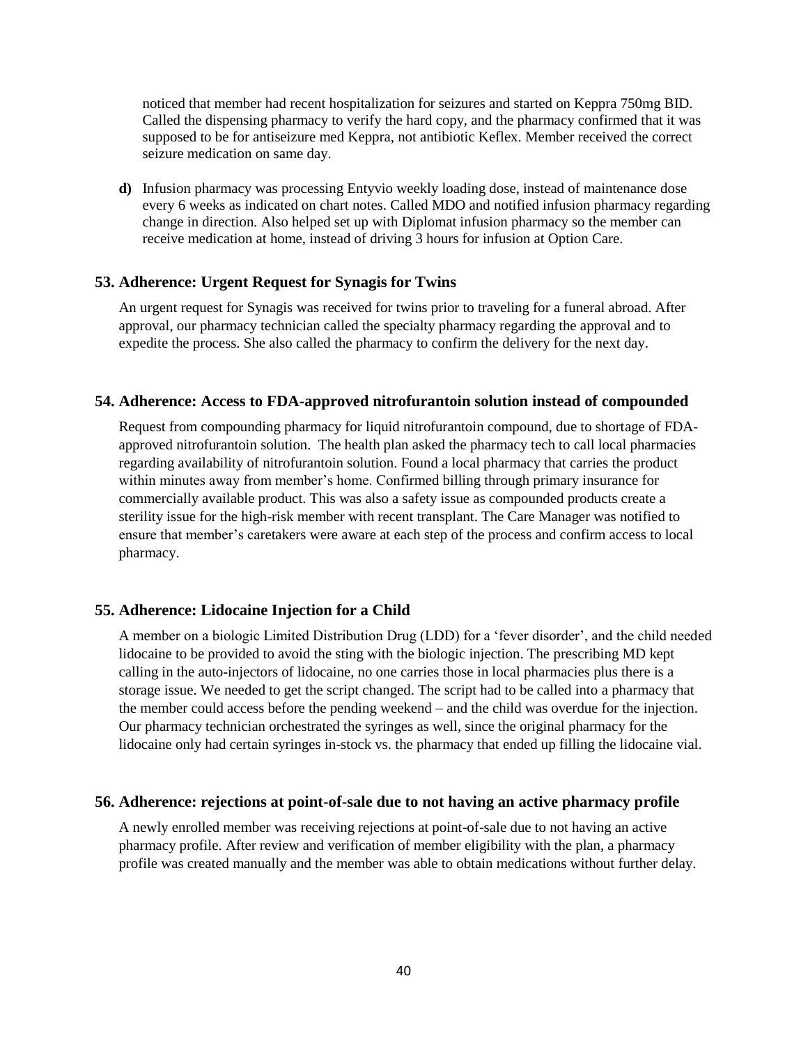noticed that member had recent hospitalization for seizures and started on Keppra 750mg BID. Called the dispensing pharmacy to verify the hard copy, and the pharmacy confirmed that it was supposed to be for antiseizure med Keppra, not antibiotic Keflex. Member received the correct seizure medication on same day.

**d)** Infusion pharmacy was processing Entyvio weekly loading dose, instead of maintenance dose every 6 weeks as indicated on chart notes. Called MDO and notified infusion pharmacy regarding change in direction. Also helped set up with Diplomat infusion pharmacy so the member can receive medication at home, instead of driving 3 hours for infusion at Option Care.

### 53. Adherence: Urgent Request for Synagis for Twins

An urgent request for Synagis was received for twins prior to traveling for a funeral abroad. After approval, our pharmacy technician called the specialty pharmacy regarding the approval and to expedite the process. She also called the pharmacy to confirm the delivery for the next day.

### 54. Adherence: Access to FDA-approved nitrofurantoin solution instead of compounded

Request from compounding pharmacy for liquid nitrofurantoin compound, due to shortage of FDA-approved nitrofurantoin solution. The health plan asked the pharmacy tech to call local pharmacies regarding availability of nitrofurantoin solution. Found a local pharmacy that carries the product within minutes away from member's home. Confirmed billing through primary insurance for commercially available product. This was also a safety issue as compounded products create a sterility issue for the high-risk member with recent transplant. The Care Manager was notified to ensure that member's caretakers were aware at each step of the process and confirm access to local pharmacy.

### 55. Adherence: Lidocaine Injection for a Child

A member on a biologic Limited Distribution Drug (LDD) for a 'fever disorder', and the child needed lidocaine to be provided to avoid the sting with the biologic injection. The prescribing MD kept calling in the auto-injectors of lidocaine, no one carries those in local pharmacies plus there is a storage issue. We needed to get the script changed. The script had to be called into a pharmacy that the member could access before the pending weekend – and the child was overdue for the injection. Our pharmacy technician orchestrated the syringes as well, since the original pharmacy for the lidocaine only had certain syringes in-stock vs. the pharmacy that ended up filling the lidocaine vial.

### 56. Adherence: rejections at point-of-sale due to not having an active pharmacy profile

A newly enrolled member was receiving rejections at point-of-sale due to not having an active pharmacy profile. After review and verification of member eligibility with the plan, a pharmacy profile was created manually and the member was able to obtain medications without further delay.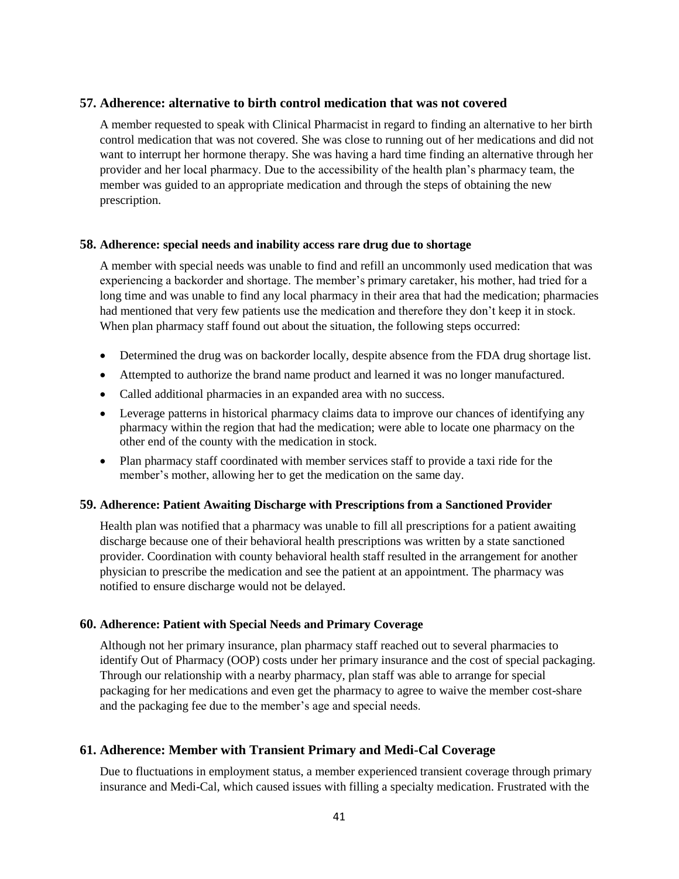### 57. Adherence: alternative to birth control medication that was not covered

A member requested to speak with Clinical Pharmacist in regard to finding an alternative to her birth control medication that was not covered. She was close to running out of her medications and did not want to interrupt her hormone therapy. She was having a hard time finding an alternative through her provider and her local pharmacy. Due to the accessibility of the health plan's pharmacy team, the member was guided to an appropriate medication and through the steps of obtaining the new prescription.

### 58. Adherence: special needs and inability access rare drug due to shortage

A member with special needs was unable to find and refill an uncommonly used medication that was experiencing a backorder and shortage. The member's primary caretaker, his mother, had tried for a long time and was unable to find any local pharmacy in their area that had the medication; pharmacies had mentioned that very few patients use the medication and therefore they don't keep it in stock. When plan pharmacy staff found out about the situation, the following steps occurred:

- Determined the drug was on backorder locally, despite absence from the FDA drug shortage list.
- Attempted to authorize the brand name product and learned it was no longer manufactured.
- Called additional pharmacies in an expanded area with no success.
- Leverage patterns in historical pharmacy claims data to improve our chances of identifying any pharmacy within the region that had the medication; were able to locate one pharmacy on the other end of the county with the medication in stock.
- Plan pharmacy staff coordinated with member services staff to provide a taxi ride for the member's mother, allowing her to get the medication on the same day.

### 59. Adherence: Patient Awaiting Discharge with Prescriptions from a Sanctioned Provider

Health plan was notified that a pharmacy was unable to fill all prescriptions for a patient awaiting discharge because one of their behavioral health prescriptions was written by a state sanctioned provider. Coordination with county behavioral health staff resulted in the arrangement for another physician to prescribe the medication and see the patient at an appointment. The pharmacy was notified to ensure discharge would not be delayed.

### 60. Adherence: Patient with Special Needs and Primary Coverage

Although not her primary insurance, plan pharmacy staff reached out to several pharmacies to identify Out of Pharmacy (OOP) costs under her primary insurance and the cost of special packaging. Through our relationship with a nearby pharmacy, plan staff was able to arrange for special packaging for her medications and even get the pharmacy to agree to waive the member cost-share and the packaging fee due to the member's age and special needs.

### 61. Adherence: Member with Transient Primary and Medi-Cal Coverage

Due to fluctuations in employment status, a member experienced transient coverage through primary insurance and Medi-Cal, which caused issues with filling a specialty medication. Frustrated with the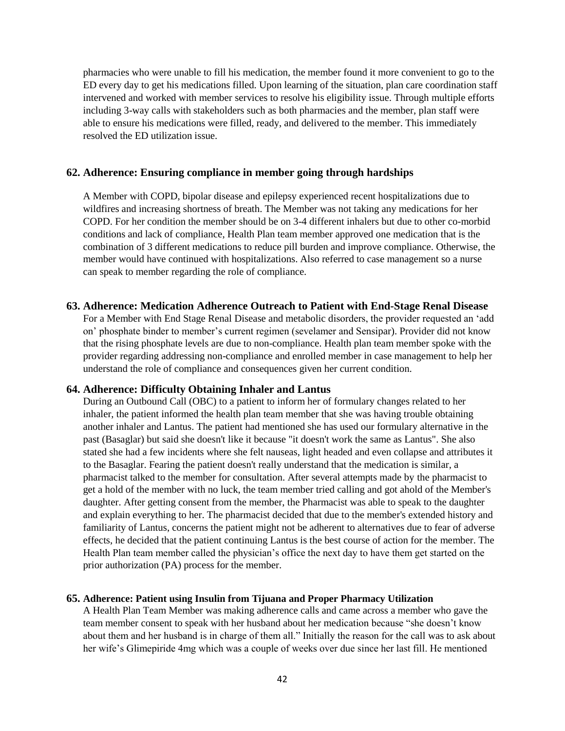pharmacies who were unable to fill his medication, the member found it more convenient to go to the ED every day to get his medications filled. Upon learning of the situation, plan care coordination staff intervened and worked with member services to resolve his eligibility issue. Through multiple efforts including 3-way calls with stakeholders such as both pharmacies and the member, plan staff were able to ensure his medications were filled, ready, and delivered to the member. This immediately resolved the ED utilization issue.

### 62. Adherence: Ensuring compliance in member going through hardships

A Member with COPD, bipolar disease and epilepsy experienced recent hospitalizations due to wildfires and increasing shortness of breath. The Member was not taking any medications for her COPD. For her condition the member should be on 3-4 different inhalers but due to other co-morbid conditions and lack of compliance, Health Plan team member approved one medication that is the combination of 3 different medications to reduce pill burden and improve compliance. Otherwise, the member would have continued with hospitalizations. Also referred to case management so a nurse can speak to member regarding the role of compliance.

### 63. Adherence: Medication Adherence Outreach to Patient with End-Stage Renal Disease

For a Member with End Stage Renal Disease and metabolic disorders, the provider requested an 'add on' phosphate binder to member's current regimen (sevelamer and Sensipar). Provider did not know that the rising phosphate levels are due to non-compliance. Health plan team member spoke with the provider regarding addressing non-compliance and enrolled member in case management to help her understand the role of compliance and consequences given her current condition.

### 64. Adherence: Difficulty Obtaining Inhaler and Lantus

During an Outbound Call (OBC) to a patient to inform her of formulary changes related to her inhaler, the patient informed the health plan team member that she was having trouble obtaining another inhaler and Lantus. The patient had mentioned she has used our formulary alternative in the past (Basaglar) but said she doesn't like it because "it doesn't work the same as Lantus". She also stated she had a few incidents where she felt nauseas, light headed and even collapse and attributes it to the Basaglar. Fearing the patient doesn't really understand that the medication is similar, a pharmacist talked to the member for consultation. After several attempts made by the pharmacist to get a hold of the member with no luck, the team member tried calling and got ahold of the Member's daughter. After getting consent from the member, the Pharmacist was able to speak to the daughter and explain everything to her. The pharmacist decided that due to the member's extended history and familiarity of Lantus, concerns the patient might not be adherent to alternatives due to fear of adverse effects, he decided that the patient continuing Lantus is the best course of action for the member. The Health Plan team member called the physician's office the next day to have them get started on the prior authorization (PA) process for the member.

### 65. Adherence: Patient using Insulin from Tijuana and Proper Pharmacy Utilization

A Health Plan Team Member was making adherence calls and came across a member who gave the team member consent to speak with her husband about her medication because "she doesn't know about them and her husband is in charge of them all." Initially the reason for the call was to ask about her wife's Glimepiride 4mg which was a couple of weeks over due since her last fill. He mentioned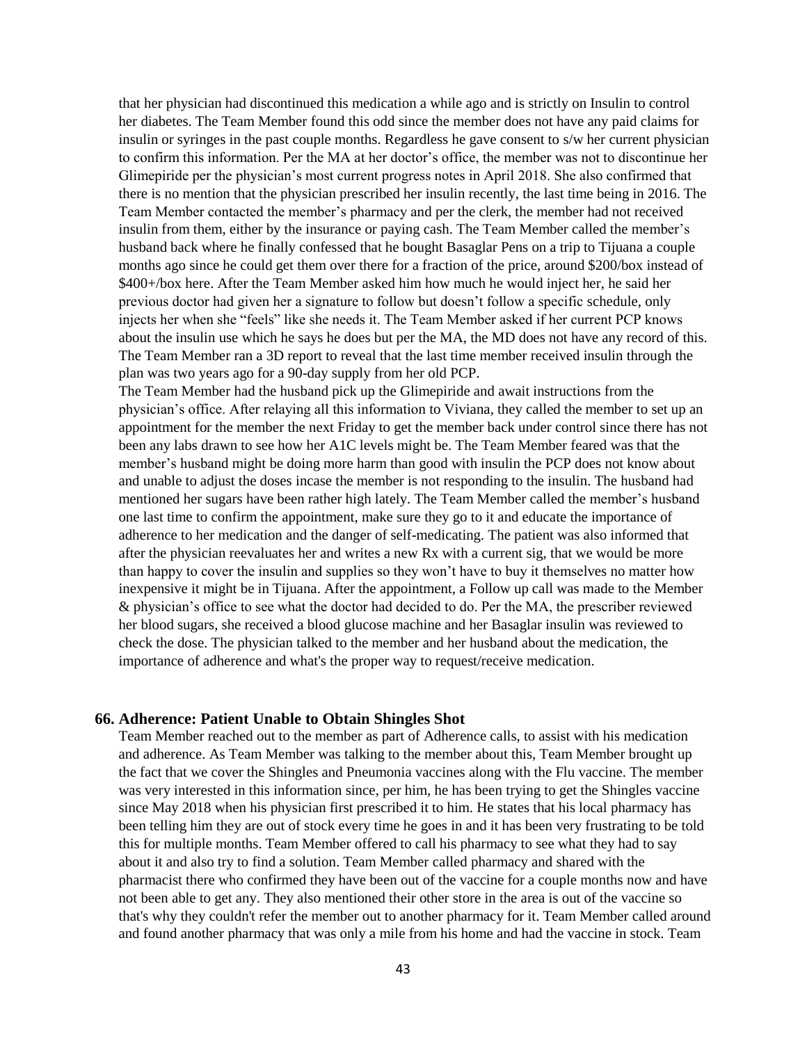that her physician had discontinued this medication a while ago and is strictly on Insulin to control her diabetes. The Team Member found this odd since the member does not have any paid claims for insulin or syringes in the past couple months. Regardless he gave consent to s/w her current physician to confirm this information. Per the MA at her doctor's office, the member was not to discontinue her Glimepiride per the physician's most current progress notes in April 2018. She also confirmed that there is no mention that the physician prescribed her insulin recently, the last time being in 2016. The Team Member contacted the member's pharmacy and per the clerk, the member had not received insulin from them, either by the insurance or paying cash. The Team Member called the member's husband back where he finally confessed that he bought Basaglar Pens on a trip to Tijuana a couple months ago since he could get them over there for a fraction of the price, around $200/box instead of $400+/box here. After the Team Member asked him how much he would inject her, he said her previous doctor had given her a signature to follow but doesn't follow a specific schedule, only injects her when she "feels" like she needs it. The Team Member asked if her current PCP knows about the insulin use which he says he does but per the MA, the MD does not have any record of this. The Team Member ran a 3D report to reveal that the last time member received insulin through the plan was two years ago for a 90-day supply from her old PCP.

The Team Member had the husband pick up the Glimepiride and await instructions from the physician's office. After relaying all this information to Viviana, they called the member to set up an appointment for the member the next Friday to get the member back under control since there has not been any labs drawn to see how her A1C levels might be. The Team Member feared was that the member's husband might be doing more harm than good with insulin the PCP does not know about and unable to adjust the doses incase the member is not responding to the insulin. The husband had mentioned her sugars have been rather high lately. The Team Member called the member's husband one last time to confirm the appointment, make sure they go to it and educate the importance of adherence to her medication and the danger of self-medicating. The patient was also informed that after the physician reevaluates her and writes a new Rx with a current sig, that we would be more than happy to cover the insulin and supplies so they won't have to buy it themselves no matter how inexpensive it might be in Tijuana. After the appointment, a Follow up call was made to the Member & physician's office to see what the doctor had decided to do. Per the MA, the prescriber reviewed her blood sugars, she received a blood glucose machine and her Basaglar insulin was reviewed to check the dose. The physician talked to the member and her husband about the medication, the importance of adherence and what's the proper way to request/receive medication.

### 66. Adherence: Patient Unable to Obtain Shingles Shot

Team Member reached out to the member as part of Adherence calls, to assist with his medication and adherence. As Team Member was talking to the member about this, Team Member brought up the fact that we cover the Shingles and Pneumonia vaccines along with the Flu vaccine. The member was very interested in this information since, per him, he has been trying to get the Shingles vaccine since May 2018 when his physician first prescribed it to him. He states that his local pharmacy has been telling him they are out of stock every time he goes in and it has been very frustrating to be told this for multiple months. Team Member offered to call his pharmacy to see what they had to say about it and also try to find a solution. Team Member called pharmacy and shared with the pharmacist there who confirmed they have been out of the vaccine for a couple months now and have not been able to get any. They also mentioned their other store in the area is out of the vaccine so that's why they couldn't refer the member out to another pharmacy for it. Team Member called around and found another pharmacy that was only a mile from his home and had the vaccine in stock. Team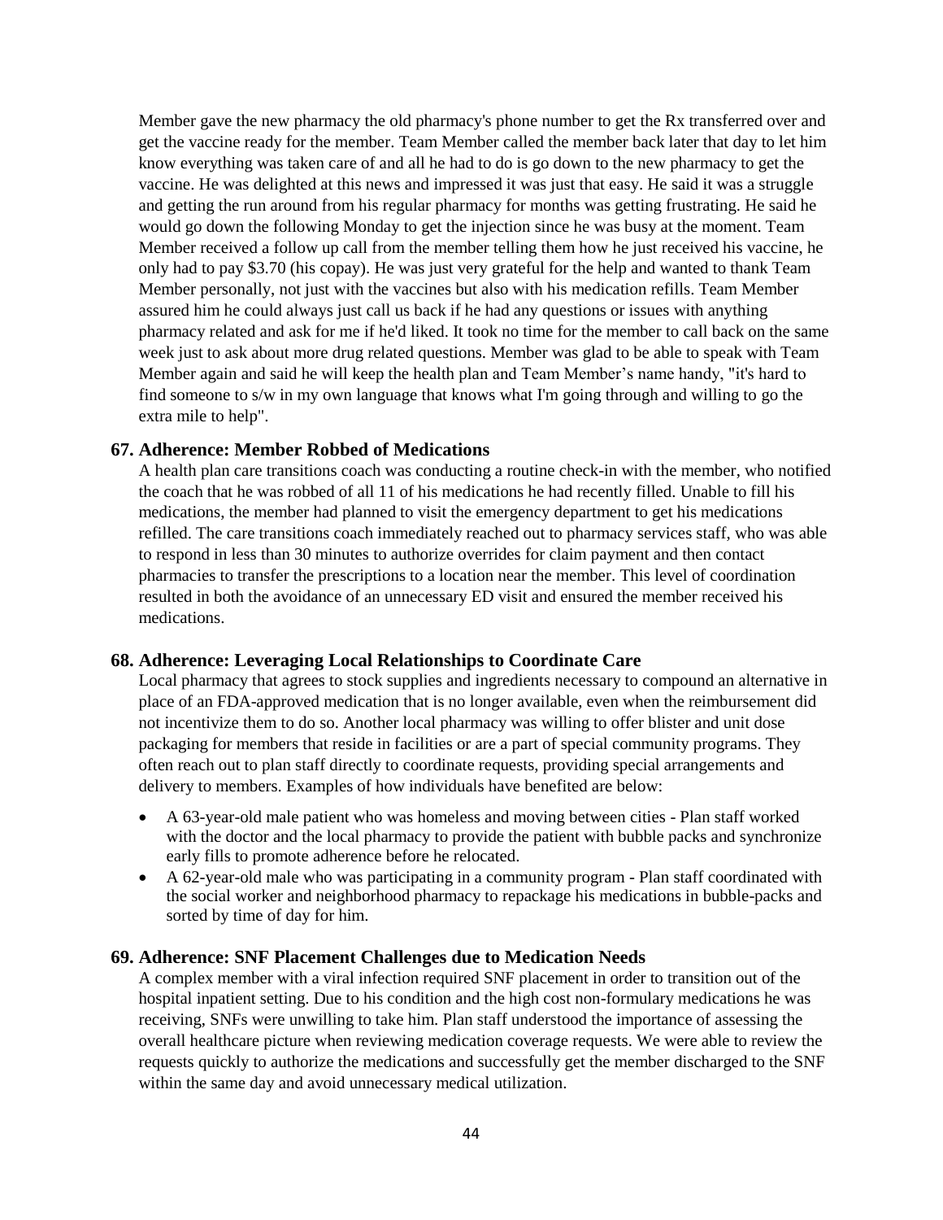Member gave the new pharmacy the old pharmacy's phone number to get the Rx transferred over and get the vaccine ready for the member. Team Member called the member back later that day to let him know everything was taken care of and all he had to do is go down to the new pharmacy to get the vaccine. He was delighted at this news and impressed it was just that easy. He said it was a struggle and getting the run around from his regular pharmacy for months was getting frustrating. He said he would go down the following Monday to get the injection since he was busy at the moment. Team Member received a follow up call from the member telling them how he just received his vaccine, he only had to pay $3.70 (his copay). He was just very grateful for the help and wanted to thank Team Member personally, not just with the vaccines but also with his medication refills. Team Member assured him he could always just call us back if he had any questions or issues with anything pharmacy related and ask for me if he'd liked. It took no time for the member to call back on the same week just to ask about more drug related questions. Member was glad to be able to speak with Team Member again and said he will keep the health plan and Team Member's name handy, "it's hard to find someone to s/w in my own language that knows what I'm going through and willing to go the extra mile to help".

### 67. Adherence: Member Robbed of Medications

A health plan care transitions coach was conducting a routine check-in with the member, who notified the coach that he was robbed of all 11 of his medications he had recently filled. Unable to fill his medications, the member had planned to visit the emergency department to get his medications refilled. The care transitions coach immediately reached out to pharmacy services staff, who was able to respond in less than 30 minutes to authorize overrides for claim payment and then contact pharmacies to transfer the prescriptions to a location near the member. This level of coordination resulted in both the avoidance of an unnecessary ED visit and ensured the member received his medications.

### 68. Adherence: Leveraging Local Relationships to Coordinate Care

Local pharmacy that agrees to stock supplies and ingredients necessary to compound an alternative in place of an FDA-approved medication that is no longer available, even when the reimbursement did not incentivize them to do so. Another local pharmacy was willing to offer blister and unit dose packaging for members that reside in facilities or are a part of special community programs. They often reach out to plan staff directly to coordinate requests, providing special arrangements and delivery to members. Examples of how individuals have benefited are below:

- A 63-year-old male patient who was homeless and moving between cities - Plan staff worked with the doctor and the local pharmacy to provide the patient with bubble packs and synchronize early fills to promote adherence before he relocated.
- A 62-year-old male who was participating in a community program - Plan staff coordinated with the social worker and neighborhood pharmacy to repackage his medications in bubble-packs and sorted by time of day for him.

### 69. Adherence: SNF Placement Challenges due to Medication Needs

A complex member with a viral infection required SNF placement in order to transition out of the hospital inpatient setting. Due to his condition and the high cost non-formulary medications he was receiving, SNFs were unwilling to take him. Plan staff understood the importance of assessing the overall healthcare picture when reviewing medication coverage requests. We were able to review the requests quickly to authorize the medications and successfully get the member discharged to the SNF within the same day and avoid unnecessary medical utilization.